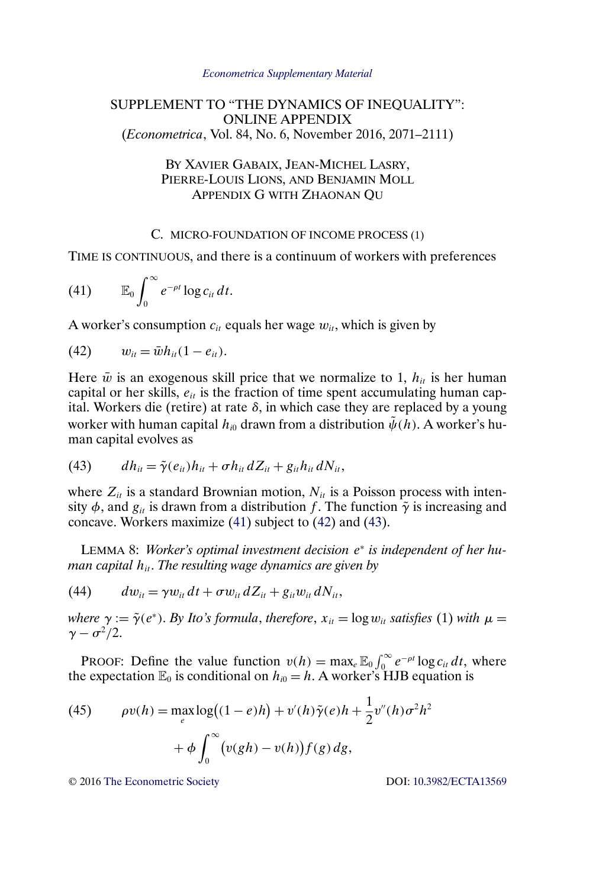*Econometrica Supplementary Material*

# SUPPLEMENT TO "THE DYNAMICS OF INEQUALITY": ONLINE APPENDIX

(*Econometrica*, Vol. 84, No. 6, November 2016, 2071–2111)

BY XAVIER GABAIX, JEAN-MICHEL LASRY, PIERRE-LOUIS LIONS, AND BENJAMIN MOLL
APPENDIX G WITH ZHAONAN QU

## C. MICRO-FOUNDATION OF INCOME PROCESS (1)

TIME IS CONTINUOUS, and there is a continuum of workers with preferences

$$\mathbb{E}_0 \int_0^\infty e^{-\rho t} \log c_{it}\, dt. \tag{41}$$

A worker's consumption $c_{it}$ equals her wage $w_{it}$, which is given by

$$w_{it} = \bar{w} h_{it}(1 - e_{it}). \tag{42}$$

Here $\bar{w}$ is an exogenous skill price that we normalize to 1, $h_{it}$ is her human capital or her skills, $e_{it}$ is the fraction of time spent accumulating human capital. Workers die (retire) at rate $\delta$, in which case they are replaced by a young worker with human capital $h_{i0}$ drawn from a distribution $\tilde{\psi}(h)$. A worker's human capital evolves as

$$dh_{it} = \tilde{\gamma}(e_{it}) h_{it} + \sigma h_{it}\, dZ_{it} + g_{it} h_{it}\, dN_{it}, \tag{43}$$

where $Z_{it}$ is a standard Brownian motion, $N_{it}$ is a Poisson process with intensity $\phi$, and $g_{it}$ is drawn from a distribution $f$. The function $\tilde{\gamma}$ is increasing and concave. Workers maximize (41) subject to (42) and (43).

LEMMA 8: *Worker's optimal investment decision $e^*$ is independent of her human capital $h_{it}$. The resulting wage dynamics are given by*

$$dw_{it} = \gamma w_{it}\, dt + \sigma w_{it}\, dZ_{it} + g_{it} w_{it}\, dN_{it}, \tag{44}$$

*where $\gamma := \tilde{\gamma}(e^*)$. By Ito's formula, therefore, $x_{it} = \log w_{it}$ satisfies* (1) *with $\mu = \gamma - \sigma^2/2$.*

PROOF: Define the value function $v(h) = \max_e \mathbb{E}_0 \int_0^\infty e^{-\rho t} \log c_{it}\, dt$, where the expectation $\mathbb{E}_0$ is conditional on $h_{i0} = h$. A worker's HJB equation is

$$\rho v(h) = \max_e \log\big((1 - e)h\big) + v'(h)\tilde{\gamma}(e)h + \frac{1}{2} v''(h)\sigma^2 h^2 + \phi \int_0^\infty \big(v(gh) - v(h)\big) f(g)\, dg, \tag{45}$$

© 2016 The Econometric Society DOI: 10.3982/ECTA13569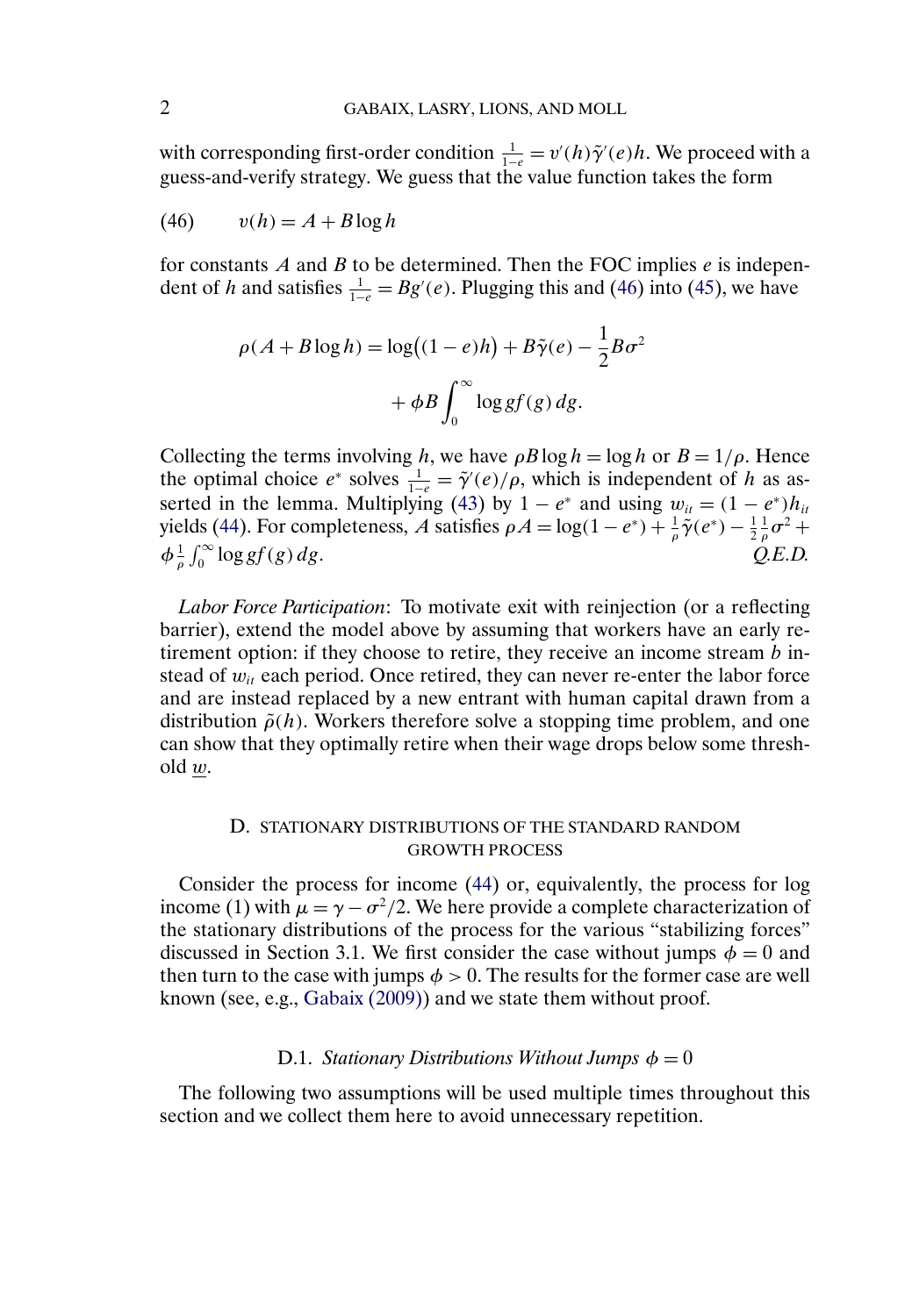with corresponding first-order condition $\frac{1}{1-e} = v'(h)\tilde{\gamma}'(e)h$. We proceed with a guess-and-verify strategy. We guess that the value function takes the form

$$(46) \qquad v(h) = A + B\log h$$

for constants $A$ and $B$ to be determined. Then the FOC implies $e$ is independent of $h$ and satisfies $\frac{1}{1-e} = Bg'(e)$. Plugging this and (46) into (45), we have

$$\rho(A + B\log h) = \log\bigl((1-e)h\bigr) + B\tilde{\gamma}(e) - \frac{1}{2}B\sigma^2 + \phi B\int_0^\infty \log g f(g)\,dg.$$

Collecting the terms involving $h$, we have $\rho B\log h = \log h$ or $B = 1/\rho$. Hence the optimal choice $e^*$ solves $\frac{1}{1-e} = \tilde{\gamma}'(e)/\rho$, which is independent of $h$ as asserted in the lemma. Multiplying (43) by $1 - e^*$ and using $w_{it} = (1-e^*)h_{it}$ yields (44). For completeness, $A$ satisfies $\rho A = \log(1-e^*) + \frac{1}{\rho}\tilde{\gamma}(e^*) - \frac{1}{2}\frac{1}{\rho}\sigma^2 + \phi\frac{1}{\rho}\int_0^\infty \log g f(g)\,dg$. *Q.E.D.*

*Labor Force Participation*: To motivate exit with reinjection (or a reflecting barrier), extend the model above by assuming that workers have an early retirement option: if they choose to retire, they receive an income stream $b$ instead of $w_{it}$ each period. Once retired, they can never re-enter the labor force and are instead replaced by a new entrant with human capital drawn from a distribution $\tilde{\rho}(h)$. Workers therefore solve a stopping time problem, and one can show that they optimally retire when their wage drops below some threshold $\underline{w}$.

## D. STATIONARY DISTRIBUTIONS OF THE STANDARD RANDOM GROWTH PROCESS

Consider the process for income (44) or, equivalently, the process for log income (1) with $\mu = \gamma - \sigma^2/2$. We here provide a complete characterization of the stationary distributions of the process for the various "stabilizing forces" discussed in Section 3.1. We first consider the case without jumps $\phi = 0$ and then turn to the case with jumps $\phi > 0$. The results for the former case are well known (see, e.g., Gabaix (2009)) and we state them without proof.

### D.1. *Stationary Distributions Without Jumps $\phi = 0$*

The following two assumptions will be used multiple times throughout this section and we collect them here to avoid unnecessary repetition.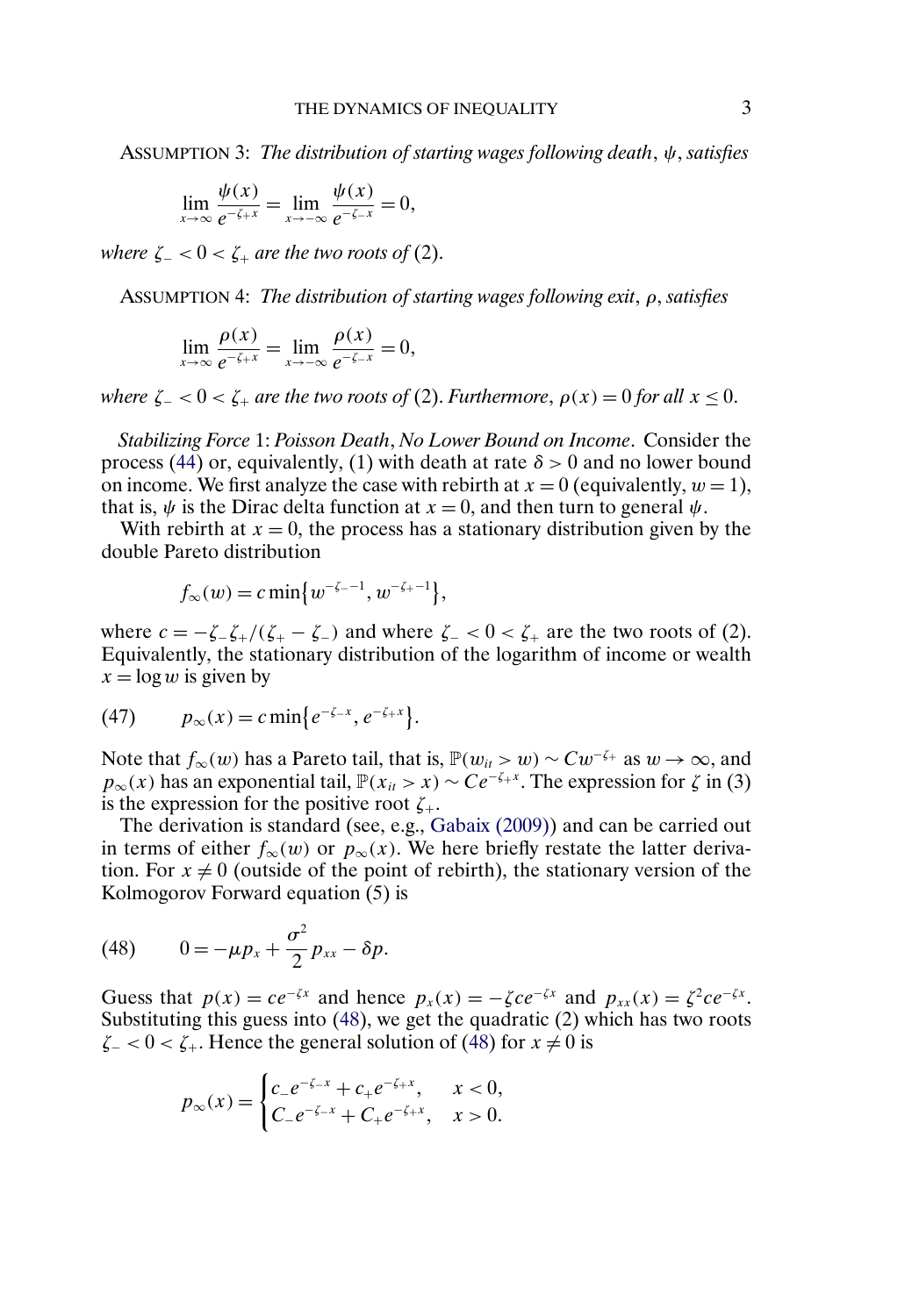ASSUMPTION 3: *The distribution of starting wages following death*, $\psi$, *satisfies*

$$\lim_{x\to\infty} \frac{\psi(x)}{e^{-\zeta_+ x}} = \lim_{x\to-\infty} \frac{\psi(x)}{e^{-\zeta_- x}} = 0,$$

*where* $\zeta_- < 0 < \zeta_+$ *are the two roots of* (2).

ASSUMPTION 4: *The distribution of starting wages following exit*, $\rho$, *satisfies*

$$\lim_{x\to\infty} \frac{\rho(x)}{e^{-\zeta_+ x}} = \lim_{x\to-\infty} \frac{\rho(x)}{e^{-\zeta_- x}} = 0,$$

*where* $\zeta_- < 0 < \zeta_+$ *are the two roots of* (2). *Furthermore*, $\rho(x) = 0$ *for all* $x \le 0$.

*Stabilizing Force* 1: *Poisson Death*, *No Lower Bound on Income*. Consider the process (44) or, equivalently, (1) with death at rate $\delta > 0$ and no lower bound on income. We first analyze the case with rebirth at $x = 0$ (equivalently, $w = 1$), that is, $\psi$ is the Dirac delta function at $x = 0$, and then turn to general $\psi$.

With rebirth at $x = 0$, the process has a stationary distribution given by the double Pareto distribution

$$f_\infty(w) = c \min\{w^{-\zeta_- -1}, w^{-\zeta_+ -1}\},$$

where $c = -\zeta_-\zeta_+/(\zeta_+ - \zeta_-)$ and where $\zeta_- < 0 < \zeta_+$ are the two roots of (2). Equivalently, the stationary distribution of the logarithm of income or wealth $x = \log w$ is given by

$$p_\infty(x) = c \min\{e^{-\zeta_- x}, e^{-\zeta_+ x}\}. \tag{47}$$

Note that $f_\infty(w)$ has a Pareto tail, that is, $\mathbb{P}(w_{it} > w) \sim Cw^{-\zeta_+}$ as $w \to \infty$, and $p_\infty(x)$ has an exponential tail, $\mathbb{P}(x_{it} > x) \sim Ce^{-\zeta_+ x}$. The expression for $\zeta$ in (3) is the expression for the positive root $\zeta_+$.

The derivation is standard (see, e.g., Gabaix (2009)) and can be carried out in terms of either $f_\infty(w)$ or $p_\infty(x)$. We here briefly restate the latter derivation. For $x \neq 0$ (outside of the point of rebirth), the stationary version of the Kolmogorov Forward equation (5) is

$$0 = -\mu p_x + \frac{\sigma^2}{2} p_{xx} - \delta p. \tag{48}$$

Guess that $p(x) = ce^{-\zeta x}$ and hence $p_x(x) = -\zeta c e^{-\zeta x}$ and $p_{xx}(x) = \zeta^2 c e^{-\zeta x}$. Substituting this guess into (48), we get the quadratic (2) which has two roots $\zeta_- < 0 < \zeta_+$. Hence the general solution of (48) for $x \neq 0$ is

$$p_\infty(x) = \begin{cases} c_- e^{-\zeta_- x} + c_+ e^{-\zeta_+ x}, & x < 0, \\ C_- e^{-\zeta_- x} + C_+ e^{-\zeta_+ x}, & x > 0. \end{cases}$$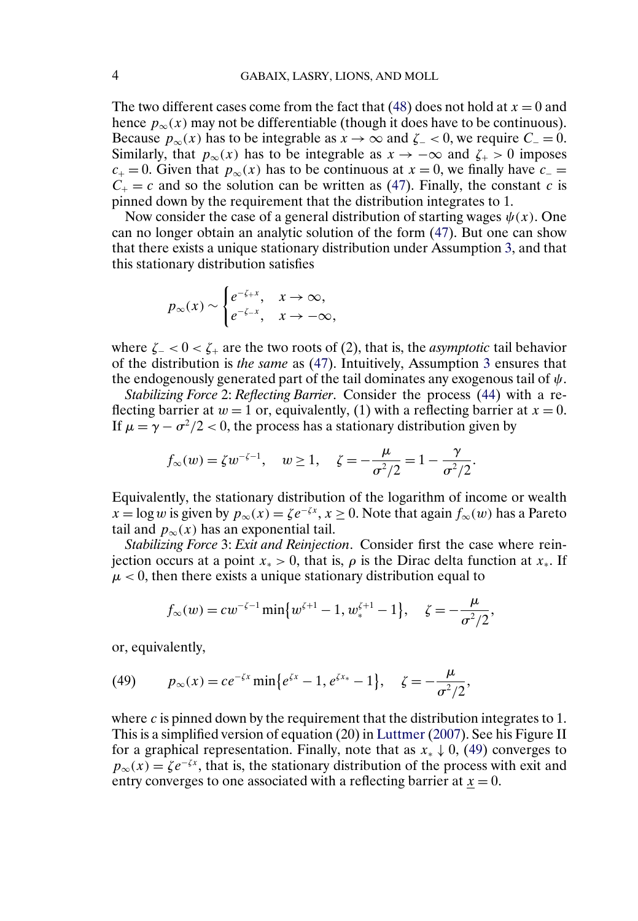The two different cases come from the fact that (48) does not hold at $x = 0$ and hence $p_\infty(x)$ may not be differentiable (though it does have to be continuous). Because $p_\infty(x)$ has to be integrable as $x \to \infty$ and $\zeta_- < 0$, we require $C_- = 0$. Similarly, that $p_\infty(x)$ has to be integrable as $x \to -\infty$ and $\zeta_+ > 0$ imposes $c_+ = 0$. Given that $p_\infty(x)$ has to be continuous at $x = 0$, we finally have $c_- = C_+ = c$ and so the solution can be written as (47). Finally, the constant $c$ is pinned down by the requirement that the distribution integrates to 1.

Now consider the case of a general distribution of starting wages $\psi(x)$. One can no longer obtain an analytic solution of the form (47). But one can show that there exists a unique stationary distribution under Assumption 3, and that this stationary distribution satisfies

$$p_\infty(x) \sim \begin{cases} e^{-\zeta_+ x}, & x \to \infty, \\ e^{-\zeta_- x}, & x \to -\infty, \end{cases}$$

where $\zeta_- < 0 < \zeta_+$ are the two roots of (2), that is, the *asymptotic* tail behavior of the distribution is *the same* as (47). Intuitively, Assumption 3 ensures that the endogenously generated part of the tail dominates any exogenous tail of $\psi$.

*Stabilizing Force 2*: *Reflecting Barrier*. Consider the process (44) with a reflecting barrier at $w = 1$ or, equivalently, (1) with a reflecting barrier at $x = 0$. If $\mu = \gamma - \sigma^2/2 < 0$, the process has a stationary distribution given by

$$f_\infty(w) = \zeta w^{-\zeta-1}, \quad w \geq 1, \quad \zeta = -\frac{\mu}{\sigma^2/2} = 1 - \frac{\gamma}{\sigma^2/2}.$$

Equivalently, the stationary distribution of the logarithm of income or wealth $x = \log w$ is given by $p_\infty(x) = \zeta e^{-\zeta x}$, $x \geq 0$. Note that again $f_\infty(w)$ has a Pareto tail and $p_\infty(x)$ has an exponential tail.

*Stabilizing Force 3*: *Exit and Reinjection*. Consider first the case where reinjection occurs at a point $x_* > 0$, that is, $\rho$ is the Dirac delta function at $x_*$. If $\mu < 0$, then there exists a unique stationary distribution equal to

$$f_\infty(w) = c w^{-\zeta-1} \min\{w^{\zeta+1} - 1, w_*^{\zeta+1} - 1\}, \quad \zeta = -\frac{\mu}{\sigma^2/2},$$

or, equivalently,

$$p_\infty(x) = c e^{-\zeta x} \min\{e^{\zeta x} - 1, e^{\zeta x_*} - 1\}, \quad \zeta = -\frac{\mu}{\sigma^2/2}, \tag{49}$$

where $c$ is pinned down by the requirement that the distribution integrates to 1. This is a simplified version of equation (20) in Luttmer (2007). See his Figure II for a graphical representation. Finally, note that as $x_* \downarrow 0$, (49) converges to $p_\infty(x) = \zeta e^{-\zeta x}$, that is, the stationary distribution of the process with exit and entry converges to one associated with a reflecting barrier at $\underline{x} = 0$.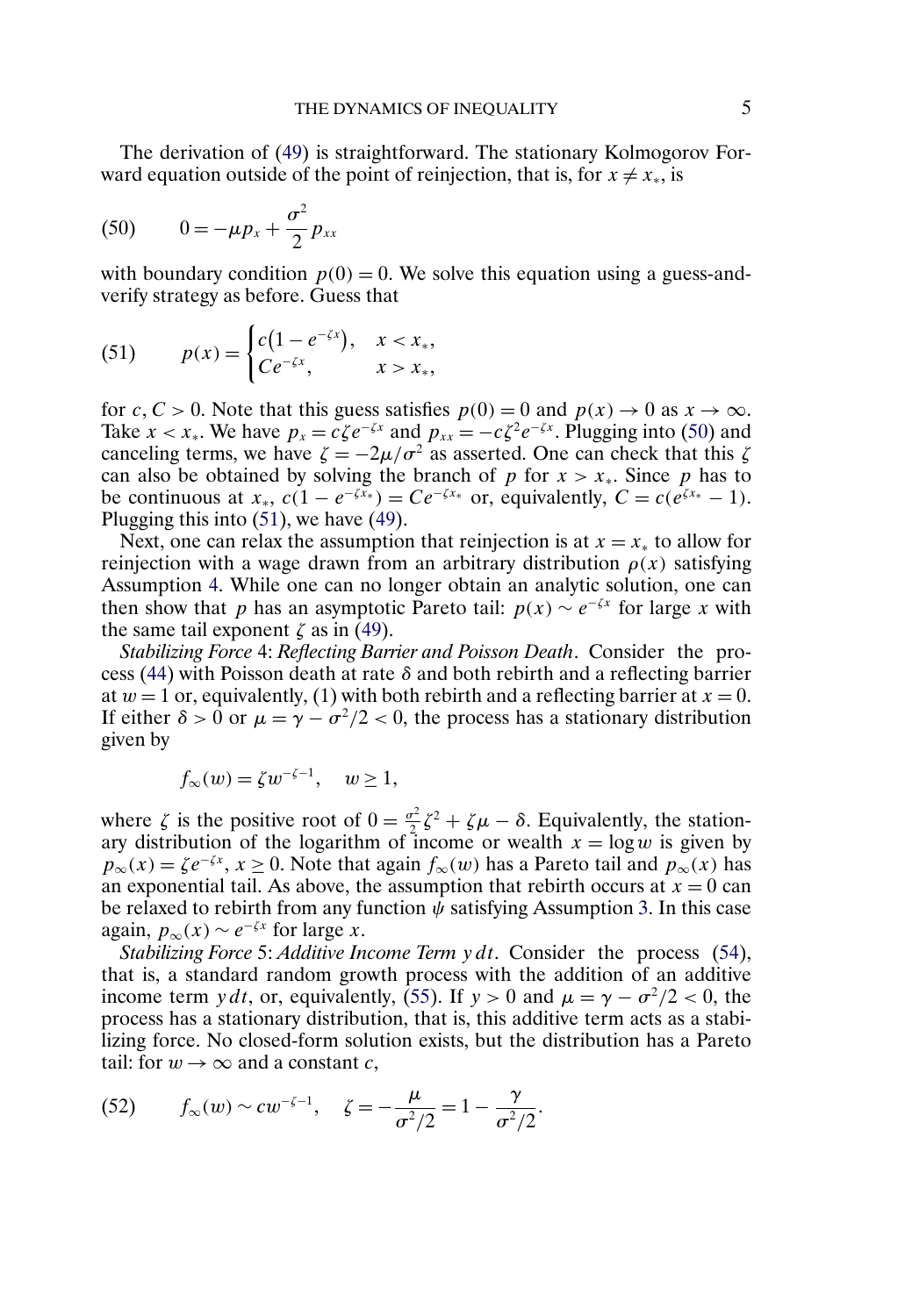The derivation of (49) is straightforward. The stationary Kolmogorov Forward equation outside of the point of reinjection, that is, for $x \neq x_*$, is

$$
(50) \qquad 0 = -\mu p_x + \frac{\sigma^2}{2} p_{xx}
$$

with boundary condition $p(0) = 0$. We solve this equation using a guess-and-verify strategy as before. Guess that

$$
(51) \qquad p(x) = \begin{cases} c(1 - e^{-\zeta x}), & x < x_*, \\ Ce^{-\zeta x}, & x > x_*, \end{cases}
$$

for $c, C > 0$. Note that this guess satisfies $p(0) = 0$ and $p(x) \to 0$ as $x \to \infty$. Take $x < x_*$. We have $p_x = c\zeta e^{-\zeta x}$ and $p_{xx} = -c\zeta^2 e^{-\zeta x}$. Plugging into (50) and canceling terms, we have $\zeta = -2\mu/\sigma^2$ as asserted. One can check that this $\zeta$ can also be obtained by solving the branch of $p$ for $x > x_*$. Since $p$ has to be continuous at $x_*$, $c(1 - e^{-\zeta x_*}) = Ce^{-\zeta x_*}$ or, equivalently, $C = c(e^{\zeta x_*} - 1)$. Plugging this into (51), we have (49).

Next, one can relax the assumption that reinjection is at $x = x_*$ to allow for reinjection with a wage drawn from an arbitrary distribution $\rho(x)$ satisfying Assumption 4. While one can no longer obtain an analytic solution, one can then show that $p$ has an asymptotic Pareto tail: $p(x) \sim e^{-\zeta x}$ for large $x$ with the same tail exponent $\zeta$ as in (49).

*Stabilizing Force* 4: *Reflecting Barrier and Poisson Death*. Consider the process (44) with Poisson death at rate $\delta$ and both rebirth and a reflecting barrier at $w = 1$ or, equivalently, (1) with both rebirth and a reflecting barrier at $x = 0$. If either $\delta > 0$ or $\mu = \gamma - \sigma^2/2 < 0$, the process has a stationary distribution given by

$$
f_\infty(w) = \zeta w^{-\zeta - 1}, \quad w \geq 1,
$$

where $\zeta$ is the positive root of $0 = \frac{\sigma^2}{2}\zeta^2 + \zeta\mu - \delta$. Equivalently, the stationary distribution of the logarithm of income or wealth $x = \log w$ is given by $p_\infty(x) = \zeta e^{-\zeta x}$, $x \geq 0$. Note that again $f_\infty(w)$ has a Pareto tail and $p_\infty(x)$ has an exponential tail. As above, the assumption that rebirth occurs at $x = 0$ can be relaxed to rebirth from any function $\psi$ satisfying Assumption 3. In this case again, $p_\infty(x) \sim e^{-\zeta x}$ for large $x$.

*Stabilizing Force* 5: *Additive Income Term* $y\,dt$. Consider the process (54), that is, a standard random growth process with the addition of an additive income term $y\,dt$, or, equivalently, (55). If $y > 0$ and $\mu = \gamma - \sigma^2/2 < 0$, the process has a stationary distribution, that is, this additive term acts as a stabilizing force. No closed-form solution exists, but the distribution has a Pareto tail: for $w \to \infty$ and a constant $c$,

$$
(52) \qquad f_\infty(w) \sim cw^{-\zeta - 1}, \quad \zeta = -\frac{\mu}{\sigma^2/2} = 1 - \frac{\gamma}{\sigma^2/2}.
$$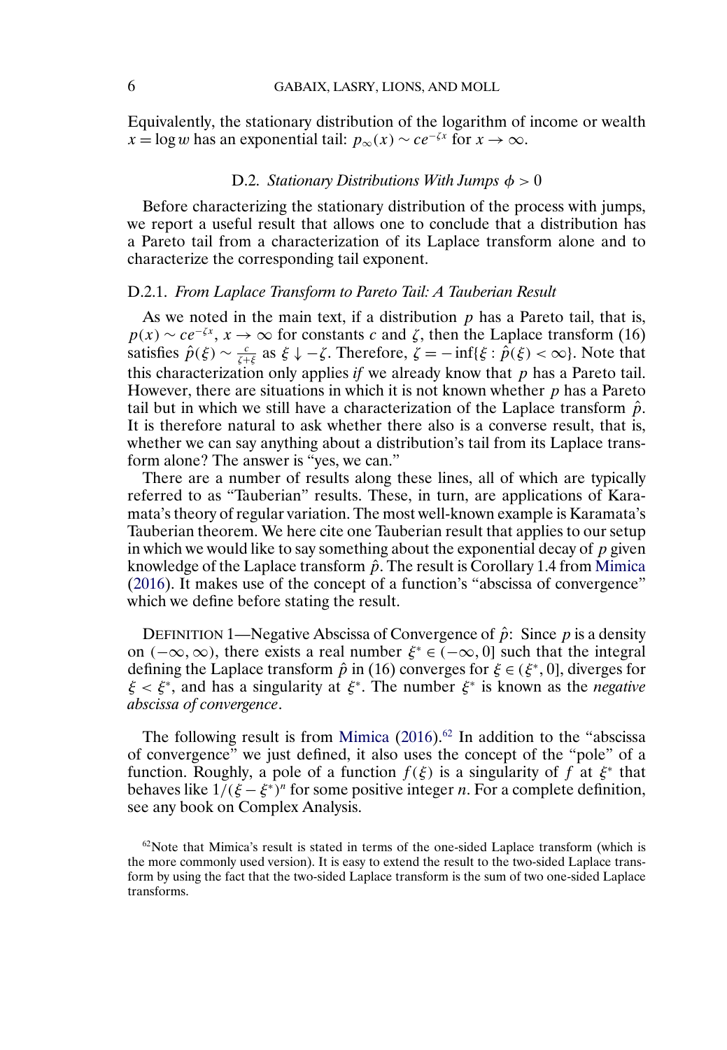Equivalently, the stationary distribution of the logarithm of income or wealth $x = \log w$ has an exponential tail: $p_\infty(x) \sim ce^{-\zeta x}$ for $x \to \infty$.

### D.2. *Stationary Distributions With Jumps $\phi > 0$*

Before characterizing the stationary distribution of the process with jumps, we report a useful result that allows one to conclude that a distribution has a Pareto tail from a characterization of its Laplace transform alone and to characterize the corresponding tail exponent.

#### D.2.1. *From Laplace Transform to Pareto Tail: A Tauberian Result*

As we noted in the main text, if a distribution $p$ has a Pareto tail, that is, $p(x) \sim ce^{-\zeta x}$, $x \to \infty$ for constants $c$ and $\zeta$, then the Laplace transform (16) satisfies $\hat{p}(\xi) \sim \frac{c}{\zeta + \xi}$ as $\xi \downarrow -\zeta$. Therefore, $\zeta = -\inf\{\xi : \hat{p}(\xi) < \infty\}$. Note that this characterization only applies *if* we already know that $p$ has a Pareto tail. However, there are situations in which it is not known whether $p$ has a Pareto tail but in which we still have a characterization of the Laplace transform $\hat{p}$. It is therefore natural to ask whether there also is a converse result, that is, whether we can say anything about a distribution's tail from its Laplace transform alone? The answer is "yes, we can."

There are a number of results along these lines, all of which are typically referred to as "Tauberian" results. These, in turn, are applications of Karamata's theory of regular variation. The most well-known example is Karamata's Tauberian theorem. We here cite one Tauberian result that applies to our setup in which we would like to say something about the exponential decay of $p$ given knowledge of the Laplace transform $\hat{p}$. The result is Corollary 1.4 from Mimica (2016). It makes use of the concept of a function's "abscissa of convergence" which we define before stating the result.

DEFINITION 1—Negative Abscissa of Convergence of $\hat{p}$: Since $p$ is a density on $(-\infty, \infty)$, there exists a real number $\xi^* \in (-\infty, 0]$ such that the integral defining the Laplace transform $\hat{p}$ in (16) converges for $\xi \in (\xi^*, 0]$, diverges for $\xi < \xi^*$, and has a singularity at $\xi^*$. The number $\xi^*$ is known as the *negative abscissa of convergence*.

The following result is from Mimica (2016).[62] In addition to the "abscissa of convergence" we just defined, it also uses the concept of the "pole" of a function. Roughly, a pole of a function $f(\xi)$ is a singularity of $f$ at $\xi^*$ that behaves like $1/(\xi - \xi^*)^n$ for some positive integer $n$. For a complete definition, see any book on Complex Analysis.

[62]Note that Mimica's result is stated in terms of the one-sided Laplace transform (which is the more commonly used version). It is easy to extend the result to the two-sided Laplace transform by using the fact that the two-sided Laplace transform is the sum of two one-sided Laplace transforms.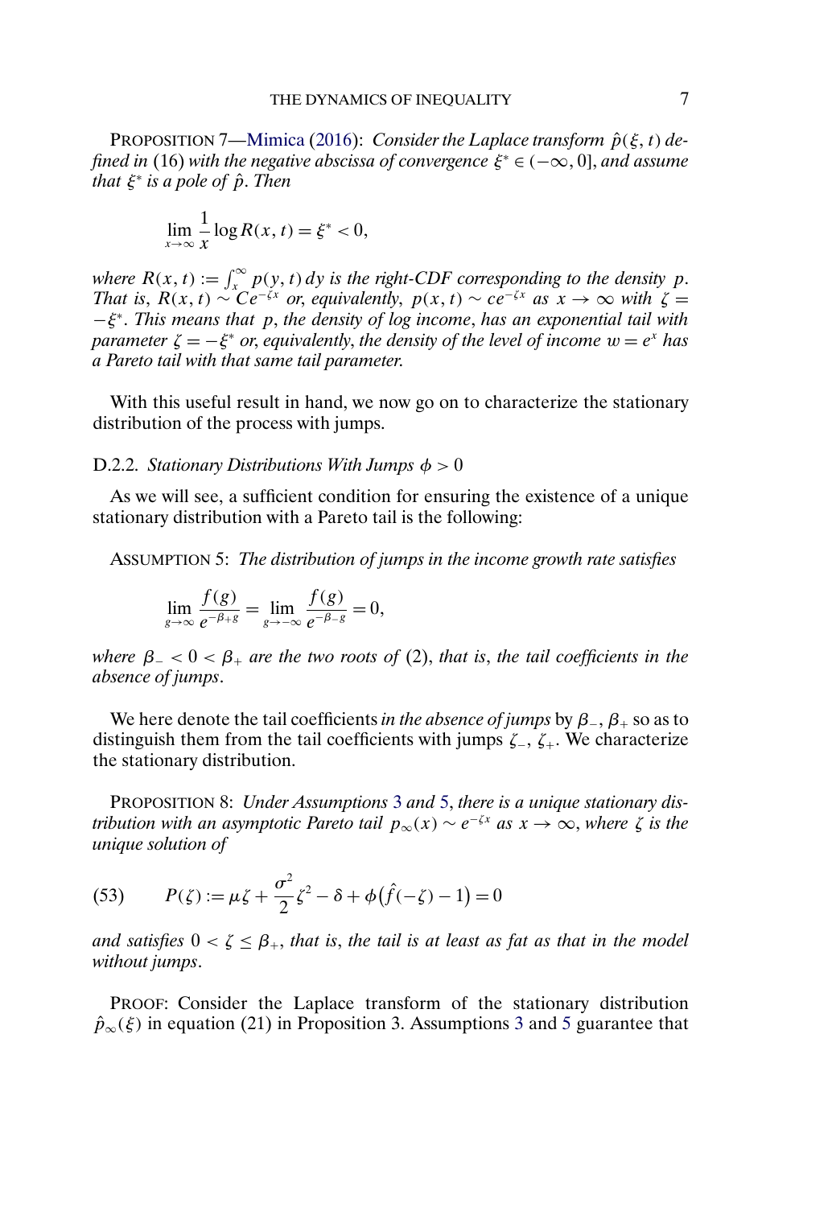PROPOSITION 7—Mimica (2016): *Consider the Laplace transform $\hat{p}(\xi, t)$ defined in* (16) *with the negative abscissa of convergence $\xi^* \in (-\infty, 0]$, and assume that $\xi^*$ is a pole of $\hat{p}$. Then*

$$\lim_{x\to\infty} \frac{1}{x} \log R(x, t) = \xi^* < 0,$$

*where $R(x, t) := \int_x^\infty p(y, t)\, dy$ is the right-CDF corresponding to the density $p$. That is, $R(x, t) \sim Ce^{-\zeta x}$ or, equivalently, $p(x, t) \sim ce^{-\zeta x}$ as $x \to \infty$ with $\zeta = -\xi^*$. This means that $p$, the density of log income, has an exponential tail with parameter $\zeta = -\xi^*$ or, equivalently, the density of the level of income $w = e^x$ has a Pareto tail with that same tail parameter.*

With this useful result in hand, we now go on to characterize the stationary distribution of the process with jumps.

### D.2.2. *Stationary Distributions With Jumps $\phi > 0$*

As we will see, a sufficient condition for ensuring the existence of a unique stationary distribution with a Pareto tail is the following:

ASSUMPTION 5: *The distribution of jumps in the income growth rate satisfies*

$$\lim_{g\to\infty} \frac{f(g)}{e^{-\beta_+ g}} = \lim_{g\to-\infty} \frac{f(g)}{e^{-\beta_- g}} = 0,$$

*where $\beta_- < 0 < \beta_+$ are the two roots of* (2), *that is, the tail coefficients in the absence of jumps.*

We here denote the tail coefficients *in the absence of jumps* by $\beta_-$, $\beta_+$ so as to distinguish them from the tail coefficients with jumps $\zeta_-$, $\zeta_+$. We characterize the stationary distribution.

PROPOSITION 8: *Under Assumptions 3 and 5, there is a unique stationary distribution with an asymptotic Pareto tail $p_\infty(x) \sim e^{-\zeta x}$ as $x \to \infty$, where $\zeta$ is the unique solution of*

$$P(\zeta) := \mu\zeta + \frac{\sigma^2}{2}\zeta^2 - \delta + \phi\big(\hat{f}(-\zeta) - 1\big) = 0 \tag{53}$$

*and satisfies $0 < \zeta \leq \beta_+$, that is, the tail is at least as fat as that in the model without jumps.*

PROOF: Consider the Laplace transform of the stationary distribution $\hat{p}_\infty(\xi)$ in equation (21) in Proposition 3. Assumptions 3 and 5 guarantee that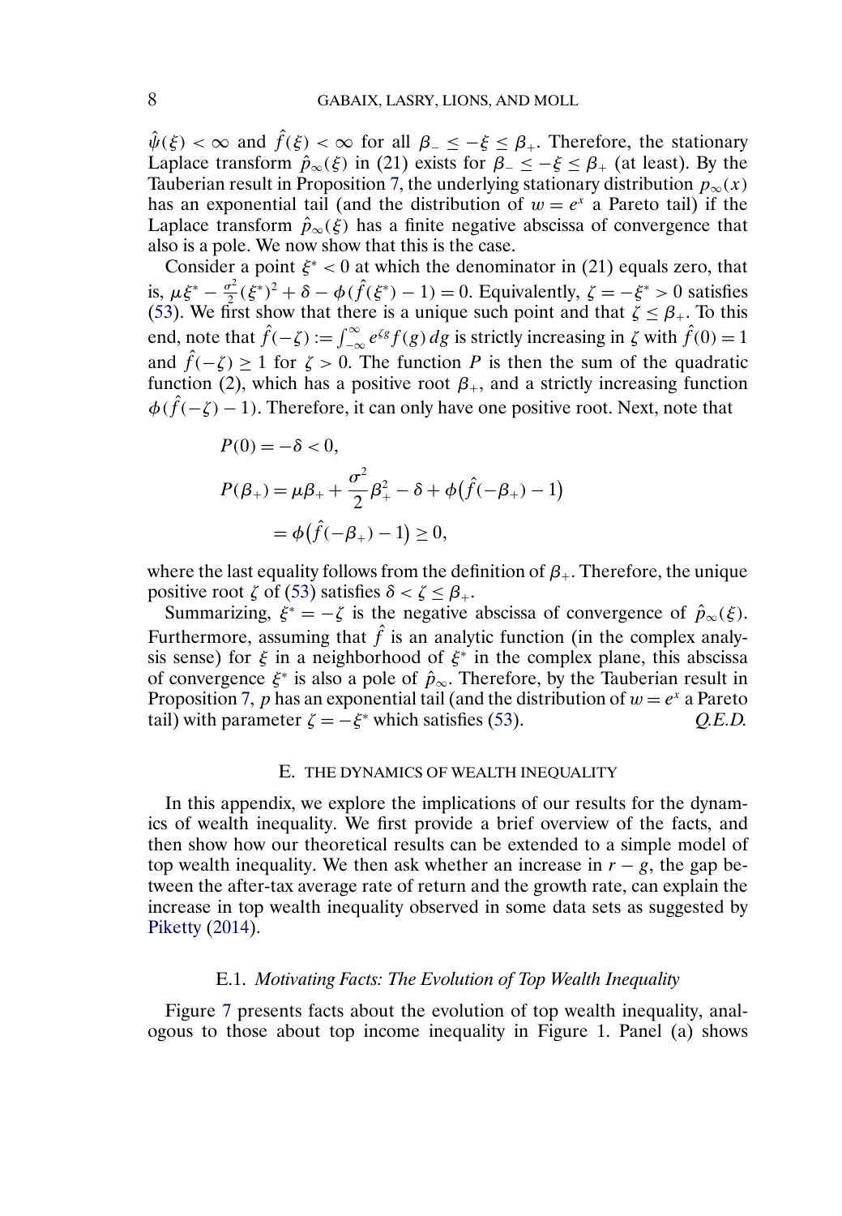$\hat{\psi}(\xi) < \infty$ and $\hat{f}(\xi) < \infty$ for all $\beta_- \leq -\xi \leq \beta_+$. Therefore, the stationary Laplace transform $\hat{p}_\infty(\xi)$ in (21) exists for $\beta_- \leq -\xi \leq \beta_+$ (at least). By the Tauberian result in Proposition 7, the underlying stationary distribution $p_\infty(x)$ has an exponential tail (and the distribution of $w = e^x$ a Pareto tail) if the Laplace transform $\hat{p}_\infty(\xi)$ has a finite negative abscissa of convergence that also is a pole. We now show that this is the case.

Consider a point $\xi^* < 0$ at which the denominator in (21) equals zero, that is, $\mu\xi^* - \frac{\sigma^2}{2}(\xi^*)^2 + \delta - \phi(\hat{f}(\xi^*) - 1) = 0$. Equivalently, $\zeta = -\xi^* > 0$ satisfies (53). We first show that there is a unique such point and that $\zeta \leq \beta_+$. To this end, note that $\hat{f}(-\zeta) := \int_{-\infty}^{\infty} e^{\zeta g} f(g)\, dg$ is strictly increasing in $\zeta$ with $\hat{f}(0) = 1$ and $\hat{f}(-\zeta) \geq 1$ for $\zeta > 0$. The function $P$ is then the sum of the quadratic function (2), which has a positive root $\beta_+$, and a strictly increasing function $\phi(\hat{f}(-\zeta) - 1)$. Therefore, it can only have one positive root. Next, note that

$$
\begin{aligned}
P(0) &= -\delta < 0, \\
P(\beta_+) &= \mu\beta_+ + \frac{\sigma^2}{2}\beta_+^2 - \delta + \phi\big(\hat{f}(-\beta_+) - 1\big) \\
&= \phi\big(\hat{f}(-\beta_+) - 1\big) \geq 0,
\end{aligned}
$$

where the last equality follows from the definition of $\beta_+$. Therefore, the unique positive root $\zeta$ of (53) satisfies $\delta < \zeta \leq \beta_+$.

Summarizing, $\xi^* = -\zeta$ is the negative abscissa of convergence of $\hat{p}_\infty(\xi)$. Furthermore, assuming that $\hat{f}$ is an analytic function (in the complex analysis sense) for $\xi$ in a neighborhood of $\xi^*$ in the complex plane, this abscissa of convergence $\xi^*$ is also a pole of $\hat{p}_\infty$. Therefore, by the Tauberian result in Proposition 7, $p$ has an exponential tail (and the distribution of $w = e^x$ a Pareto tail) with parameter $\zeta = -\xi^*$ which satisfies (53). *Q.E.D.*

## E. THE DYNAMICS OF WEALTH INEQUALITY

In this appendix, we explore the implications of our results for the dynamics of wealth inequality. We first provide a brief overview of the facts, and then show how our theoretical results can be extended to a simple model of top wealth inequality. We then ask whether an increase in $r - g$, the gap between the after-tax average rate of return and the growth rate, can explain the increase in top wealth inequality observed in some data sets as suggested by Piketty (2014).

### E.1. *Motivating Facts: The Evolution of Top Wealth Inequality*

Figure 7 presents facts about the evolution of top wealth inequality, analogous to those about top income inequality in Figure 1. Panel (a) shows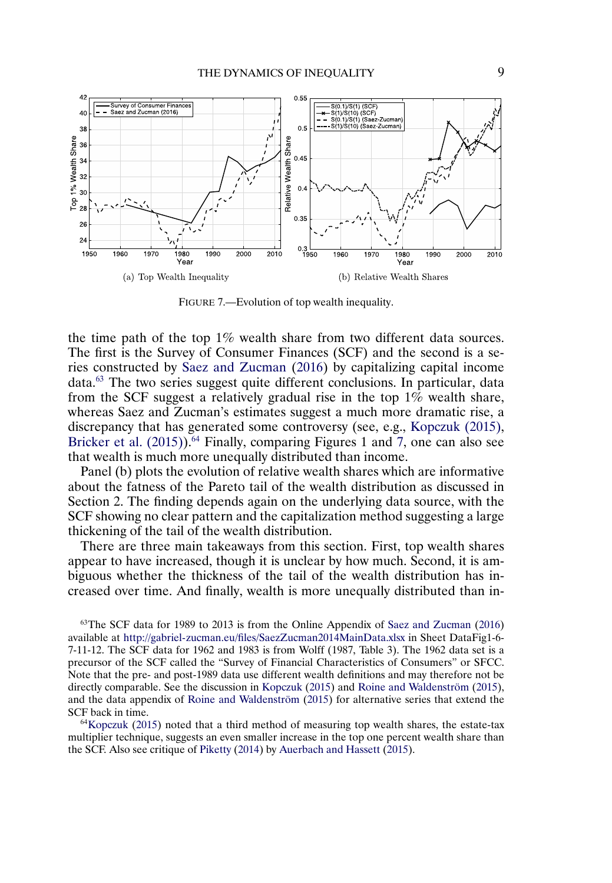(a) Top Wealth Inequality

(b) Relative Wealth Shares

FIGURE 7.—Evolution of top wealth inequality.

the time path of the top 1% wealth share from two different data sources. The first is the Survey of Consumer Finances (SCF) and the second is a series constructed by Saez and Zucman (2016) by capitalizing capital income data.[63] The two series suggest quite different conclusions. In particular, data from the SCF suggest a relatively gradual rise in the top 1% wealth share, whereas Saez and Zucman's estimates suggest a much more dramatic rise, a discrepancy that has generated some controversy (see, e.g., Kopczuk (2015), Bricker et al. (2015)).[64] Finally, comparing Figures 1 and 7, one can also see that wealth is much more unequally distributed than income.

Panel (b) plots the evolution of relative wealth shares which are informative about the fatness of the Pareto tail of the wealth distribution as discussed in Section 2. The finding depends again on the underlying data source, with the SCF showing no clear pattern and the capitalization method suggesting a large thickening of the tail of the wealth distribution.

There are three main takeaways from this section. First, top wealth shares appear to have increased, though it is unclear by how much. Second, it is ambiguous whether the thickness of the tail of the wealth distribution has increased over time. And finally, wealth is more unequally distributed than in-

[63]The SCF data for 1989 to 2013 is from the Online Appendix of Saez and Zucman (2016) available at http://gabriel-zucman.eu/files/SaezZucman2014MainData.xlsx in Sheet DataFig1-6-7-11-12. The SCF data for 1962 and 1983 is from Wolff (1987, Table 3). The 1962 data set is a precursor of the SCF called the "Survey of Financial Characteristics of Consumers" or SFCC. Note that the pre- and post-1989 data use different wealth definitions and may therefore not be directly comparable. See the discussion in Kopczuk (2015) and Roine and Waldenström (2015), and the data appendix of Roine and Waldenström (2015) for alternative series that extend the SCF back in time.

[64]Kopczuk (2015) noted that a third method of measuring top wealth shares, the estate-tax multiplier technique, suggests an even smaller increase in the top one percent wealth share than the SCF. Also see critique of Piketty (2014) by Auerbach and Hassett (2015).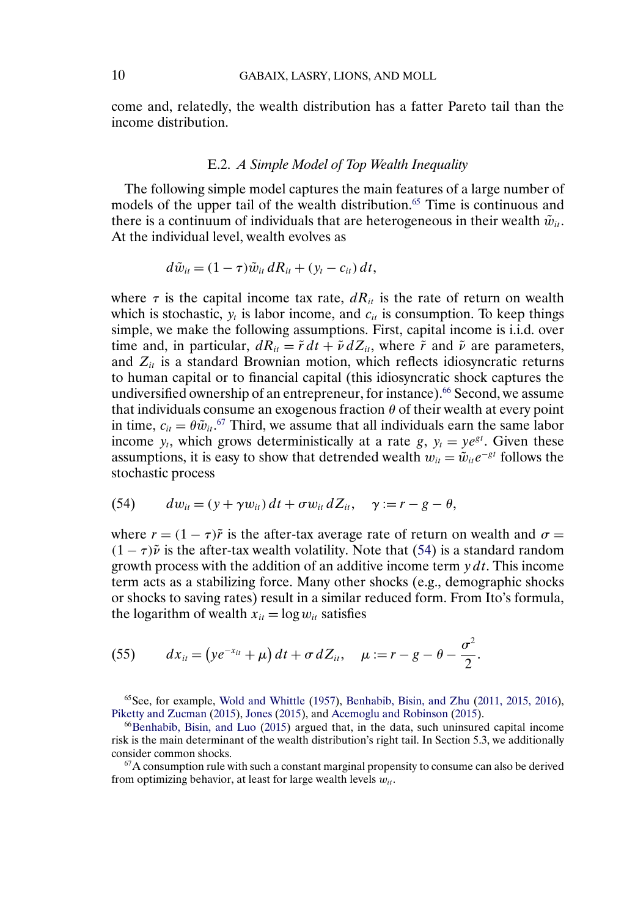come and, relatedly, the wealth distribution has a fatter Pareto tail than the income distribution.

### E.2. *A Simple Model of Top Wealth Inequality*

The following simple model captures the main features of a large number of models of the upper tail of the wealth distribution.[65] Time is continuous and there is a continuum of individuals that are heterogeneous in their wealth $\tilde{w}_{it}$. At the individual level, wealth evolves as

$$d\tilde{w}_{it} = (1-\tau)\tilde{w}_{it}\, dR_{it} + (y_t - c_{it})\, dt,$$

where $\tau$ is the capital income tax rate, $dR_{it}$ is the rate of return on wealth which is stochastic, $y_t$ is labor income, and $c_{it}$ is consumption. To keep things simple, we make the following assumptions. First, capital income is i.i.d. over time and, in particular, $dR_{it} = \tilde{r}\, dt + \tilde{\nu}\, dZ_{it}$, where $\tilde{r}$ and $\tilde{\nu}$ are parameters, and $Z_{it}$ is a standard Brownian motion, which reflects idiosyncratic returns to human capital or to financial capital (this idiosyncratic shock captures the undiversified ownership of an entrepreneur, for instance).[66] Second, we assume that individuals consume an exogenous fraction $\theta$ of their wealth at every point in time, $c_{it} = \theta\tilde{w}_{it}$.[67] Third, we assume that all individuals earn the same labor income $y_t$, which grows deterministically at a rate $g$, $y_t = ye^{gt}$. Given these assumptions, it is easy to show that detrended wealth $w_{it} = \tilde{w}_{it}e^{-gt}$ follows the stochastic process

$$dw_{it} = (y + \gamma w_{it})\, dt + \sigma w_{it}\, dZ_{it}, \quad \gamma := r - g - \theta, \tag{54}$$

where $r = (1-\tau)\tilde{r}$ is the after-tax average rate of return on wealth and $\sigma = (1-\tau)\tilde{\nu}$ is the after-tax wealth volatility. Note that (54) is a standard random growth process with the addition of an additive income term $y\, dt$. This income term acts as a stabilizing force. Many other shocks (e.g., demographic shocks or shocks to saving rates) result in a similar reduced form. From Ito's formula, the logarithm of wealth $x_{it} = \log w_{it}$ satisfies

$$dx_{it} = \left(ye^{-x_{it}} + \mu\right) dt + \sigma\, dZ_{it}, \quad \mu := r - g - \theta - \frac{\sigma^2}{2}. \tag{55}$$

[65] See, for example, Wold and Whittle (1957), Benhabib, Bisin, and Zhu (2011, 2015, 2016), Piketty and Zucman (2015), Jones (2015), and Acemoglu and Robinson (2015).

[66] Benhabib, Bisin, and Luo (2015) argued that, in the data, such uninsured capital income risk is the main determinant of the wealth distribution's right tail. In Section 5.3, we additionally consider common shocks.

[67] A consumption rule with such a constant marginal propensity to consume can also be derived from optimizing behavior, at least for large wealth levels $w_{it}$.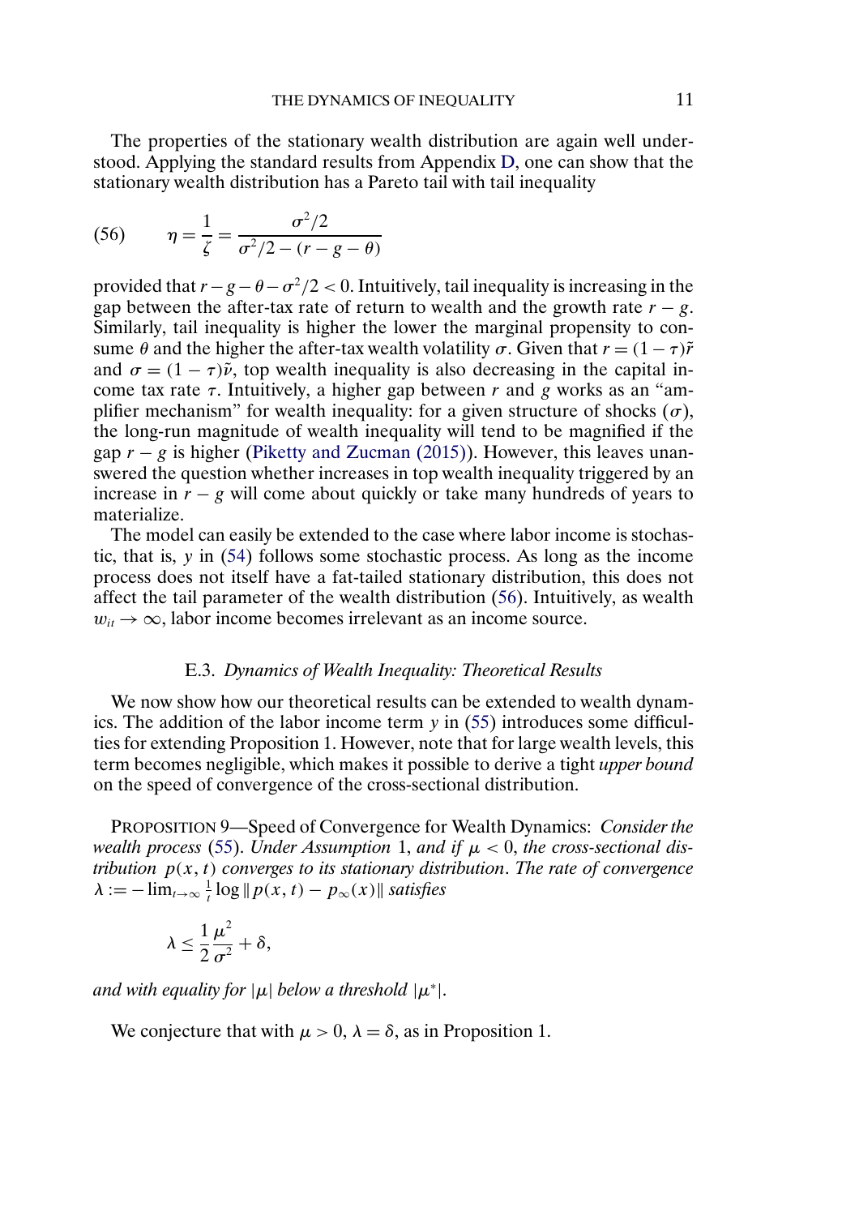The properties of the stationary wealth distribution are again well understood. Applying the standard results from Appendix D, one can show that the stationary wealth distribution has a Pareto tail with tail inequality

$$\eta = \frac{1}{\zeta} = \frac{\sigma^2/2}{\sigma^2/2 - (r - g - \theta)} \tag{56}$$

provided that $r - g - \theta - \sigma^2/2 < 0$. Intuitively, tail inequality is increasing in the gap between the after-tax rate of return to wealth and the growth rate $r - g$. Similarly, tail inequality is higher the lower the marginal propensity to consume $\theta$ and the higher the after-tax wealth volatility $\sigma$. Given that $r = (1 - \tau)\tilde{r}$ and $\sigma = (1 - \tau)\tilde{\nu}$, top wealth inequality is also decreasing in the capital income tax rate $\tau$. Intuitively, a higher gap between $r$ and $g$ works as an "amplifier mechanism" for wealth inequality: for a given structure of shocks ($\sigma$), the long-run magnitude of wealth inequality will tend to be magnified if the gap $r - g$ is higher (Piketty and Zucman (2015)). However, this leaves unanswered the question whether increases in top wealth inequality triggered by an increase in $r - g$ will come about quickly or take many hundreds of years to materialize.

The model can easily be extended to the case where labor income is stochastic, that is, $y$ in (54) follows some stochastic process. As long as the income process does not itself have a fat-tailed stationary distribution, this does not affect the tail parameter of the wealth distribution (56). Intuitively, as wealth $w_{it} \to \infty$, labor income becomes irrelevant as an income source.

### E.3. *Dynamics of Wealth Inequality: Theoretical Results*

We now show how our theoretical results can be extended to wealth dynamics. The addition of the labor income term $y$ in (55) introduces some difficulties for extending Proposition 1. However, note that for large wealth levels, this term becomes negligible, which makes it possible to derive a tight *upper bound* on the speed of convergence of the cross-sectional distribution.

PROPOSITION 9—Speed of Convergence for Wealth Dynamics: *Consider the wealth process* (55). *Under Assumption* 1, *and if* $\mu < 0$, *the cross-sectional distribution* $p(x, t)$ *converges to its stationary distribution. The rate of convergence* $\lambda := -\lim_{t\to\infty} \frac{1}{t} \log \| p(x, t) - p_\infty(x)\|$ *satisfies*

$$\lambda \leq \frac{1}{2}\frac{\mu^2}{\sigma^2} + \delta,$$

*and with equality for* $|\mu|$ *below a threshold* $|\mu^*|$.

We conjecture that with $\mu > 0$, $\lambda = \delta$, as in Proposition 1.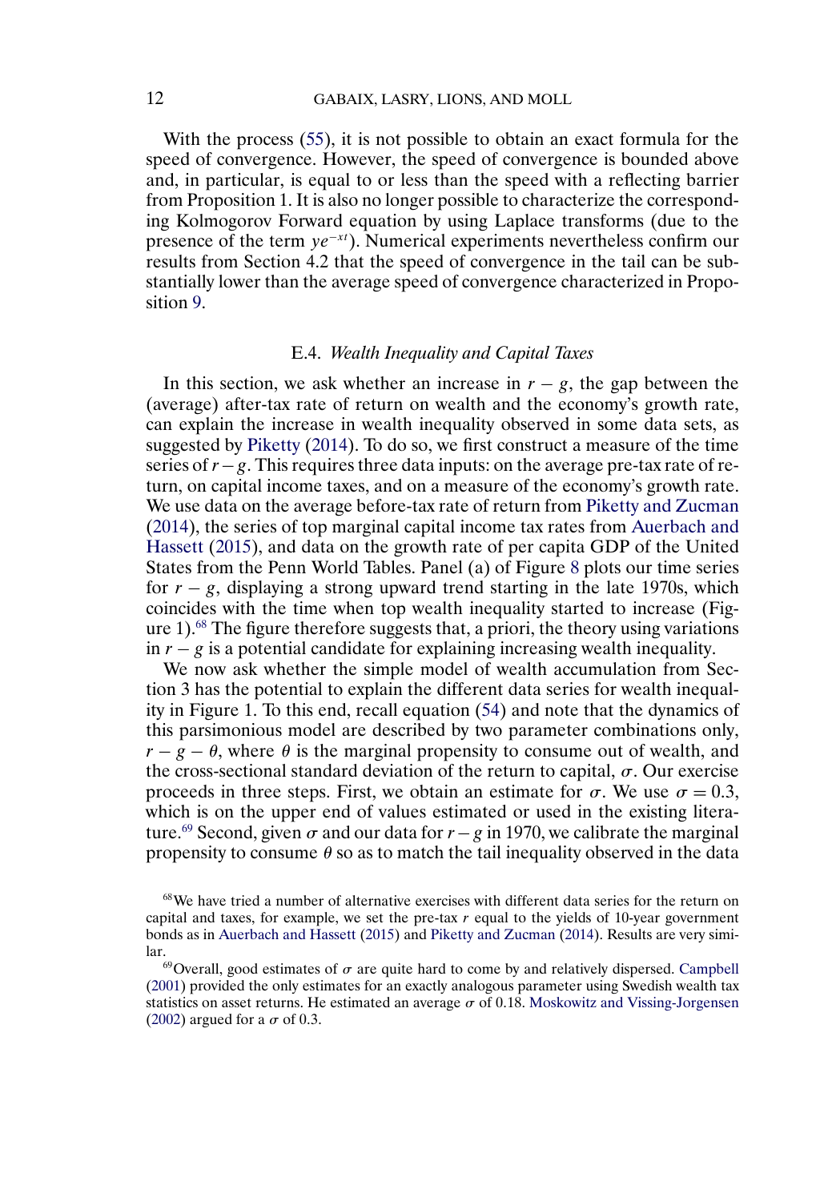With the process (55), it is not possible to obtain an exact formula for the speed of convergence. However, the speed of convergence is bounded above and, in particular, is equal to or less than the speed with a reflecting barrier from Proposition 1. It is also no longer possible to characterize the corresponding Kolmogorov Forward equation by using Laplace transforms (due to the presence of the term $ye^{-xt}$). Numerical experiments nevertheless confirm our results from Section 4.2 that the speed of convergence in the tail can be substantially lower than the average speed of convergence characterized in Proposition 9.

### E.4. *Wealth Inequality and Capital Taxes*

In this section, we ask whether an increase in $r-g$, the gap between the (average) after-tax rate of return on wealth and the economy's growth rate, can explain the increase in wealth inequality observed in some data sets, as suggested by Piketty (2014). To do so, we first construct a measure of the time series of $r-g$. This requires three data inputs: on the average pre-tax rate of return, on capital income taxes, and on a measure of the economy's growth rate. We use data on the average before-tax rate of return from Piketty and Zucman (2014), the series of top marginal capital income tax rates from Auerbach and Hassett (2015), and data on the growth rate of per capita GDP of the United States from the Penn World Tables. Panel (a) of Figure 8 plots our time series for $r-g$, displaying a strong upward trend starting in the late 1970s, which coincides with the time when top wealth inequality started to increase (Figure 1).[68] The figure therefore suggests that, a priori, the theory using variations in $r-g$ is a potential candidate for explaining increasing wealth inequality.

We now ask whether the simple model of wealth accumulation from Section 3 has the potential to explain the different data series for wealth inequality in Figure 1. To this end, recall equation (54) and note that the dynamics of this parsimonious model are described by two parameter combinations only, $r-g-\theta$, where $\theta$ is the marginal propensity to consume out of wealth, and the cross-sectional standard deviation of the return to capital, $\sigma$. Our exercise proceeds in three steps. First, we obtain an estimate for $\sigma$. We use $\sigma = 0.3$, which is on the upper end of values estimated or used in the existing literature.[69] Second, given $\sigma$ and our data for $r-g$ in 1970, we calibrate the marginal propensity to consume $\theta$ so as to match the tail inequality observed in the data

[68] We have tried a number of alternative exercises with different data series for the return on capital and taxes, for example, we set the pre-tax $r$ equal to the yields of 10-year government bonds as in Auerbach and Hassett (2015) and Piketty and Zucman (2014). Results are very similar.

[69] Overall, good estimates of $\sigma$ are quite hard to come by and relatively dispersed. Campbell (2001) provided the only estimates for an exactly analogous parameter using Swedish wealth tax statistics on asset returns. He estimated an average $\sigma$ of 0.18. Moskowitz and Vissing-Jorgensen (2002) argued for a $\sigma$ of 0.3.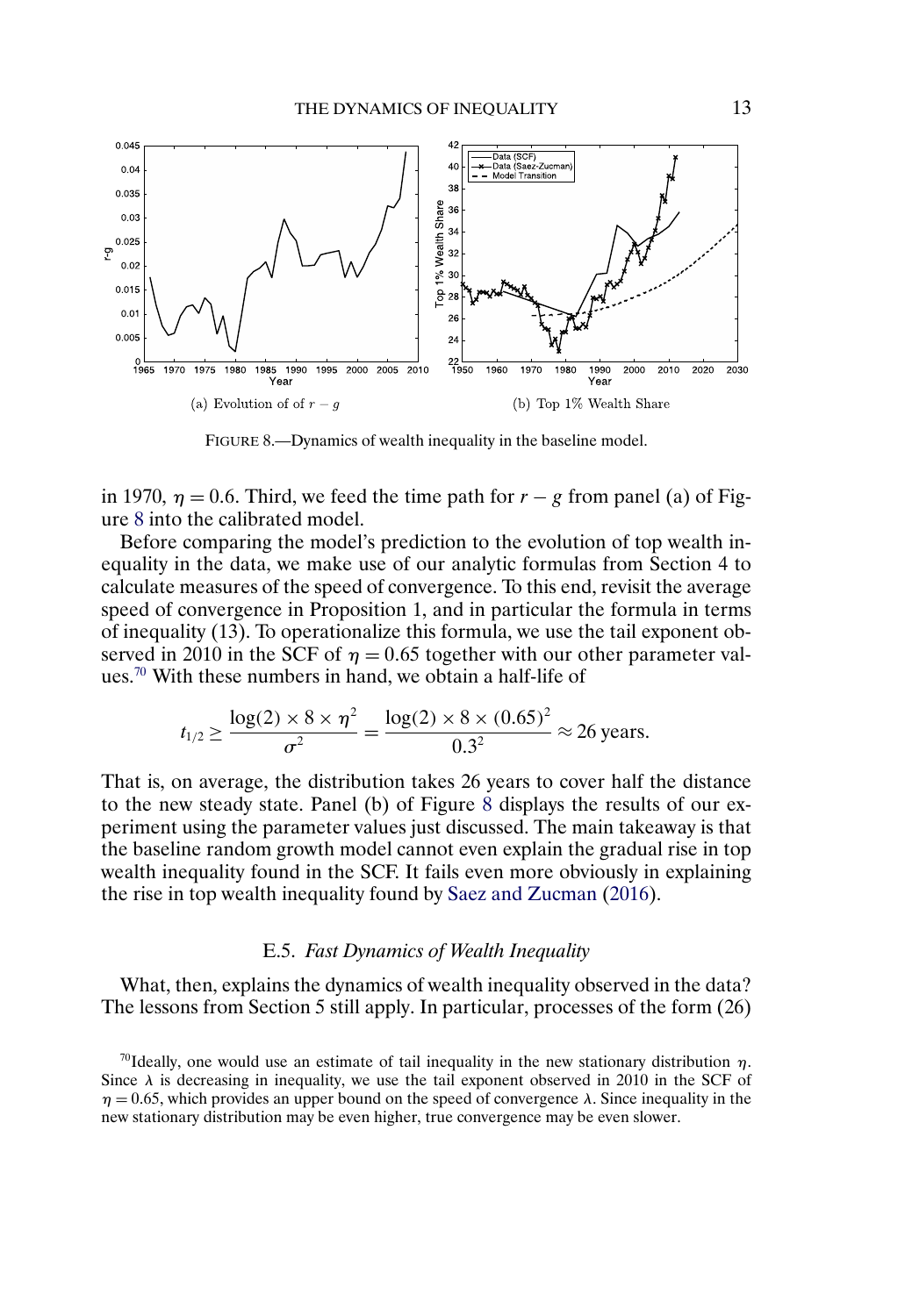(a) Evolution of of $r - g$

(b) Top 1% Wealth Share

FIGURE 8.—Dynamics of wealth inequality in the baseline model.

in 1970, $\eta = 0.6$. Third, we feed the time path for $r - g$ from panel (a) of Figure 8 into the calibrated model.

Before comparing the model's prediction to the evolution of top wealth inequality in the data, we make use of our analytic formulas from Section 4 to calculate measures of the speed of convergence. To this end, revisit the average speed of convergence in Proposition 1, and in particular the formula in terms of inequality (13). To operationalize this formula, we use the tail exponent observed in 2010 in the SCF of $\eta = 0.65$ together with our other parameter values.[70] With these numbers in hand, we obtain a half-life of

$$t_{1/2} \geq \frac{\log(2) \times 8 \times \eta^2}{\sigma^2} = \frac{\log(2) \times 8 \times (0.65)^2}{0.3^2} \approx 26 \text{ years.}$$

That is, on average, the distribution takes 26 years to cover half the distance to the new steady state. Panel (b) of Figure 8 displays the results of our experiment using the parameter values just discussed. The main takeaway is that the baseline random growth model cannot even explain the gradual rise in top wealth inequality found in the SCF. It fails even more obviously in explaining the rise in top wealth inequality found by Saez and Zucman (2016).

### E.5. *Fast Dynamics of Wealth Inequality*

What, then, explains the dynamics of wealth inequality observed in the data? The lessons from Section 5 still apply. In particular, processes of the form (26)

[70] Ideally, one would use an estimate of tail inequality in the new stationary distribution $\eta$. Since $\lambda$ is decreasing in inequality, we use the tail exponent observed in 2010 in the SCF of $\eta = 0.65$, which provides an upper bound on the speed of convergence $\lambda$. Since inequality in the new stationary distribution may be even higher, true convergence may be even slower.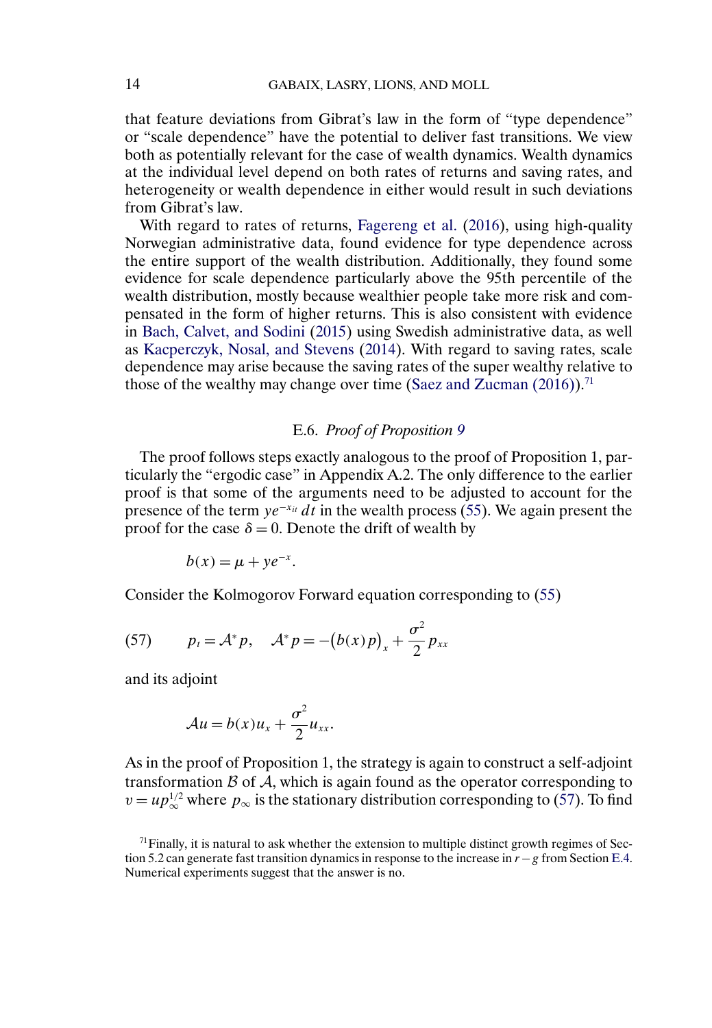that feature deviations from Gibrat's law in the form of "type dependence" or "scale dependence" have the potential to deliver fast transitions. We view both as potentially relevant for the case of wealth dynamics. Wealth dynamics at the individual level depend on both rates of returns and saving rates, and heterogeneity or wealth dependence in either would result in such deviations from Gibrat's law.

With regard to rates of returns, Fagereng et al. (2016), using high-quality Norwegian administrative data, found evidence for type dependence across the entire support of the wealth distribution. Additionally, they found some evidence for scale dependence particularly above the 95th percentile of the wealth distribution, mostly because wealthier people take more risk and compensated in the form of higher returns. This is also consistent with evidence in Bach, Calvet, and Sodini (2015) using Swedish administrative data, as well as Kacperczyk, Nosal, and Stevens (2014). With regard to saving rates, scale dependence may arise because the saving rates of the super wealthy relative to those of the wealthy may change over time (Saez and Zucman (2016)).[71]

### E.6. *Proof of Proposition 9*

The proof follows steps exactly analogous to the proof of Proposition 1, particularly the "ergodic case" in Appendix A.2. The only difference to the earlier proof is that some of the arguments need to be adjusted to account for the presence of the term $ye^{-x_{it}}\,dt$ in the wealth process (55). We again present the proof for the case $\delta = 0$. Denote the drift of wealth by

$$b(x) = \mu + ye^{-x}.$$

Consider the Kolmogorov Forward equation corresponding to (55)

$$p_t = \mathcal{A}^* p, \quad \mathcal{A}^* p = -\big(b(x)p\big)_x + \frac{\sigma^2}{2} p_{xx} \tag{57}$$

and its adjoint

$$\mathcal{A}u = b(x)u_x + \frac{\sigma^2}{2} u_{xx}.$$

As in the proof of Proposition 1, the strategy is again to construct a self-adjoint transformation $\mathcal{B}$ of $\mathcal{A}$, which is again found as the operator corresponding to $v = up_\infty^{1/2}$ where $p_\infty$ is the stationary distribution corresponding to (57). To find

[71] Finally, it is natural to ask whether the extension to multiple distinct growth regimes of Section 5.2 can generate fast transition dynamics in response to the increase in $r - g$ from Section E.4. Numerical experiments suggest that the answer is no.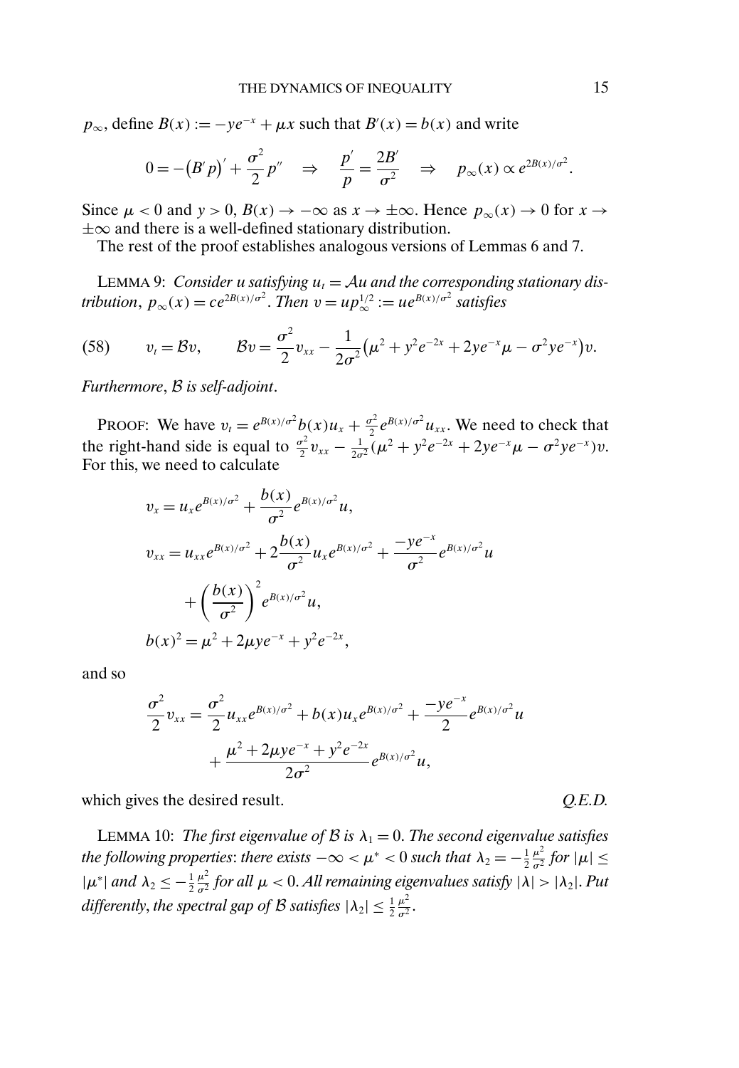$p_\infty$, define $B(x) := -ye^{-x} + \mu x$ such that $B'(x) = b(x)$ and write

$$0 = -\big(B'p\big)' + \frac{\sigma^2}{2}p'' \quad \Rightarrow \quad \frac{p'}{p} = \frac{2B'}{\sigma^2} \quad \Rightarrow \quad p_\infty(x) \propto e^{2B(x)/\sigma^2}.$$

Since $\mu < 0$ and $y > 0$, $B(x) \to -\infty$ as $x \to \pm\infty$. Hence $p_\infty(x) \to 0$ for $x \to \pm\infty$ and there is a well-defined stationary distribution.

The rest of the proof establishes analogous versions of Lemmas 6 and 7.

LEMMA 9: *Consider $u$ satisfying $u_t = \mathcal{A}u$ and the corresponding stationary distribution, $p_\infty(x) = ce^{2B(x)/\sigma^2}$. Then $v = up_\infty^{1/2} := ue^{B(x)/\sigma^2}$ satisfies*

$$v_t = \mathcal{B}v, \qquad \mathcal{B}v = \frac{\sigma^2}{2}v_{xx} - \frac{1}{2\sigma^2}\big(\mu^2 + y^2e^{-2x} + 2ye^{-x}\mu - \sigma^2 ye^{-x}\big)v. \tag{58}$$

*Furthermore, $\mathcal{B}$ is self-adjoint.*

PROOF: We have $v_t = e^{B(x)/\sigma^2}b(x)u_x + \frac{\sigma^2}{2}e^{B(x)/\sigma^2}u_{xx}$. We need to check that the right-hand side is equal to $\frac{\sigma^2}{2}v_{xx} - \frac{1}{2\sigma^2}(\mu^2 + y^2e^{-2x} + 2ye^{-x}\mu - \sigma^2ye^{-x})v$. For this, we need to calculate

$$\begin{aligned}
v_x &= u_x e^{B(x)/\sigma^2} + \frac{b(x)}{\sigma^2}e^{B(x)/\sigma^2}u, \\
v_{xx} &= u_{xx}e^{B(x)/\sigma^2} + 2\frac{b(x)}{\sigma^2}u_x e^{B(x)/\sigma^2} + \frac{-ye^{-x}}{\sigma^2}e^{B(x)/\sigma^2}u \\
&\quad + \left(\frac{b(x)}{\sigma^2}\right)^2 e^{B(x)/\sigma^2}u, \\
b(x)^2 &= \mu^2 + 2\mu ye^{-x} + y^2e^{-2x},
\end{aligned}$$

and so

$$\begin{aligned}
\frac{\sigma^2}{2}v_{xx} &= \frac{\sigma^2}{2}u_{xx}e^{B(x)/\sigma^2} + b(x)u_x e^{B(x)/\sigma^2} + \frac{-ye^{-x}}{2}e^{B(x)/\sigma^2}u \\
&\quad + \frac{\mu^2 + 2\mu ye^{-x} + y^2e^{-2x}}{2\sigma^2}e^{B(x)/\sigma^2}u,
\end{aligned}$$

which gives the desired result. *Q.E.D.*

LEMMA 10: *The first eigenvalue of $\mathcal{B}$ is $\lambda_1 = 0$. The second eigenvalue satisfies the following properties: there exists $-\infty < \mu^* < 0$ such that $\lambda_2 = -\frac{1}{2}\frac{\mu^2}{\sigma^2}$ for $|\mu| \leq |\mu^*|$ and $\lambda_2 \leq -\frac{1}{2}\frac{\mu^2}{\sigma^2}$ for all $\mu < 0$. All remaining eigenvalues satisfy $|\lambda| > |\lambda_2|$. Put differently, the spectral gap of $\mathcal{B}$ satisfies $|\lambda_2| \leq \frac{1}{2}\frac{\mu^2}{\sigma^2}$.*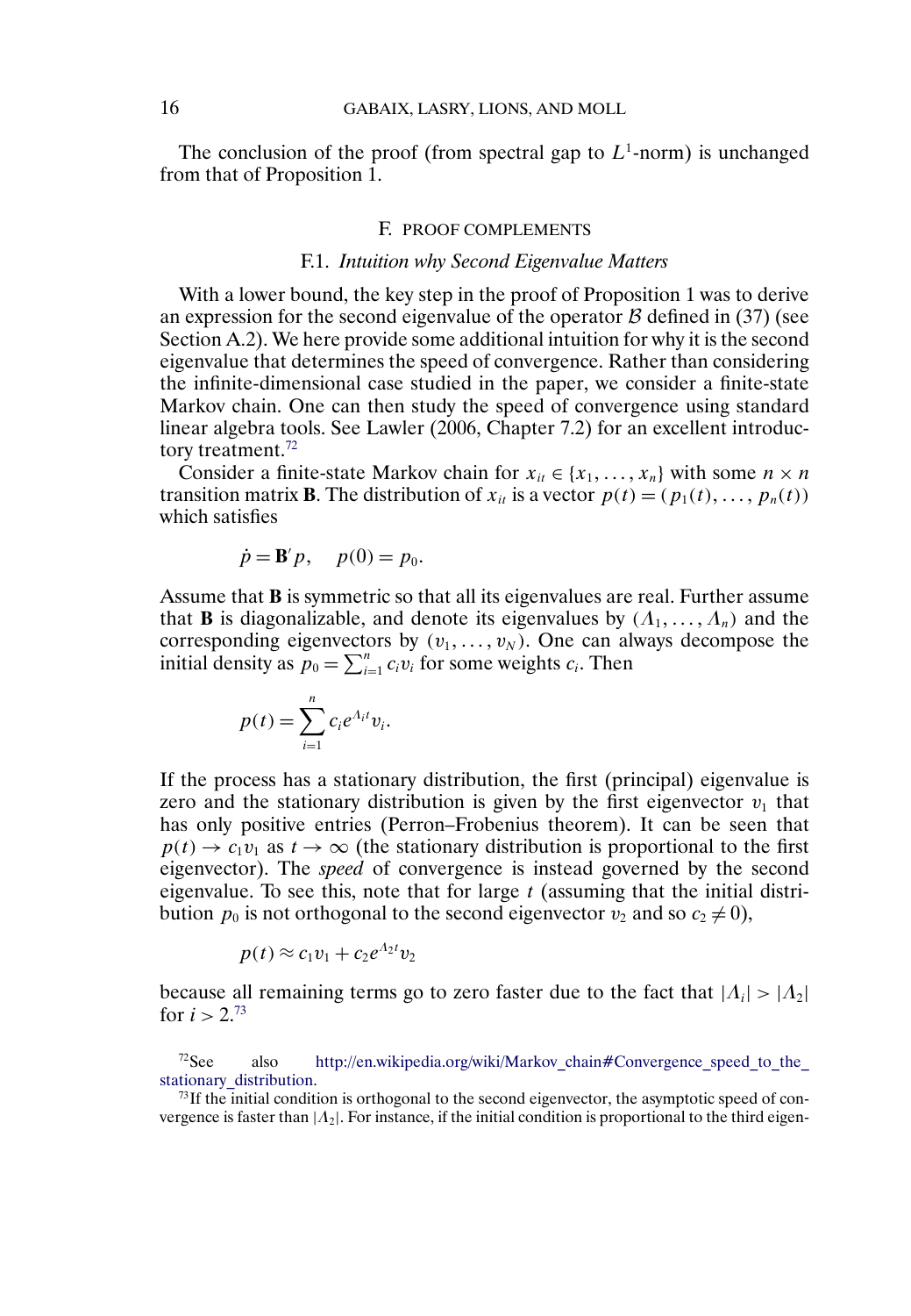The conclusion of the proof (from spectral gap to $L^1$-norm) is unchanged from that of Proposition 1.

## F. PROOF COMPLEMENTS

### F.1. *Intuition why Second Eigenvalue Matters*

With a lower bound, the key step in the proof of Proposition 1 was to derive an expression for the second eigenvalue of the operator $\mathcal{B}$ defined in (37) (see Section A.2). We here provide some additional intuition for why it is the second eigenvalue that determines the speed of convergence. Rather than considering the infinite-dimensional case studied in the paper, we consider a finite-state Markov chain. One can then study the speed of convergence using standard linear algebra tools. See Lawler (2006, Chapter 7.2) for an excellent introductory treatment.[72]

Consider a finite-state Markov chain for $x_{it} \in \{x_1, \dots, x_n\}$ with some $n \times n$ transition matrix $\mathbf{B}$. The distribution of $x_{it}$ is a vector $p(t) = (p_1(t), \dots, p_n(t))$ which satisfies

$$\dot{p} = \mathbf{B}' p, \quad p(0) = p_0.$$

Assume that $\mathbf{B}$ is symmetric so that all its eigenvalues are real. Further assume that $\mathbf{B}$ is diagonalizable, and denote its eigenvalues by $(\Lambda_1, \dots, \Lambda_n)$ and the corresponding eigenvectors by $(v_1, \dots, v_N)$. One can always decompose the initial density as $p_0 = \sum_{i=1}^n c_i v_i$ for some weights $c_i$. Then

$$p(t) = \sum_{i=1}^n c_i e^{\Lambda_i t} v_i.$$

If the process has a stationary distribution, the first (principal) eigenvalue is zero and the stationary distribution is given by the first eigenvector $v_1$ that has only positive entries (Perron–Frobenius theorem). It can be seen that $p(t) \to c_1 v_1$ as $t \to \infty$ (the stationary distribution is proportional to the first eigenvector). The *speed* of convergence is instead governed by the second eigenvalue. To see this, note that for large $t$ (assuming that the initial distribution $p_0$ is not orthogonal to the second eigenvector $v_2$ and so $c_2 \neq 0$),

$$p(t) \approx c_1 v_1 + c_2 e^{\Lambda_2 t} v_2$$

because all remaining terms go to zero faster due to the fact that $|\Lambda_i| > |\Lambda_2|$ for $i > 2$.[73]

[72] See also http://en.wikipedia.org/wiki/Markov_chain#Convergence_speed_to_the_stationary_distribution.

[73] If the initial condition is orthogonal to the second eigenvector, the asymptotic speed of convergence is faster than $|\Lambda_2|$. For instance, if the initial condition is proportional to the third eigen-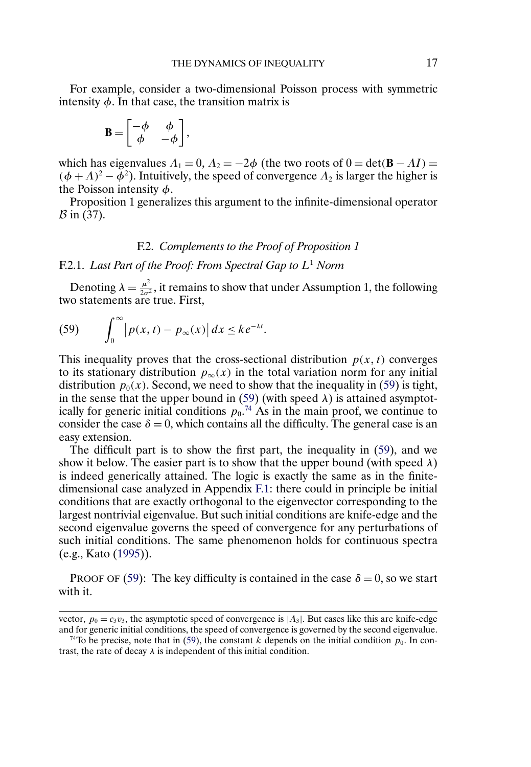For example, consider a two-dimensional Poisson process with symmetric intensity $\phi$. In that case, the transition matrix is

$$\mathbf{B} = \begin{bmatrix} -\phi & \phi \\ \phi & -\phi \end{bmatrix},$$

which has eigenvalues $\Lambda_1 = 0$, $\Lambda_2 = -2\phi$ (the two roots of $0 = \det(\mathbf{B} - \Lambda I) = (\phi + \Lambda)^2 - \phi^2$). Intuitively, the speed of convergence $\Lambda_2$ is larger the higher is the Poisson intensity $\phi$.

Proposition 1 generalizes this argument to the infinite-dimensional operator $\mathcal{B}$ in (37).

## F.2. *Complements to the Proof of Proposition 1*

### F.2.1. *Last Part of the Proof: From Spectral Gap to $L^1$ Norm*

Denoting $\lambda = \frac{\mu^2}{2\sigma^2}$, it remains to show that under Assumption 1, the following two statements are true. First,

$$\int_0^\infty \left| p(x,t) - p_\infty(x) \right| dx \le k e^{-\lambda t}. \tag{59}$$

This inequality proves that the cross-sectional distribution $p(x,t)$ converges to its stationary distribution $p_\infty(x)$ in the total variation norm for any initial distribution $p_0(x)$. Second, we need to show that the inequality in (59) is tight, in the sense that the upper bound in (59) (with speed $\lambda$) is attained asymptotically for generic initial conditions $p_0$.[74] As in the main proof, we continue to consider the case $\delta = 0$, which contains all the difficulty. The general case is an easy extension.

The difficult part is to show the first part, the inequality in (59), and we show it below. The easier part is to show that the upper bound (with speed $\lambda$) is indeed generically attained. The logic is exactly the same as in the finite-dimensional case analyzed in Appendix F.1: there could in principle be initial conditions that are exactly orthogonal to the eigenvector corresponding to the largest nontrivial eigenvalue. But such initial conditions are knife-edge and the second eigenvalue governs the speed of convergence for any perturbations of such initial conditions. The same phenomenon holds for continuous spectra (e.g., Kato (1995)).

PROOF OF (59): The key difficulty is contained in the case $\delta = 0$, so we start with it.

---

vector, $p_0 = c_3 v_3$, the asymptotic speed of convergence is $|\Lambda_3|$. But cases like this are knife-edge and for generic initial conditions, the speed of convergence is governed by the second eigenvalue.

[74]To be precise, note that in (59), the constant $k$ depends on the initial condition $p_0$. In contrast, the rate of decay $\lambda$ is independent of this initial condition.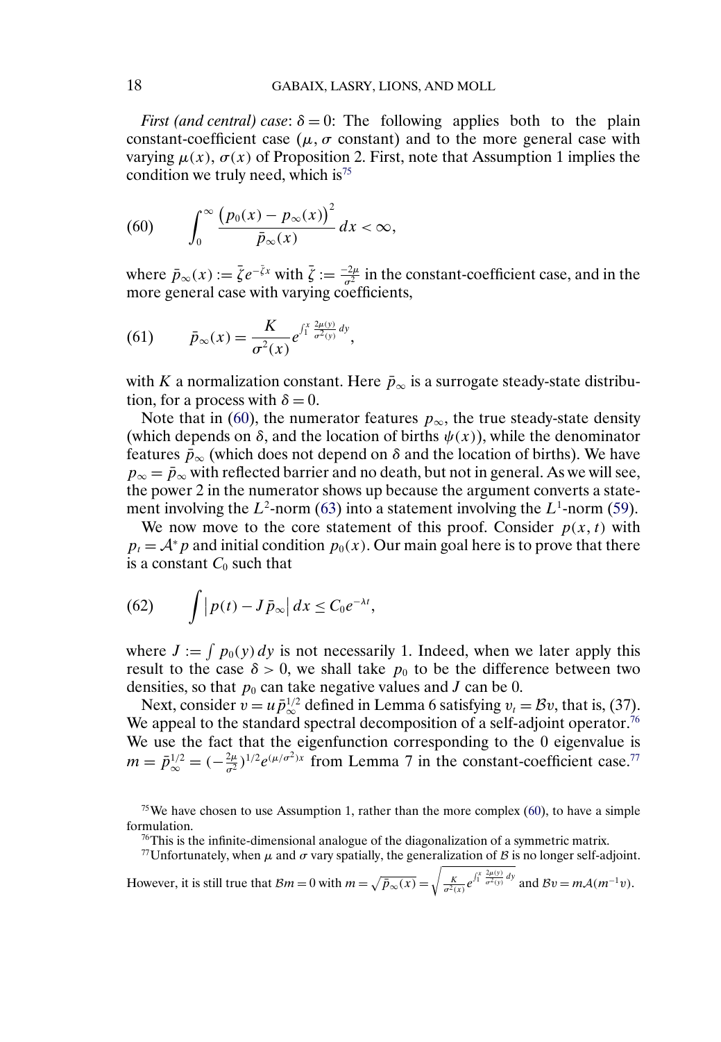*First (and central) case*: $\delta = 0$: The following applies both to the plain constant-coefficient case ($\mu$, $\sigma$ constant) and to the more general case with varying $\mu(x)$, $\sigma(x)$ of Proposition 2. First, note that Assumption 1 implies the condition we truly need, which is[75]

$$\int_0^\infty \frac{\left(p_0(x) - p_\infty(x)\right)^2}{\bar{p}_\infty(x)}\, dx < \infty, \tag{60}$$

where $\bar{p}_\infty(x) := \bar{\zeta} e^{-\bar{\zeta} x}$ with $\bar{\zeta} := \frac{-2\mu}{\sigma^2}$ in the constant-coefficient case, and in the more general case with varying coefficients,

$$\bar{p}_\infty(x) = \frac{K}{\sigma^2(x)} e^{\int_1^x \frac{2\mu(y)}{\sigma^2(y)}\, dy}, \tag{61}$$

with $K$ a normalization constant. Here $\bar{p}_\infty$ is a surrogate steady-state distribution, for a process with $\delta = 0$.

Note that in (60), the numerator features $p_\infty$, the true steady-state density (which depends on $\delta$, and the location of births $\psi(x)$), while the denominator features $\bar{p}_\infty$ (which does not depend on $\delta$ and the location of births). We have $p_\infty = \bar{p}_\infty$ with reflected barrier and no death, but not in general. As we will see, the power 2 in the numerator shows up because the argument converts a statement involving the $L^2$-norm (63) into a statement involving the $L^1$-norm (59).

We now move to the core statement of this proof. Consider $p(x, t)$ with $p_t = \mathcal{A}^* p$ and initial condition $p_0(x)$. Our main goal here is to prove that there is a constant $C_0$ such that

$$\int \left| p(t) - J \bar{p}_\infty \right| dx \leq C_0 e^{-\lambda t}, \tag{62}$$

where $J := \int p_0(y)\, dy$ is not necessarily 1. Indeed, when we later apply this result to the case $\delta > 0$, we shall take $p_0$ to be the difference between two densities, so that $p_0$ can take negative values and $J$ can be 0.

Next, consider $v = u \bar{p}_\infty^{1/2}$ defined in Lemma 6 satisfying $v_t = \mathcal{B} v$, that is, (37). We appeal to the standard spectral decomposition of a self-adjoint operator.[76] We use the fact that the eigenfunction corresponding to the 0 eigenvalue is $m = \bar{p}_\infty^{1/2} = (-\frac{2\mu}{\sigma^2})^{1/2} e^{(\mu/\sigma^2)x}$ from Lemma 7 in the constant-coefficient case.[77]

---

[75] We have chosen to use Assumption 1, rather than the more complex (60), to have a simple formulation.

[76] This is the infinite-dimensional analogue of the diagonalization of a symmetric matrix.

[77] Unfortunately, when $\mu$ and $\sigma$ vary spatially, the generalization of $\mathcal{B}$ is no longer self-adjoint. However, it is still true that $\mathcal{B} m = 0$ with $m = \sqrt{\bar{p}_\infty(x)} = \sqrt{\frac{K}{\sigma^2(x)} e^{\int_1^x \frac{2\mu(y)}{\sigma^2(y)}\, dy}}$ and $\mathcal{B} v = m \mathcal{A}(m^{-1} v)$.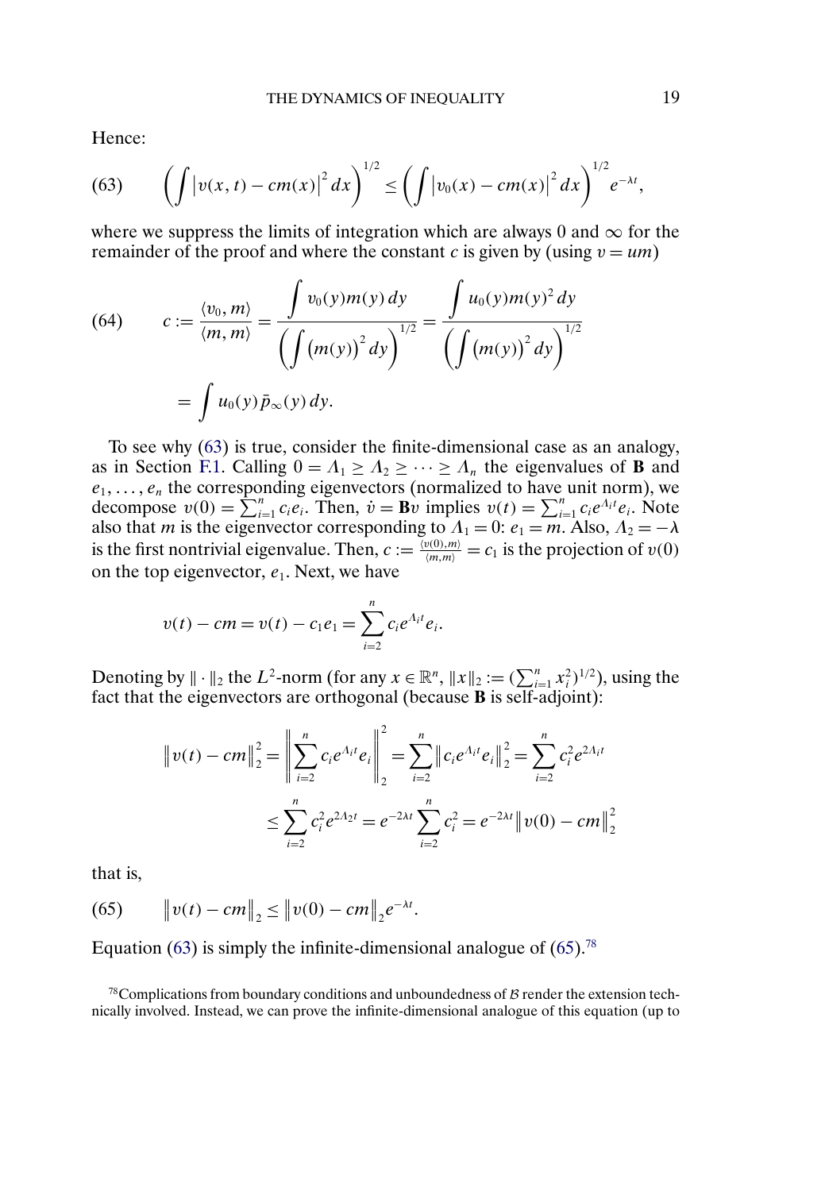Hence:

$$\left(\int \left|v(x,t) - cm(x)\right|^2 dx\right)^{1/2} \leq \left(\int \left|v_0(x) - cm(x)\right|^2 dx\right)^{1/2} e^{-\lambda t}, \tag{63}$$

where we suppress the limits of integration which are always 0 and $\infty$ for the remainder of the proof and where the constant $c$ is given by (using $v = um$)

$$\begin{aligned} c := \frac{\langle v_0, m\rangle}{\langle m, m\rangle} &= \frac{\int v_0(y)m(y)\,dy}{\left(\int \left(m(y)\right)^2 dy\right)^{1/2}} = \frac{\int u_0(y)m(y)^2\,dy}{\left(\int \left(m(y)\right)^2 dy\right)^{1/2}} \\ &= \int u_0(y)\bar{p}_\infty(y)\,dy. \end{aligned} \tag{64}$$

To see why (63) is true, consider the finite-dimensional case as an analogy, as in Section F.1. Calling $0 = \Lambda_1 \geq \Lambda_2 \geq \cdots \geq \Lambda_n$ the eigenvalues of $\mathbf{B}$ and $e_1, \ldots, e_n$ the corresponding eigenvectors (normalized to have unit norm), we decompose $v(0) = \sum_{i=1}^n c_i e_i$. Then, $\dot{v} = \mathbf{B}v$ implies $v(t) = \sum_{i=1}^n c_i e^{\Lambda_i t} e_i$. Note also that $m$ is the eigenvector corresponding to $\Lambda_1 = 0$: $e_1 = m$. Also, $\Lambda_2 = -\lambda$ is the first nontrivial eigenvalue. Then, $c := \frac{\langle v(0), m\rangle}{\langle m, m\rangle} = c_1$ is the projection of $v(0)$ on the top eigenvector, $e_1$. Next, we have

$$v(t) - cm = v(t) - c_1 e_1 = \sum_{i=2}^n c_i e^{\Lambda_i t} e_i.$$

Denoting by $\|\cdot\|_2$ the $L^2$-norm (for any $x \in \mathbb{R}^n$, $\|x\|_2 := (\sum_{i=1}^n x_i^2)^{1/2}$), using the fact that the eigenvectors are orthogonal (because $\mathbf{B}$ is self-adjoint):

$$\begin{aligned} \left\|v(t) - cm\right\|_2^2 &= \left\|\sum_{i=2}^n c_i e^{\Lambda_i t} e_i\right\|_2^2 = \sum_{i=2}^n \left\|c_i e^{\Lambda_i t} e_i\right\|_2^2 = \sum_{i=2}^n c_i^2 e^{2\Lambda_i t} \\ &\leq \sum_{i=2}^n c_i^2 e^{2\Lambda_2 t} = e^{-2\lambda t} \sum_{i=2}^n c_i^2 = e^{-2\lambda t} \left\|v(0) - cm\right\|_2^2 \end{aligned}$$

that is,

$$\left\|v(t) - cm\right\|_2 \leq \left\|v(0) - cm\right\|_2 e^{-\lambda t}. \tag{65}$$

Equation (63) is simply the infinite-dimensional analogue of (65).[78]

[78] Complications from boundary conditions and unboundedness of $\mathcal{B}$ render the extension technically involved. Instead, we can prove the infinite-dimensional analogue of this equation (up to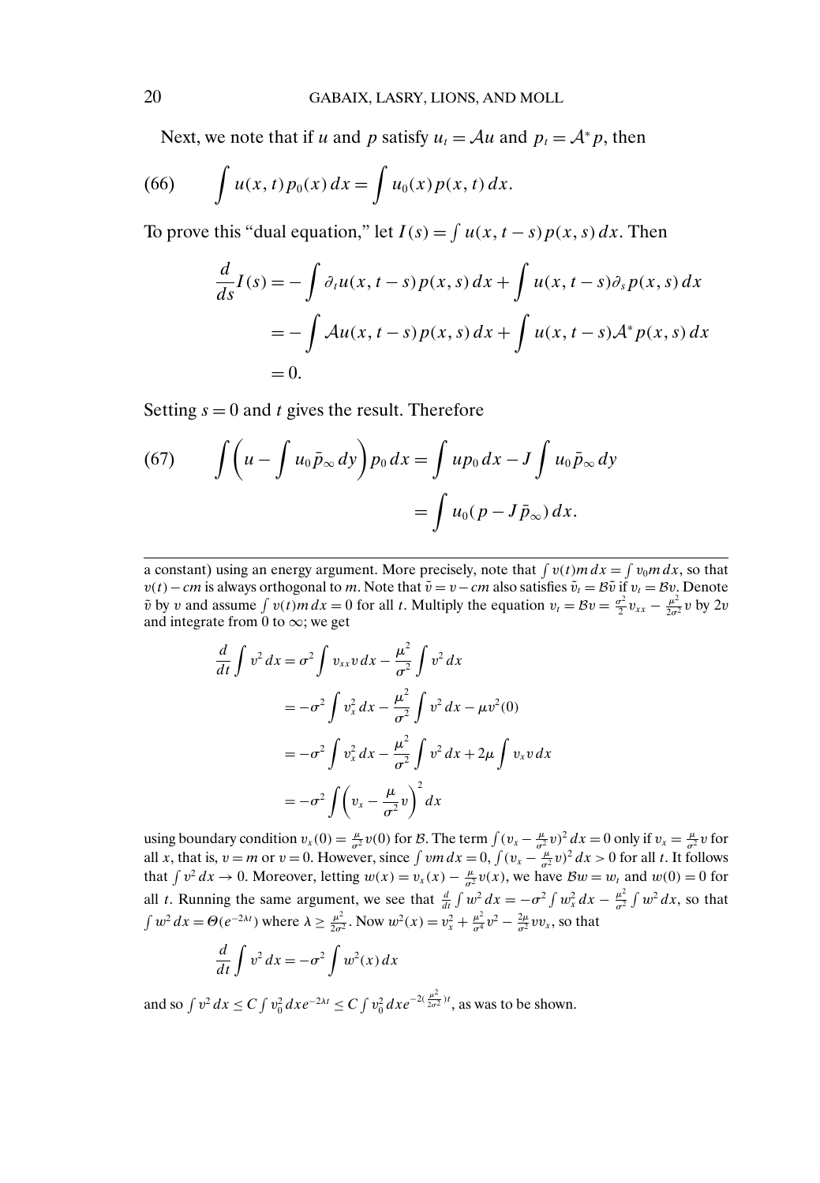Next, we note that if $u$ and $p$ satisfy $u_t = \mathcal{A}u$ and $p_t = \mathcal{A}^* p$, then

$$\int u(x,t)p_0(x)\,dx = \int u_0(x)p(x,t)\,dx. \tag{66}$$

To prove this "dual equation," let $I(s) = \int u(x, t-s)p(x,s)\,dx$. Then

$$\begin{aligned}
\frac{d}{ds}I(s) &= -\int \partial_t u(x,t-s)p(x,s)\,dx + \int u(x,t-s)\partial_s p(x,s)\,dx \\
&= -\int \mathcal{A}u(x,t-s)p(x,s)\,dx + \int u(x,t-s)\mathcal{A}^* p(x,s)\,dx \\
&= 0.
\end{aligned}$$

Setting $s = 0$ and $t$ gives the result. Therefore

$$\begin{aligned}
\int \left(u - \int u_0 \bar{p}_\infty\,dy\right)p_0\,dx &= \int u p_0\,dx - J\int u_0 \bar{p}_\infty\,dy \\
&= \int u_0(p - J\bar{p}_\infty)\,dx.
\end{aligned} \tag{67}$$

---

a constant) using an energy argument. More precisely, note that $\int v(t)m\,dx = \int v_0 m\,dx$, so that $v(t) - cm$ is always orthogonal to $m$. Note that $\tilde{v} = v - cm$ also satisfies $\tilde{v}_t = \mathcal{B}\tilde{v}$ if $v_t = \mathcal{B}v$. Denote $\tilde{v}$ by $v$ and assume $\int v(t)m\,dx = 0$ for all $t$. Multiply the equation $v_t = \mathcal{B}v = \frac{\sigma^2}{2}v_{xx} - \frac{\mu^2}{2\sigma^2}v$ by $2v$ and integrate from 0 to $\infty$; we get

$$\begin{aligned}
\frac{d}{dt}\int v^2\,dx &= \sigma^2\int v_{xx}v\,dx - \frac{\mu^2}{\sigma^2}\int v^2\,dx \\
&= -\sigma^2\int v_x^2\,dx - \frac{\mu^2}{\sigma^2}\int v^2\,dx - \mu v^2(0) \\
&= -\sigma^2\int v_x^2\,dx - \frac{\mu^2}{\sigma^2}\int v^2\,dx + 2\mu\int v_x v\,dx \\
&= -\sigma^2\int\left(v_x - \frac{\mu}{\sigma^2}v\right)^2 dx
\end{aligned}$$

using boundary condition $v_x(0) = \frac{\mu}{\sigma^2}v(0)$ for $\mathcal{B}$. The term $\int(v_x - \frac{\mu}{\sigma^2}v)^2\,dx = 0$ only if $v_x = \frac{\mu}{\sigma^2}v$ for all $x$, that is, $v = m$ or $v = 0$. However, since $\int vm\,dx = 0$, $\int(v_x - \frac{\mu}{\sigma^2}v)^2\,dx > 0$ for all $t$. It follows that $\int v^2\,dx \to 0$. Moreover, letting $w(x) = v_x(x) - \frac{\mu}{\sigma^2}v(x)$, we have $\mathcal{B}w = w_t$ and $w(0) = 0$ for all $t$. Running the same argument, we see that $\frac{d}{dt}\int w^2\,dx = -\sigma^2\int w_x^2\,dx - \frac{\mu^2}{\sigma^2}\int w^2\,dx$, so that $\int w^2\,dx = \Theta(e^{-2\lambda t})$ where $\lambda \geq \frac{\mu^2}{2\sigma^2}$. Now $w^2(x) = v_x^2 + \frac{\mu^2}{\sigma^4}v^2 - \frac{2\mu}{\sigma^2}vv_x$, so that

$$\frac{d}{dt}\int v^2\,dx = -\sigma^2\int w^2(x)\,dx$$

and so $\int v^2\,dx \leq C\int v_0^2\,dx e^{-2\lambda t} \leq C\int v_0^2\,dx e^{-2(\frac{\mu^2}{2\sigma^2})t}$, as was to be shown.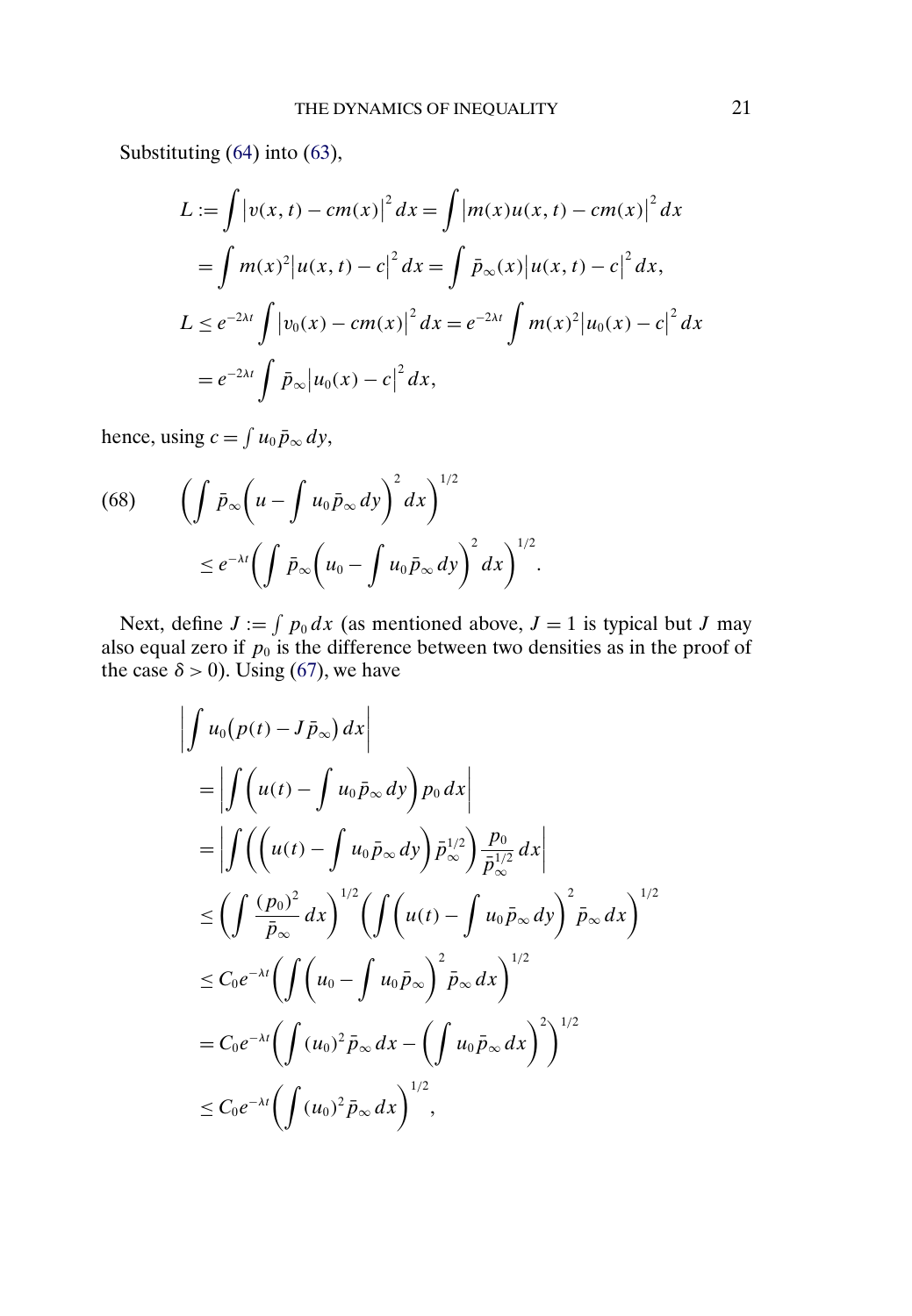Substituting (64) into (63),

$$
\begin{aligned}
L &:= \int \left|v(x,t) - cm(x)\right|^2 dx = \int \left|m(x)u(x,t) - cm(x)\right|^2 dx \\
&= \int m(x)^2 \left|u(x,t) - c\right|^2 dx = \int \bar{p}_\infty(x) \left|u(x,t) - c\right|^2 dx, \\
L &\leq e^{-2\lambda t} \int \left|v_0(x) - cm(x)\right|^2 dx = e^{-2\lambda t} \int m(x)^2 \left|u_0(x) - c\right|^2 dx \\
&= e^{-2\lambda t} \int \bar{p}_\infty \left|u_0(x) - c\right|^2 dx,
\end{aligned}
$$

hence, using $c = \int u_0 \bar{p}_\infty \, dy$,

$$
\begin{aligned}
\text{(68)} \qquad & \left( \int \bar{p}_\infty \left( u - \int u_0 \bar{p}_\infty \, dy \right)^2 dx \right)^{1/2} \\
& \qquad \leq e^{-\lambda t} \left( \int \bar{p}_\infty \left( u_0 - \int u_0 \bar{p}_\infty \, dy \right)^2 dx \right)^{1/2}.
\end{aligned}
$$

Next, define $J := \int p_0 \, dx$ (as mentioned above, $J = 1$ is typical but $J$ may also equal zero if $p_0$ is the difference between two densities as in the proof of the case $\delta > 0$). Using (67), we have

$$
\begin{aligned}
& \left| \int u_0 \big( p(t) - J \bar{p}_\infty \big) \, dx \right| \\
&\quad = \left| \int \left( u(t) - \int u_0 \bar{p}_\infty \, dy \right) p_0 \, dx \right| \\
&\quad = \left| \int \left( \left( u(t) - \int u_0 \bar{p}_\infty \, dy \right) \bar{p}_\infty^{1/2} \right) \frac{p_0}{\bar{p}_\infty^{1/2}} \, dx \right| \\
&\quad \leq \left( \int \frac{(p_0)^2}{\bar{p}_\infty} \, dx \right)^{1/2} \left( \int \left( u(t) - \int u_0 \bar{p}_\infty \, dy \right)^2 \bar{p}_\infty \, dx \right)^{1/2} \\
&\quad \leq C_0 e^{-\lambda t} \left( \int \left( u_0 - \int u_0 \bar{p}_\infty \right)^2 \bar{p}_\infty \, dx \right)^{1/2} \\
&\quad = C_0 e^{-\lambda t} \left( \int (u_0)^2 \bar{p}_\infty \, dx - \left( \int u_0 \bar{p}_\infty \, dx \right)^2 \right)^{1/2} \\
&\quad \leq C_0 e^{-\lambda t} \left( \int (u_0)^2 \bar{p}_\infty \, dx \right)^{1/2},
\end{aligned}
$$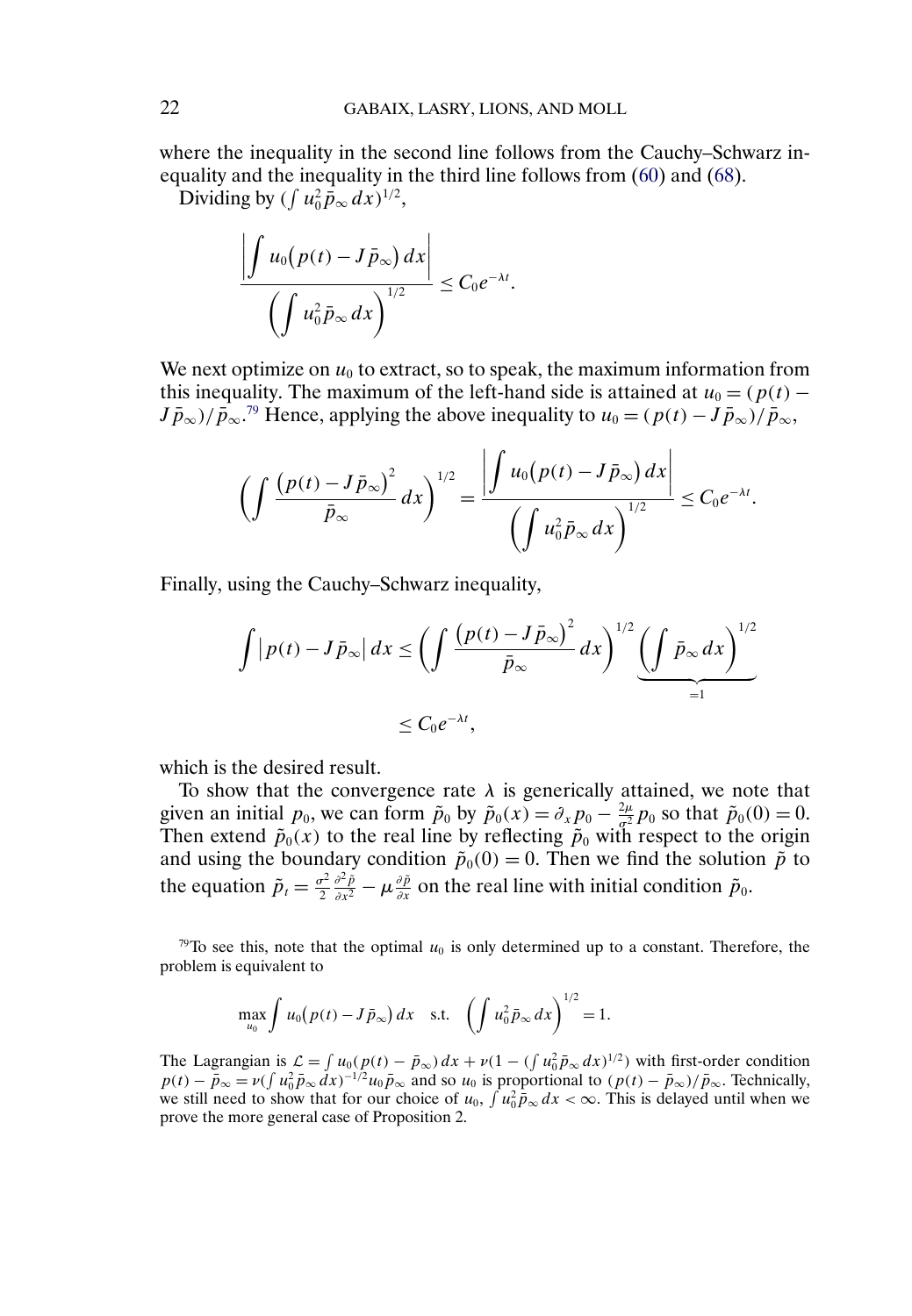where the inequality in the second line follows from the Cauchy–Schwarz inequality and the inequality in the third line follows from (60) and (68).

Dividing by $(\int u_0^2 \bar{p}_\infty \, dx)^{1/2}$,

$$\frac{\left| \int u_0 \big( p(t) - J \bar{p}_\infty \big) \, dx \right|}{\left( \int u_0^2 \bar{p}_\infty \, dx \right)^{1/2}} \leq C_0 e^{-\lambda t}.$$

We next optimize on $u_0$ to extract, so to speak, the maximum information from this inequality. The maximum of the left-hand side is attained at $u_0 = (p(t) - J\bar{p}_\infty)/\bar{p}_\infty$.[79] Hence, applying the above inequality to $u_0 = (p(t) - J\bar{p}_\infty)/\bar{p}_\infty$,

$$\left( \int \frac{\big(p(t) - J\bar{p}_\infty\big)^2}{\bar{p}_\infty} \, dx \right)^{1/2} = \frac{\left| \int u_0 \big( p(t) - J \bar{p}_\infty \big) \, dx \right|}{\left( \int u_0^2 \bar{p}_\infty \, dx \right)^{1/2}} \leq C_0 e^{-\lambda t}.$$

Finally, using the Cauchy–Schwarz inequality,

$$\begin{aligned}
\int \big| p(t) - J\bar{p}_\infty \big| \, dx &\leq \left( \int \frac{\big(p(t) - J\bar{p}_\infty\big)^2}{\bar{p}_\infty} \, dx \right)^{1/2} \underbrace{\left( \int \bar{p}_\infty \, dx \right)^{1/2}}_{=1} \\
&\leq C_0 e^{-\lambda t},
\end{aligned}$$

which is the desired result.

To show that the convergence rate $\lambda$ is generically attained, we note that given an initial $p_0$, we can form $\tilde{p}_0$ by $\tilde{p}_0(x) = \partial_x p_0 - \frac{2\mu}{\sigma^2} p_0$ so that $\tilde{p}_0(0) = 0$. Then extend $\tilde{p}_0(x)$ to the real line by reflecting $\tilde{p}_0$ with respect to the origin and using the boundary condition $\tilde{p}_0(0) = 0$. Then we find the solution $\tilde{p}$ to the equation $\tilde{p}_t = \frac{\sigma^2}{2} \frac{\partial^2 \tilde{p}}{\partial x^2} - \mu \frac{\partial \tilde{p}}{\partial x}$ on the real line with initial condition $\tilde{p}_0$.

---

[79] To see this, note that the optimal $u_0$ is only determined up to a constant. Therefore, the problem is equivalent to

$$\max_{u_0} \int u_0 \big( p(t) - J\bar{p}_\infty \big) \, dx \quad \text{s.t.} \quad \left( \int u_0^2 \bar{p}_\infty \, dx \right)^{1/2} = 1.$$

The Lagrangian is $\mathcal{L} = \int u_0(p(t) - \bar{p}_\infty) \, dx + \nu(1 - (\int u_0^2 \bar{p}_\infty \, dx)^{1/2})$ with first-order condition $p(t) - \bar{p}_\infty = \nu(\int u_0^2 \bar{p}_\infty \, dx)^{-1/2} u_0 \bar{p}_\infty$ and so $u_0$ is proportional to $(p(t) - \bar{p}_\infty)/\bar{p}_\infty$. Technically, we still need to show that for our choice of $u_0$, $\int u_0^2 \bar{p}_\infty \, dx < \infty$. This is delayed until when we prove the more general case of Proposition 2.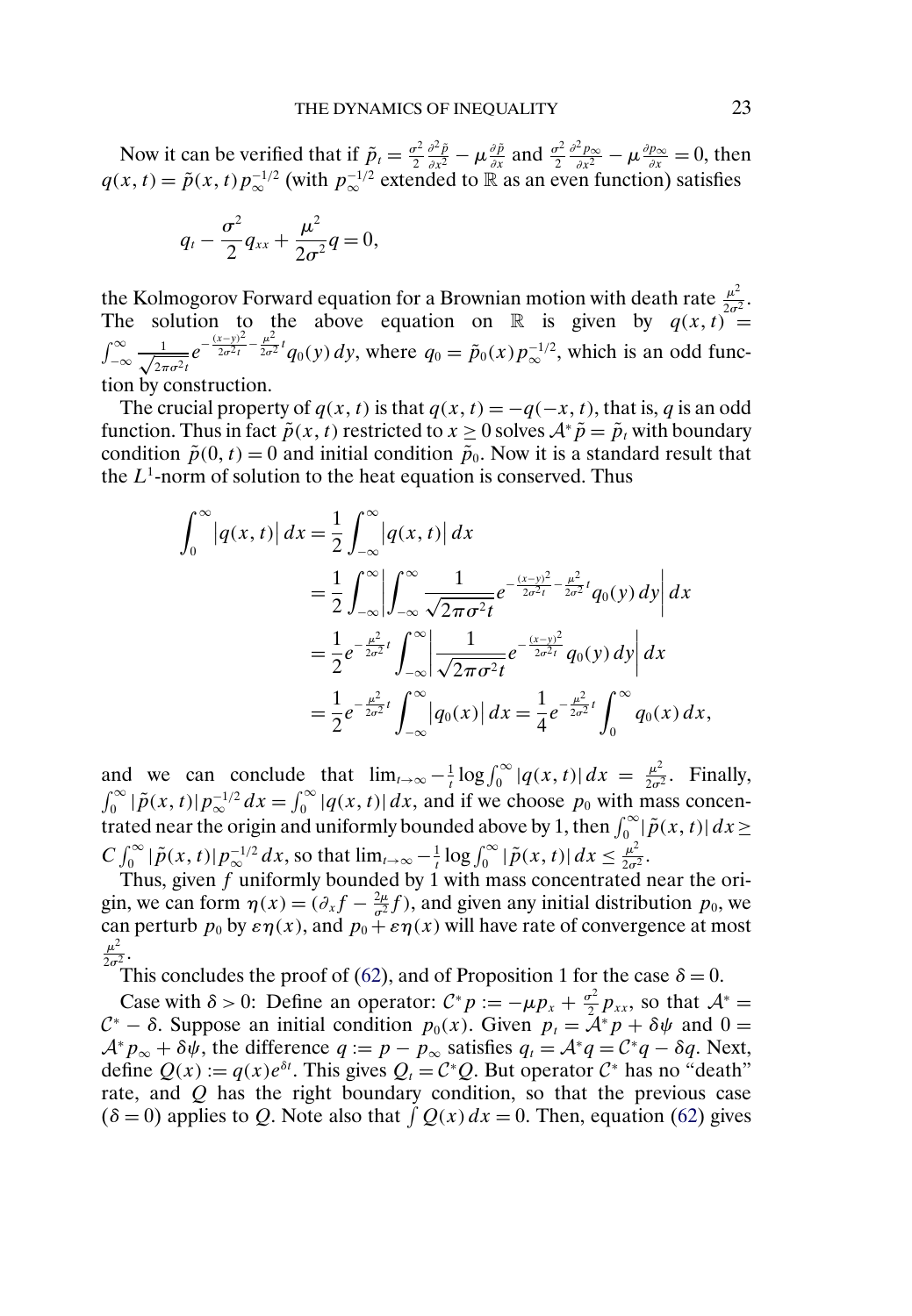Now it can be verified that if $\tilde{p}_t = \frac{\sigma^2}{2}\frac{\partial^2 \tilde{p}}{\partial x^2} - \mu \frac{\partial \tilde{p}}{\partial x}$ and $\frac{\sigma^2}{2}\frac{\partial^2 p_\infty}{\partial x^2} - \mu \frac{\partial p_\infty}{\partial x} = 0$, then $q(x,t) = \tilde{p}(x,t) p_\infty^{-1/2}$ (with $p_\infty^{-1/2}$ extended to $\mathbb{R}$ as an even function) satisfies

$$q_t - \frac{\sigma^2}{2} q_{xx} + \frac{\mu^2}{2\sigma^2} q = 0,$$

the Kolmogorov Forward equation for a Brownian motion with death rate $\frac{\mu^2}{2\sigma^2}$. The solution to the above equation on $\mathbb{R}$ is given by $q(x,t) = \int_{-\infty}^{\infty} \frac{1}{\sqrt{2\pi\sigma^2 t}} e^{-\frac{(x-y)^2}{2\sigma^2 t} - \frac{\mu^2}{2\sigma^2} t} q_0(y)\, dy$, where $q_0 = \tilde{p}_0(x) p_\infty^{-1/2}$, which is an odd function by construction.

The crucial property of $q(x,t)$ is that $q(x,t) = -q(-x,t)$, that is, $q$ is an odd function. Thus in fact $\tilde{p}(x,t)$ restricted to $x \geq 0$ solves $\mathcal{A}^* \tilde{p} = \tilde{p}_t$ with boundary condition $\tilde{p}(0,t) = 0$ and initial condition $\tilde{p}_0$. Now it is a standard result that the $L^1$-norm of solution to the heat equation is conserved. Thus

$$\begin{aligned}
\int_0^\infty |q(x,t)|\, dx &= \frac{1}{2}\int_{-\infty}^\infty |q(x,t)|\, dx \\
&= \frac{1}{2}\int_{-\infty}^\infty \left| \int_{-\infty}^\infty \frac{1}{\sqrt{2\pi\sigma^2 t}} e^{-\frac{(x-y)^2}{2\sigma^2 t} - \frac{\mu^2}{2\sigma^2} t} q_0(y)\, dy \right| dx \\
&= \frac{1}{2} e^{-\frac{\mu^2}{2\sigma^2} t} \int_{-\infty}^\infty \left| \frac{1}{\sqrt{2\pi\sigma^2 t}} e^{-\frac{(x-y)^2}{2\sigma^2 t}} q_0(y)\, dy \right| dx \\
&= \frac{1}{2} e^{-\frac{\mu^2}{2\sigma^2} t} \int_{-\infty}^\infty |q_0(x)|\, dx = \frac{1}{4} e^{-\frac{\mu^2}{2\sigma^2} t} \int_0^\infty q_0(x)\, dx,
\end{aligned}$$

and we can conclude that $\lim_{t\to\infty} -\frac{1}{t} \log \int_0^\infty |q(x,t)|\, dx = \frac{\mu^2}{2\sigma^2}$. Finally, $\int_0^\infty |\tilde{p}(x,t)| p_\infty^{-1/2}\, dx = \int_0^\infty |q(x,t)|\, dx$, and if we choose $p_0$ with mass concentrated near the origin and uniformly bounded above by 1, then $\int_0^\infty |\tilde{p}(x,t)|\, dx \geq C \int_0^\infty |\tilde{p}(x,t)| p_\infty^{-1/2}\, dx$, so that $\lim_{t\to\infty} -\frac{1}{t} \log \int_0^\infty |\tilde{p}(x,t)|\, dx \leq \frac{\mu^2}{2\sigma^2}$.

Thus, given $f$ uniformly bounded by 1 with mass concentrated near the origin, we can form $\eta(x) = (\partial_x f - \frac{2\mu}{\sigma^2} f)$, and given any initial distribution $p_0$, we can perturb $p_0$ by $\varepsilon\eta(x)$, and $p_0 + \varepsilon\eta(x)$ will have rate of convergence at most $\frac{\mu^2}{2\sigma^2}$.

This concludes the proof of (62), and of Proposition 1 for the case $\delta = 0$.

Case with $\delta > 0$: Define an operator: $\mathcal{C}^* p := -\mu p_x + \frac{\sigma^2}{2} p_{xx}$, so that $\mathcal{A}^* = \mathcal{C}^* - \delta$. Suppose an initial condition $p_0(x)$. Given $p_t = \mathcal{A}^* p + \delta\psi$ and $0 = \mathcal{A}^* p_\infty + \delta\psi$, the difference $q := p - p_\infty$ satisfies $q_t = \mathcal{A}^* q = \mathcal{C}^* q - \delta q$. Next, define $Q(x) := q(x) e^{\delta t}$. This gives $Q_t = \mathcal{C}^* Q$. But operator $\mathcal{C}^*$ has no "death" rate, and $Q$ has the right boundary condition, so that the previous case ($\delta = 0$) applies to $Q$. Note also that $\int Q(x)\, dx = 0$. Then, equation (62) gives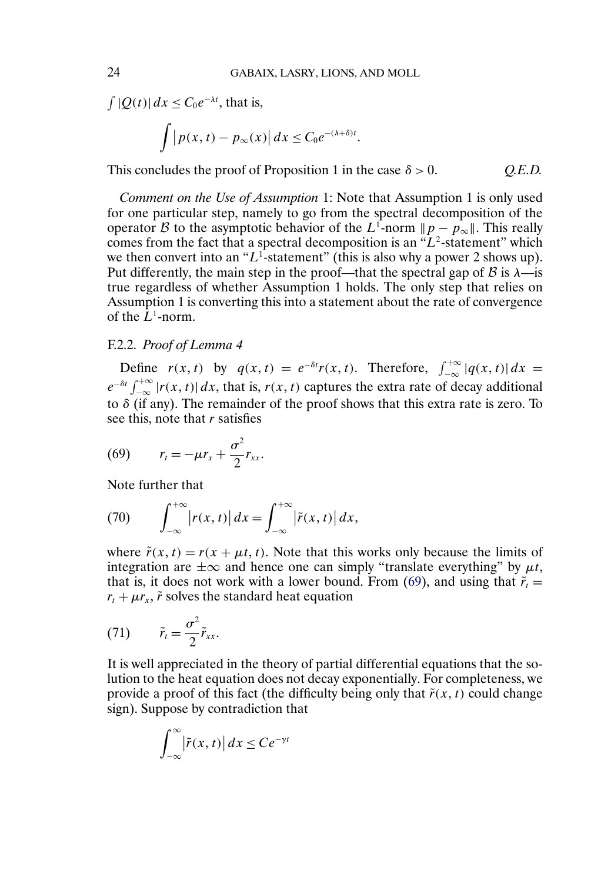$\int |Q(t)|\, dx \leq C_0 e^{-\lambda t}$, that is,

$$\int \left| p(x,t) - p_\infty(x) \right| dx \leq C_0 e^{-(\lambda+\delta)t}.$$

This concludes the proof of Proposition 1 in the case $\delta > 0$. *Q.E.D.*

*Comment on the Use of Assumption* 1: Note that Assumption 1 is only used for one particular step, namely to go from the spectral decomposition of the operator $\mathcal{B}$ to the asymptotic behavior of the $L^1$-norm $\| p - p_\infty \|$. This really comes from the fact that a spectral decomposition is an "$L^2$-statement" which we then convert into an "$L^1$-statement" (this is also why a power 2 shows up). Put differently, the main step in the proof—that the spectral gap of $\mathcal{B}$ is $\lambda$—is true regardless of whether Assumption 1 holds. The only step that relies on Assumption 1 is converting this into a statement about the rate of convergence of the $L^1$-norm.

### F.2.2. *Proof of Lemma 4*

Define $r(x,t)$ by $q(x,t) = e^{-\delta t} r(x,t)$. Therefore, $\int_{-\infty}^{+\infty} |q(x,t)|\, dx = e^{-\delta t} \int_{-\infty}^{+\infty} |r(x,t)|\, dx$, that is, $r(x,t)$ captures the extra rate of decay additional to $\delta$ (if any). The remainder of the proof shows that this extra rate is zero. To see this, note that $r$ satisfies

$$r_t = -\mu r_x + \frac{\sigma^2}{2} r_{xx}. \tag{69}$$

Note further that

$$\int_{-\infty}^{+\infty} \left| r(x,t) \right| dx = \int_{-\infty}^{+\infty} \left| \tilde{r}(x,t) \right| dx, \tag{70}$$

where $\tilde{r}(x,t) = r(x + \mu t, t)$. Note that this works only because the limits of integration are $\pm\infty$ and hence one can simply "translate everything" by $\mu t$, that is, it does not work with a lower bound. From (69), and using that $\tilde{r}_t = r_t + \mu r_x$, $\tilde{r}$ solves the standard heat equation

$$\tilde{r}_t = \frac{\sigma^2}{2} \tilde{r}_{xx}. \tag{71}$$

It is well appreciated in the theory of partial differential equations that the solution to the heat equation does not decay exponentially. For completeness, we provide a proof of this fact (the difficulty being only that $\tilde{r}(x,t)$ could change sign). Suppose by contradiction that

$$\int_{-\infty}^{\infty} \left| \tilde{r}(x,t) \right| dx \leq C e^{-\gamma t}$$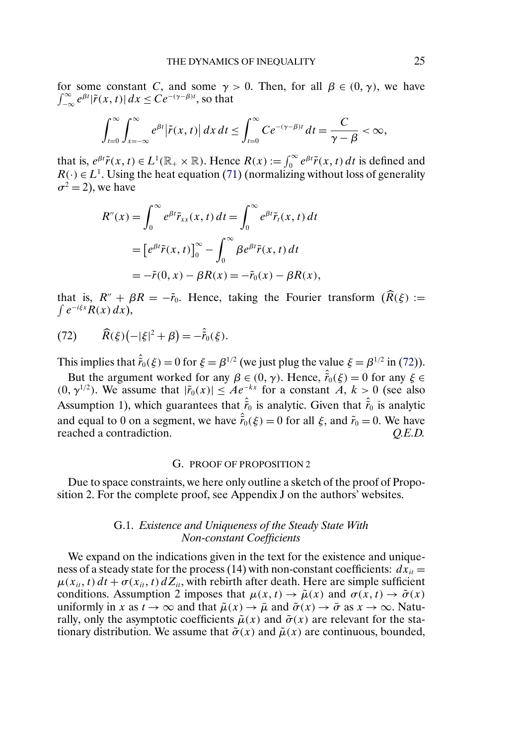for some constant $C$, and some $\gamma > 0$. Then, for all $\beta \in (0, \gamma)$, we have $\int_{-\infty}^{\infty} e^{\beta t} |\tilde{r}(x,t)|\, dx \le C e^{-(\gamma-\beta)t}$, so that

$$\int_{t=0}^{\infty} \int_{x=-\infty}^{\infty} e^{\beta t} \big|\tilde{r}(x,t)\big|\, dx\, dt \le \int_{t=0}^{\infty} C e^{-(\gamma-\beta)t}\, dt = \frac{C}{\gamma - \beta} < \infty,$$

that is, $e^{\beta t}\tilde{r}(x,t) \in L^1(\mathbb{R}_+ \times \mathbb{R})$. Hence $R(x) := \int_0^\infty e^{\beta t}\tilde{r}(x,t)\, dt$ is defined and $R(\cdot) \in L^1$. Using the heat equation (71) (normalizing without loss of generality $\sigma^2 = 2$), we have

$$\begin{aligned} R''(x) &= \int_0^\infty e^{\beta t} \tilde{r}_{xx}(x,t)\, dt = \int_0^\infty e^{\beta t} \tilde{r}_t(x,t)\, dt \\ &= \big[e^{\beta t}\tilde{r}(x,t)\big]_0^\infty - \int_0^\infty \beta e^{\beta t} \tilde{r}(x,t)\, dt \\ &= -\tilde{r}(0,x) - \beta R(x) = -\tilde{r}_0(x) - \beta R(x), \end{aligned}$$

that is, $R'' + \beta R = -\tilde{r}_0$. Hence, taking the Fourier transform ($\widehat{R}(\xi) := \int e^{-i\xi x} R(x)\, dx$),

$$\widehat{R}(\xi)\big(-|\xi|^2 + \beta\big) = -\hat{\tilde{r}}_0(\xi). \tag{72}$$

This implies that $\hat{\tilde{r}}_0(\xi) = 0$ for $\xi = \beta^{1/2}$ (we just plug the value $\xi = \beta^{1/2}$ in (72)).

But the argument worked for any $\beta \in (0, \gamma)$. Hence, $\hat{\tilde{r}}_0(\xi) = 0$ for any $\xi \in (0, \gamma^{1/2})$. We assume that $|\tilde{r}_0(x)| \le A e^{-kx}$ for a constant $A$, $k > 0$ (see also Assumption 1), which guarantees that $\hat{\tilde{r}}_0$ is analytic. Given that $\hat{\tilde{r}}_0$ is analytic and equal to 0 on a segment, we have $\hat{\tilde{r}}_0(\xi) = 0$ for all $\xi$, and $\tilde{r}_0 = 0$. We have reached a contradiction. *Q.E.D.*

## G. PROOF OF PROPOSITION 2

Due to space constraints, we here only outline a sketch of the proof of Proposition 2. For the complete proof, see Appendix J on the authors' websites.

### G.1. *Existence and Uniqueness of the Steady State With Non-constant Coefficients*

We expand on the indications given in the text for the existence and uniqueness of a steady state for the process (14) with non-constant coefficients: $dx_{it} = \mu(x_{it}, t)\, dt + \sigma(x_{it}, t)\, dZ_{it}$, with rebirth after death. Here are simple sufficient conditions. Assumption 2 imposes that $\mu(x,t) \to \tilde{\mu}(x)$ and $\sigma(x,t) \to \tilde{\sigma}(x)$ uniformly in $x$ as $t \to \infty$ and that $\tilde{\mu}(x) \to \bar{\mu}$ and $\tilde{\sigma}(x) \to \bar{\sigma}$ as $x \to \infty$. Naturally, only the asymptotic coefficients $\tilde{\mu}(x)$ and $\tilde{\sigma}(x)$ are relevant for the stationary distribution. We assume that $\tilde{\sigma}(x)$ and $\tilde{\mu}(x)$ are continuous, bounded,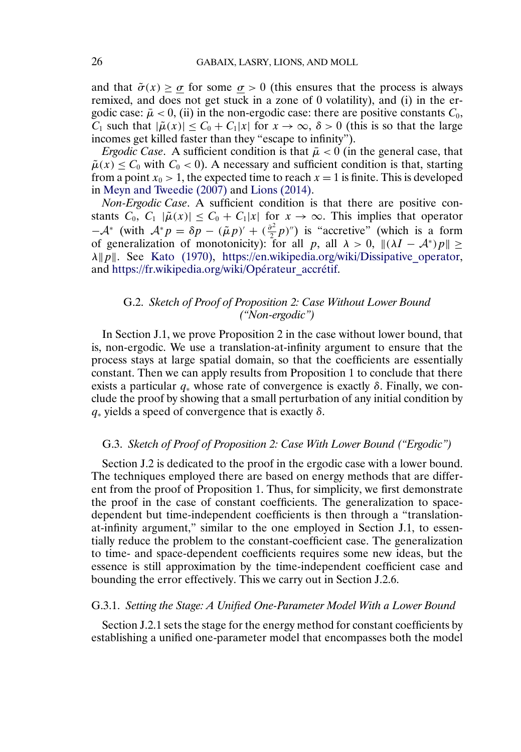and that $\tilde{\sigma}(x) \geq \underline{\sigma}$ for some $\underline{\sigma} > 0$ (this ensures that the process is always remixed, and does not get stuck in a zone of 0 volatility), and (i) in the ergodic case: $\bar{\mu} < 0$, (ii) in the non-ergodic case: there are positive constants $C_0$, $C_1$ such that $|\tilde{\mu}(x)| \leq C_0 + C_1|x|$ for $x \to \infty$, $\delta > 0$ (this is so that the large incomes get killed faster than they "escape to infinity").

*Ergodic Case*. A sufficient condition is that $\bar{\mu} < 0$ (in the general case, that $\tilde{\mu}(x) \leq C_0$ with $C_0 < 0$). A necessary and sufficient condition is that, starting from a point $x_0 > 1$, the expected time to reach $x = 1$ is finite. This is developed in Meyn and Tweedie (2007) and Lions (2014).

*Non-Ergodic Case*. A sufficient condition is that there are positive constants $C_0$, $C_1$ $|\tilde{\mu}(x)| \leq C_0 + C_1|x|$ for $x \to \infty$. This implies that operator $-\mathcal{A}^*$ (with $\mathcal{A}^* p = \delta p - (\tilde{\mu} p)' + (\frac{\tilde{\sigma}^2}{2} p)''$) is "accretive" (which is a form of generalization of monotonicity): for all $p$, all $\lambda > 0$, $\|(\lambda I - \mathcal{A}^*)p\| \geq \lambda \|p\|$. See Kato (1970), https://en.wikipedia.org/wiki/Dissipative_operator, and https://fr.wikipedia.org/wiki/Opérateur_accrétif.

## G.2. *Sketch of Proof of Proposition 2: Case Without Lower Bound ("Non-ergodic")*

In Section J.1, we prove Proposition 2 in the case without lower bound, that is, non-ergodic. We use a translation-at-infinity argument to ensure that the process stays at large spatial domain, so that the coefficients are essentially constant. Then we can apply results from Proposition 1 to conclude that there exists a particular $q_*$ whose rate of convergence is exactly $\delta$. Finally, we conclude the proof by showing that a small perturbation of any initial condition by $q_*$ yields a speed of convergence that is exactly $\delta$.

## G.3. *Sketch of Proof of Proposition 2: Case With Lower Bound ("Ergodic")*

Section J.2 is dedicated to the proof in the ergodic case with a lower bound. The techniques employed there are based on energy methods that are different from the proof of Proposition 1. Thus, for simplicity, we first demonstrate the proof in the case of constant coefficients. The generalization to space-dependent but time-independent coefficients is then through a "translation-at-infinity argument," similar to the one employed in Section J.1, to essentially reduce the problem to the constant-coefficient case. The generalization to time- and space-dependent coefficients requires some new ideas, but the essence is still approximation by the time-independent coefficient case and bounding the error effectively. This we carry out in Section J.2.6.

### G.3.1. *Setting the Stage: A Unified One-Parameter Model With a Lower Bound*

Section J.2.1 sets the stage for the energy method for constant coefficients by establishing a unified one-parameter model that encompasses both the model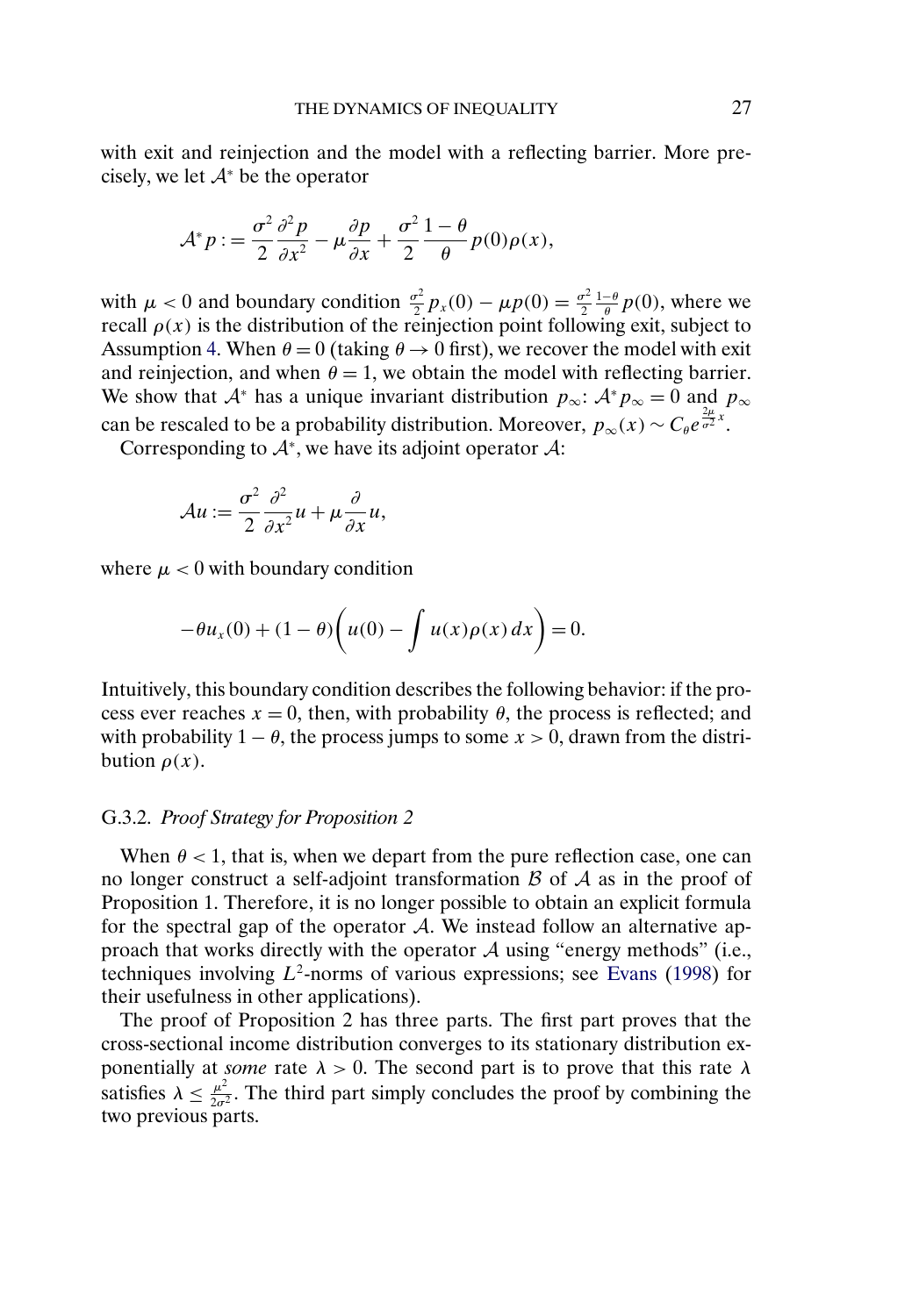with exit and reinjection and the model with a reflecting barrier. More precisely, we let $\mathcal{A}^*$ be the operator

$$\mathcal{A}^* p := \frac{\sigma^2}{2}\frac{\partial^2 p}{\partial x^2} - \mu \frac{\partial p}{\partial x} + \frac{\sigma^2}{2}\frac{1-\theta}{\theta} p(0)\rho(x),$$

with $\mu < 0$ and boundary condition $\frac{\sigma^2}{2} p_x(0) - \mu p(0) = \frac{\sigma^2}{2}\frac{1-\theta}{\theta} p(0)$, where we recall $\rho(x)$ is the distribution of the reinjection point following exit, subject to Assumption 4. When $\theta = 0$ (taking $\theta \to 0$ first), we recover the model with exit and reinjection, and when $\theta = 1$, we obtain the model with reflecting barrier. We show that $\mathcal{A}^*$ has a unique invariant distribution $p_\infty$: $\mathcal{A}^* p_\infty = 0$ and $p_\infty$ can be rescaled to be a probability distribution. Moreover, $p_\infty(x) \sim C_\theta e^{\frac{2\mu}{\sigma^2}x}$.

Corresponding to $\mathcal{A}^*$, we have its adjoint operator $\mathcal{A}$:

$$\mathcal{A}u := \frac{\sigma^2}{2}\frac{\partial^2}{\partial x^2}u + \mu \frac{\partial}{\partial x}u,$$

where $\mu < 0$ with boundary condition

$$-\theta u_x(0) + (1-\theta)\left(u(0) - \int u(x)\rho(x)\,dx\right) = 0.$$

Intuitively, this boundary condition describes the following behavior: if the process ever reaches $x = 0$, then, with probability $\theta$, the process is reflected; and with probability $1 - \theta$, the process jumps to some $x > 0$, drawn from the distribution $\rho(x)$.

### G.3.2. *Proof Strategy for Proposition 2*

When $\theta < 1$, that is, when we depart from the pure reflection case, one can no longer construct a self-adjoint transformation $\mathcal{B}$ of $\mathcal{A}$ as in the proof of Proposition 1. Therefore, it is no longer possible to obtain an explicit formula for the spectral gap of the operator $\mathcal{A}$. We instead follow an alternative approach that works directly with the operator $\mathcal{A}$ using "energy methods" (i.e., techniques involving $L^2$-norms of various expressions; see Evans (1998) for their usefulness in other applications).

The proof of Proposition 2 has three parts. The first part proves that the cross-sectional income distribution converges to its stationary distribution exponentially at *some* rate $\lambda > 0$. The second part is to prove that this rate $\lambda$ satisfies $\lambda \leq \frac{\mu^2}{2\sigma^2}$. The third part simply concludes the proof by combining the two previous parts.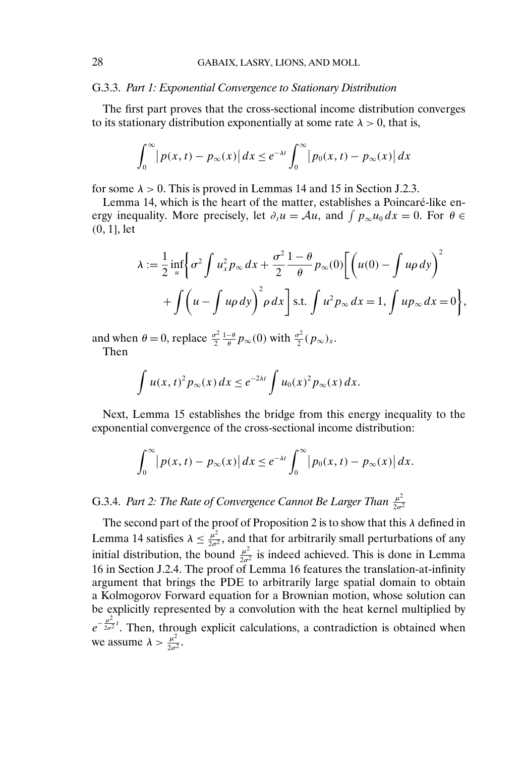### G.3.3. *Part 1: Exponential Convergence to Stationary Distribution*

The first part proves that the cross-sectional income distribution converges to its stationary distribution exponentially at some rate $\lambda > 0$, that is,

$$\int_0^\infty \left| p(x,t) - p_\infty(x) \right| dx \le e^{-\lambda t} \int_0^\infty \left| p_0(x,t) - p_\infty(x) \right| dx$$

for some $\lambda > 0$. This is proved in Lemmas 14 and 15 in Section J.2.3.

Lemma 14, which is the heart of the matter, establishes a Poincaré-like energy inequality. More precisely, let $\partial_t u = \mathcal{A}u$, and $\int p_\infty u_0 \, dx = 0$. For $\theta \in (0, 1]$, let

$$\lambda := \frac{1}{2} \inf_u \left\{ \sigma^2 \int u_x^2 p_\infty \, dx + \frac{\sigma^2}{2} \frac{1-\theta}{\theta} p_\infty(0) \left[ \left( u(0) - \int u \rho \, dy \right)^2 + \int \left( u - \int u \rho \, dy \right)^2 \rho \, dx \right] \text{s.t.} \int u^2 p_\infty \, dx = 1, \int u p_\infty \, dx = 0 \right\},$$

and when $\theta = 0$, replace $\frac{\sigma^2}{2} \frac{1-\theta}{\theta} p_\infty(0)$ with $\frac{\sigma^2}{2} (p_\infty)_x$.

Then

$$\int u(x,t)^2 p_\infty(x) \, dx \le e^{-2\lambda t} \int u_0(x)^2 p_\infty(x) \, dx.$$

Next, Lemma 15 establishes the bridge from this energy inequality to the exponential convergence of the cross-sectional income distribution:

$$\int_0^\infty \left| p(x,t) - p_\infty(x) \right| dx \le e^{-\lambda t} \int_0^\infty \left| p_0(x,t) - p_\infty(x) \right| dx.$$

### G.3.4. *Part 2: The Rate of Convergence Cannot Be Larger Than* $\frac{\mu^2}{2\sigma^2}$

The second part of the proof of Proposition 2 is to show that this $\lambda$ defined in Lemma 14 satisfies $\lambda \le \frac{\mu^2}{2\sigma^2}$, and that for arbitrarily small perturbations of any initial distribution, the bound $\frac{\mu^2}{2\sigma^2}$ is indeed achieved. This is done in Lemma 16 in Section J.2.4. The proof of Lemma 16 features the translation-at-infinity argument that brings the PDE to arbitrarily large spatial domain to obtain a Kolmogorov Forward equation for a Brownian motion, whose solution can be explicitly represented by a convolution with the heat kernel multiplied by $e^{-\frac{\mu^2}{2\sigma^2} t}$. Then, through explicit calculations, a contradiction is obtained when we assume $\lambda > \frac{\mu^2}{2\sigma^2}$.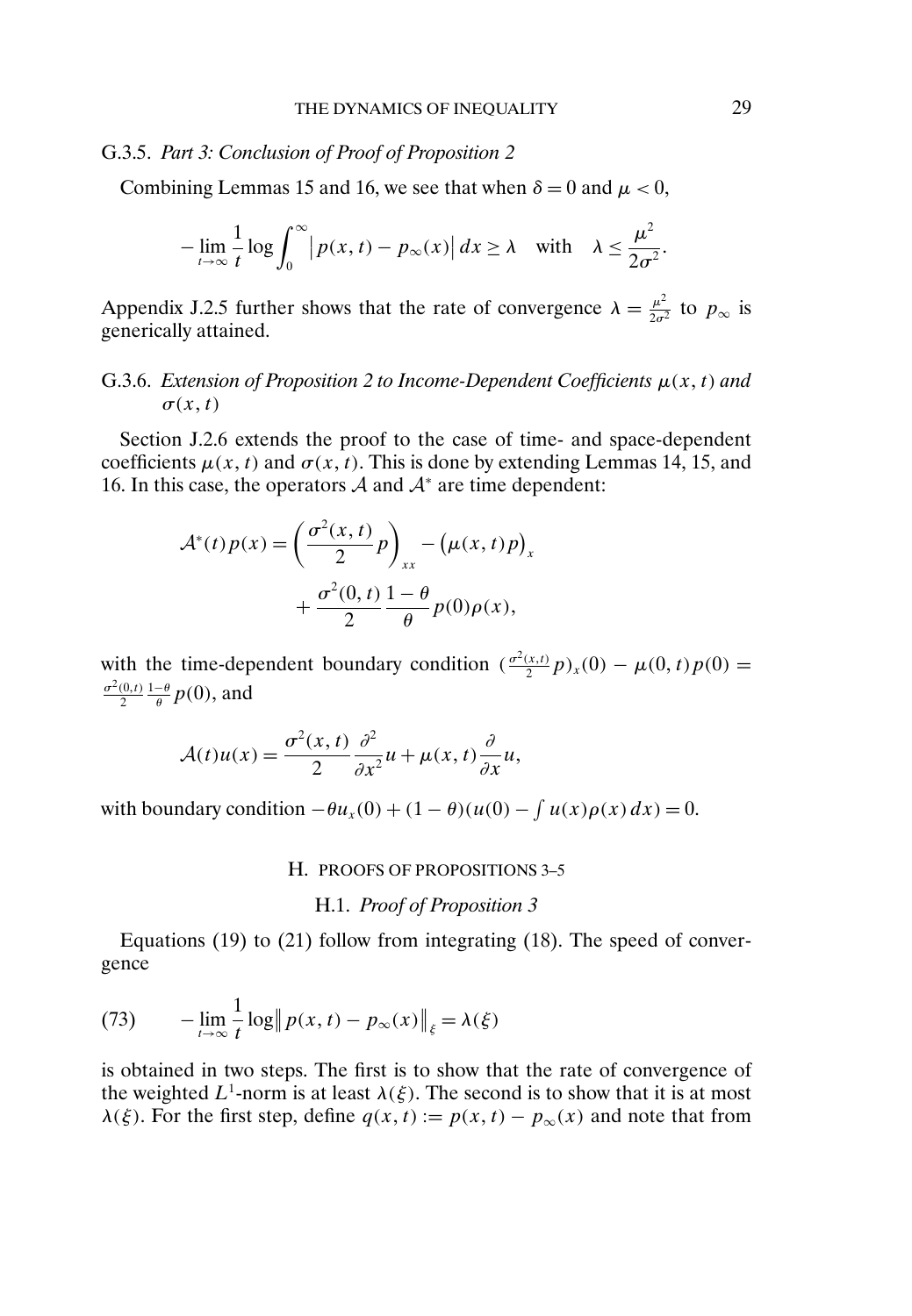### G.3.5. *Part 3: Conclusion of Proof of Proposition 2*

Combining Lemmas 15 and 16, we see that when $\delta = 0$ and $\mu < 0$,

$$-\lim_{t\to\infty} \frac{1}{t} \log \int_0^\infty \left| p(x,t) - p_\infty(x) \right| dx \geq \lambda \quad \text{with} \quad \lambda \leq \frac{\mu^2}{2\sigma^2}.$$

Appendix J.2.5 further shows that the rate of convergence $\lambda = \frac{\mu^2}{2\sigma^2}$ to $p_\infty$ is generically attained.

### G.3.6. *Extension of Proposition 2 to Income-Dependent Coefficients $\mu(x,t)$ and $\sigma(x,t)$*

Section J.2.6 extends the proof to the case of time- and space-dependent coefficients $\mu(x,t)$ and $\sigma(x,t)$. This is done by extending Lemmas 14, 15, and 16. In this case, the operators $\mathcal{A}$ and $\mathcal{A}^*$ are time dependent:

$$\mathcal{A}^*(t)p(x) = \left( \frac{\sigma^2(x,t)}{2} p \right)_{xx} - \left( \mu(x,t)p \right)_x + \frac{\sigma^2(0,t)}{2} \frac{1-\theta}{\theta} p(0)\rho(x),$$

with the time-dependent boundary condition $\left(\frac{\sigma^2(x,t)}{2} p\right)_x(0) - \mu(0,t)p(0) = \frac{\sigma^2(0,t)}{2} \frac{1-\theta}{\theta} p(0)$, and

$$\mathcal{A}(t)u(x) = \frac{\sigma^2(x,t)}{2} \frac{\partial^2}{\partial x^2} u + \mu(x,t) \frac{\partial}{\partial x} u,$$

with boundary condition $-\theta u_x(0) + (1-\theta)(u(0) - \int u(x)\rho(x)\,dx) = 0$.

## H. PROOFS OF PROPOSITIONS 3–5

### H.1. *Proof of Proposition 3*

Equations (19) to (21) follow from integrating (18). The speed of convergence

$$-\lim_{t\to\infty} \frac{1}{t} \log \left\| p(x,t) - p_\infty(x) \right\|_\xi = \lambda(\xi) \tag{73}$$

is obtained in two steps. The first is to show that the rate of convergence of the weighted $L^1$-norm is at least $\lambda(\xi)$. The second is to show that it is at most $\lambda(\xi)$. For the first step, define $q(x,t) := p(x,t) - p_\infty(x)$ and note that from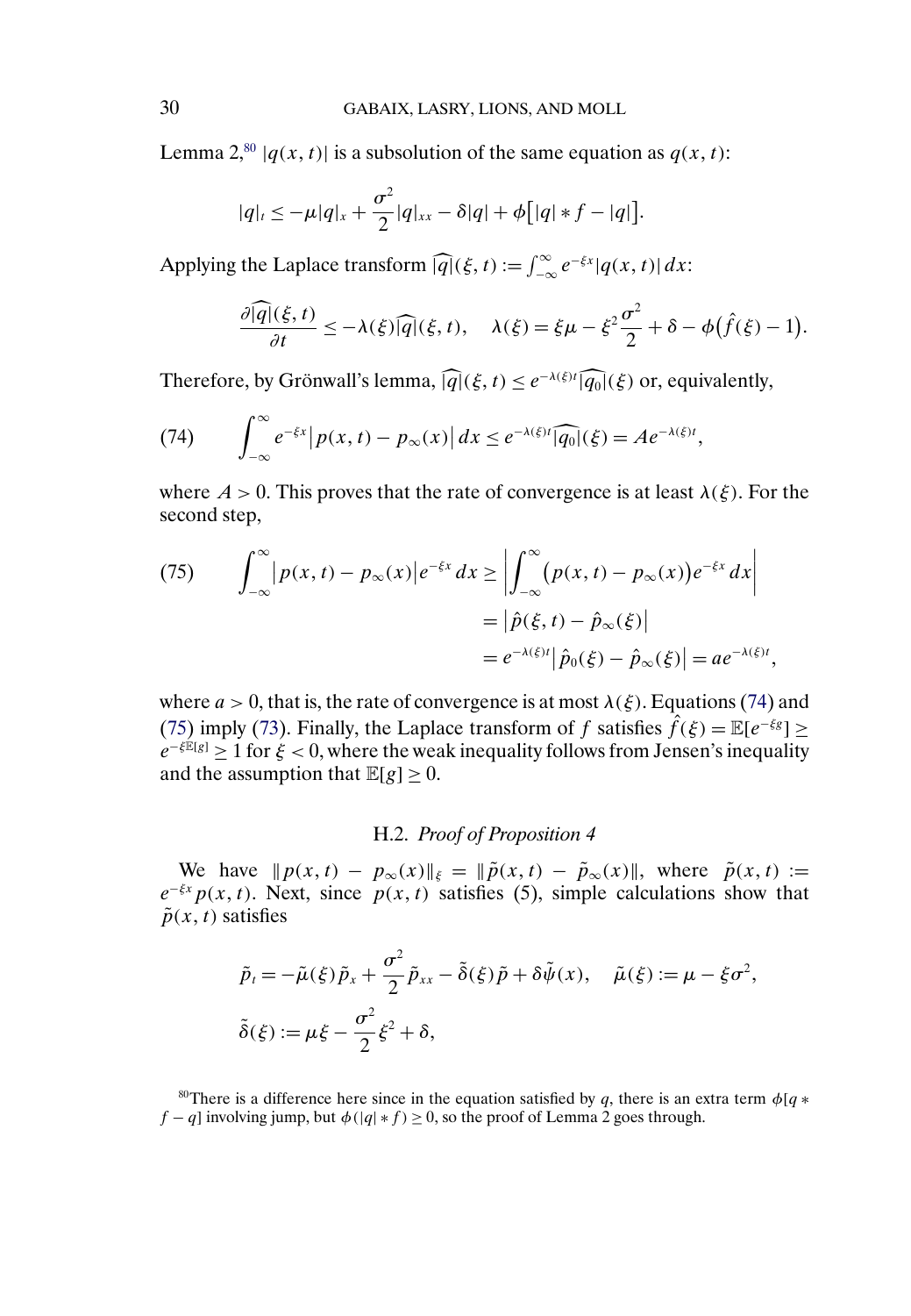Lemma 2,[80] $|q(x,t)|$ is a subsolution of the same equation as $q(x,t)$:

$$|q|_t \le -\mu |q|_x + \frac{\sigma^2}{2}|q|_{xx} - \delta |q| + \phi\big[|q| * f - |q|\big].$$

Applying the Laplace transform $\widehat{|q|}(\xi,t) := \int_{-\infty}^{\infty} e^{-\xi x}|q(x,t)|\,dx$:

$$\frac{\partial \widehat{|q|}(\xi,t)}{\partial t} \le -\lambda(\xi)\widehat{|q|}(\xi,t), \quad \lambda(\xi) = \xi\mu - \xi^2\frac{\sigma^2}{2} + \delta - \phi\big(\hat{f}(\xi) - 1\big).$$

Therefore, by Grönwall's lemma, $\widehat{|q|}(\xi,t) \le e^{-\lambda(\xi)t}\widehat{|q_0|}(\xi)$ or, equivalently,

$$\int_{-\infty}^{\infty} e^{-\xi x}\big|p(x,t) - p_\infty(x)\big|\,dx \le e^{-\lambda(\xi)t}\widehat{|q_0|}(\xi) = Ae^{-\lambda(\xi)t}, \tag{74}$$

where $A > 0$. This proves that the rate of convergence is at least $\lambda(\xi)$. For the second step,

$$\begin{aligned}
\int_{-\infty}^{\infty}\big|p(x,t) - p_\infty(x)\big|e^{-\xi x}\,dx &\ge \left|\int_{-\infty}^{\infty}\big(p(x,t) - p_\infty(x)\big)e^{-\xi x}\,dx\right| \\
&= \big|\hat{p}(\xi,t) - \hat{p}_\infty(\xi)\big| \\
&= e^{-\lambda(\xi)t}\big|\hat{p}_0(\xi) - \hat{p}_\infty(\xi)\big| = ae^{-\lambda(\xi)t},
\end{aligned} \tag{75}$$

where $a > 0$, that is, the rate of convergence is at most $\lambda(\xi)$. Equations (74) and (75) imply (73). Finally, the Laplace transform of $f$ satisfies $\hat{f}(\xi) = \mathbb{E}[e^{-\xi g}] \ge e^{-\xi\mathbb{E}[g]} \ge 1$ for $\xi < 0$, where the weak inequality follows from Jensen's inequality and the assumption that $\mathbb{E}[g] \ge 0$.

## H.2. *Proof of Proposition 4*

We have $\|p(x,t) - p_\infty(x)\|_\xi = \|\tilde{p}(x,t) - \tilde{p}_\infty(x)\|$, where $\tilde{p}(x,t) := e^{-\xi x}p(x,t)$. Next, since $p(x,t)$ satisfies (5), simple calculations show that $\tilde{p}(x,t)$ satisfies

$$\tilde{p}_t = -\tilde{\mu}(\xi)\tilde{p}_x + \frac{\sigma^2}{2}\tilde{p}_{xx} - \tilde{\delta}(\xi)\tilde{p} + \delta\tilde{\psi}(x), \quad \tilde{\mu}(\xi) := \mu - \xi\sigma^2,$$

$$\tilde{\delta}(\xi) := \mu\xi - \frac{\sigma^2}{2}\xi^2 + \delta,$$

[80] There is a difference here since in the equation satisfied by $q$, there is an extra term $\phi[q * f - q]$ involving jump, but $\phi(|q| * f) \ge 0$, so the proof of Lemma 2 goes through.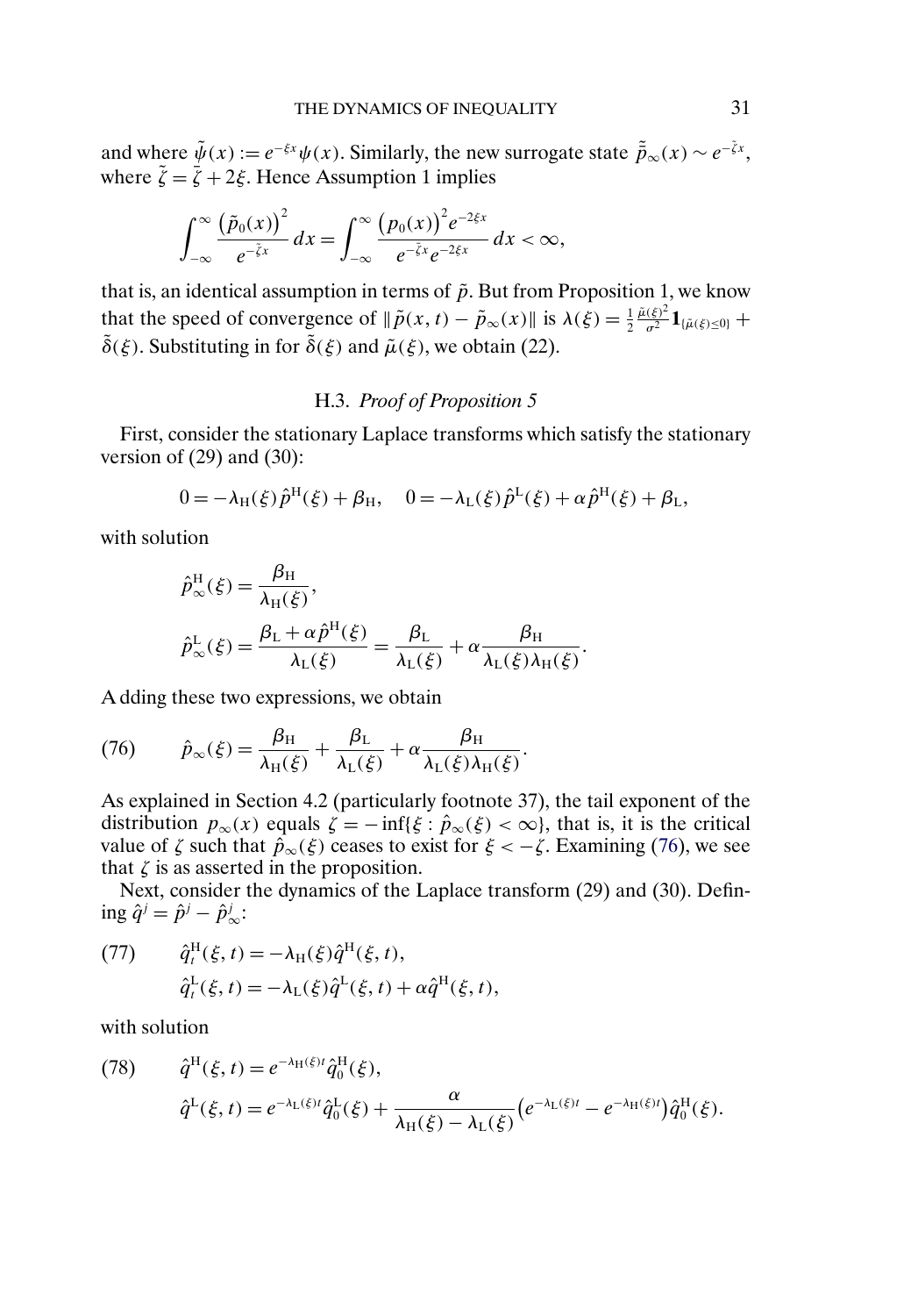and where $\tilde{\psi}(x) := e^{-\xi x}\psi(x)$. Similarly, the new surrogate state $\tilde{\bar{p}}_\infty(x) \sim e^{-\tilde{\zeta}x}$, where $\tilde{\zeta} = \bar{\zeta} + 2\xi$. Hence Assumption 1 implies

$$\int_{-\infty}^{\infty} \frac{\left(\tilde{p}_0(x)\right)^2}{e^{-\tilde{\zeta}x}}\,dx = \int_{-\infty}^{\infty} \frac{\left(p_0(x)\right)^2 e^{-2\xi x}}{e^{-\bar{\zeta}x}e^{-2\xi x}}\,dx < \infty,$$

that is, an identical assumption in terms of $\tilde{p}$. But from Proposition 1, we know that the speed of convergence of $\|\tilde{p}(x,t) - \tilde{p}_\infty(x)\|$ is $\lambda(\xi) = \frac{1}{2}\frac{\tilde{\mu}(\xi)^2}{\sigma^2}\mathbf{1}_{\{\tilde{\mu}(\xi)\le 0\}} + \tilde{\delta}(\xi)$. Substituting in for $\tilde{\delta}(\xi)$ and $\tilde{\mu}(\xi)$, we obtain (22).

### H.3. *Proof of Proposition 5*

First, consider the stationary Laplace transforms which satisfy the stationary version of (29) and (30):

$$0 = -\lambda_{\mathrm{H}}(\xi)\hat{p}^{\mathrm{H}}(\xi) + \beta_{\mathrm{H}}, \quad 0 = -\lambda_{\mathrm{L}}(\xi)\hat{p}^{\mathrm{L}}(\xi) + \alpha\hat{p}^{\mathrm{H}}(\xi) + \beta_{\mathrm{L}},$$

with solution

$$\hat{p}^{\mathrm{H}}_\infty(\xi) = \frac{\beta_{\mathrm{H}}}{\lambda_{\mathrm{H}}(\xi)},$$

$$\hat{p}^{\mathrm{L}}_\infty(\xi) = \frac{\beta_{\mathrm{L}} + \alpha\hat{p}^{\mathrm{H}}(\xi)}{\lambda_{\mathrm{L}}(\xi)} = \frac{\beta_{\mathrm{L}}}{\lambda_{\mathrm{L}}(\xi)} + \alpha\frac{\beta_{\mathrm{H}}}{\lambda_{\mathrm{L}}(\xi)\lambda_{\mathrm{H}}(\xi)}.$$

A dding these two expressions, we obtain

$$\hat{p}_\infty(\xi) = \frac{\beta_{\mathrm{H}}}{\lambda_{\mathrm{H}}(\xi)} + \frac{\beta_{\mathrm{L}}}{\lambda_{\mathrm{L}}(\xi)} + \alpha\frac{\beta_{\mathrm{H}}}{\lambda_{\mathrm{L}}(\xi)\lambda_{\mathrm{H}}(\xi)}. \tag{76}$$

As explained in Section 4.2 (particularly footnote 37), the tail exponent of the distribution $p_\infty(x)$ equals $\zeta = -\inf\{\xi : \hat{p}_\infty(\xi) < \infty\}$, that is, it is the critical value of $\zeta$ such that $\hat{p}_\infty(\xi)$ ceases to exist for $\xi < -\zeta$. Examining (76), we see that $\zeta$ is as asserted in the proposition.

Next, consider the dynamics of the Laplace transform (29) and (30). Defining $\hat{q}^j = \hat{p}^j - \hat{p}^j_\infty$:

$$\begin{aligned} \hat{q}^{\mathrm{H}}_t(\xi,t) &= -\lambda_{\mathrm{H}}(\xi)\hat{q}^{\mathrm{H}}(\xi,t), \\ \hat{q}^{\mathrm{L}}_t(\xi,t) &= -\lambda_{\mathrm{L}}(\xi)\hat{q}^{\mathrm{L}}(\xi,t) + \alpha\hat{q}^{\mathrm{H}}(\xi,t), \end{aligned} \tag{77}$$

with solution

$$\begin{aligned} \hat{q}^{\mathrm{H}}(\xi,t) &= e^{-\lambda_{\mathrm{H}}(\xi)t}\hat{q}^{\mathrm{H}}_0(\xi), \\ \hat{q}^{\mathrm{L}}(\xi,t) &= e^{-\lambda_{\mathrm{L}}(\xi)t}\hat{q}^{\mathrm{L}}_0(\xi) + \frac{\alpha}{\lambda_{\mathrm{H}}(\xi) - \lambda_{\mathrm{L}}(\xi)}\left(e^{-\lambda_{\mathrm{L}}(\xi)t} - e^{-\lambda_{\mathrm{H}}(\xi)t}\right)\hat{q}^{\mathrm{H}}_0(\xi). \end{aligned} \tag{78}$$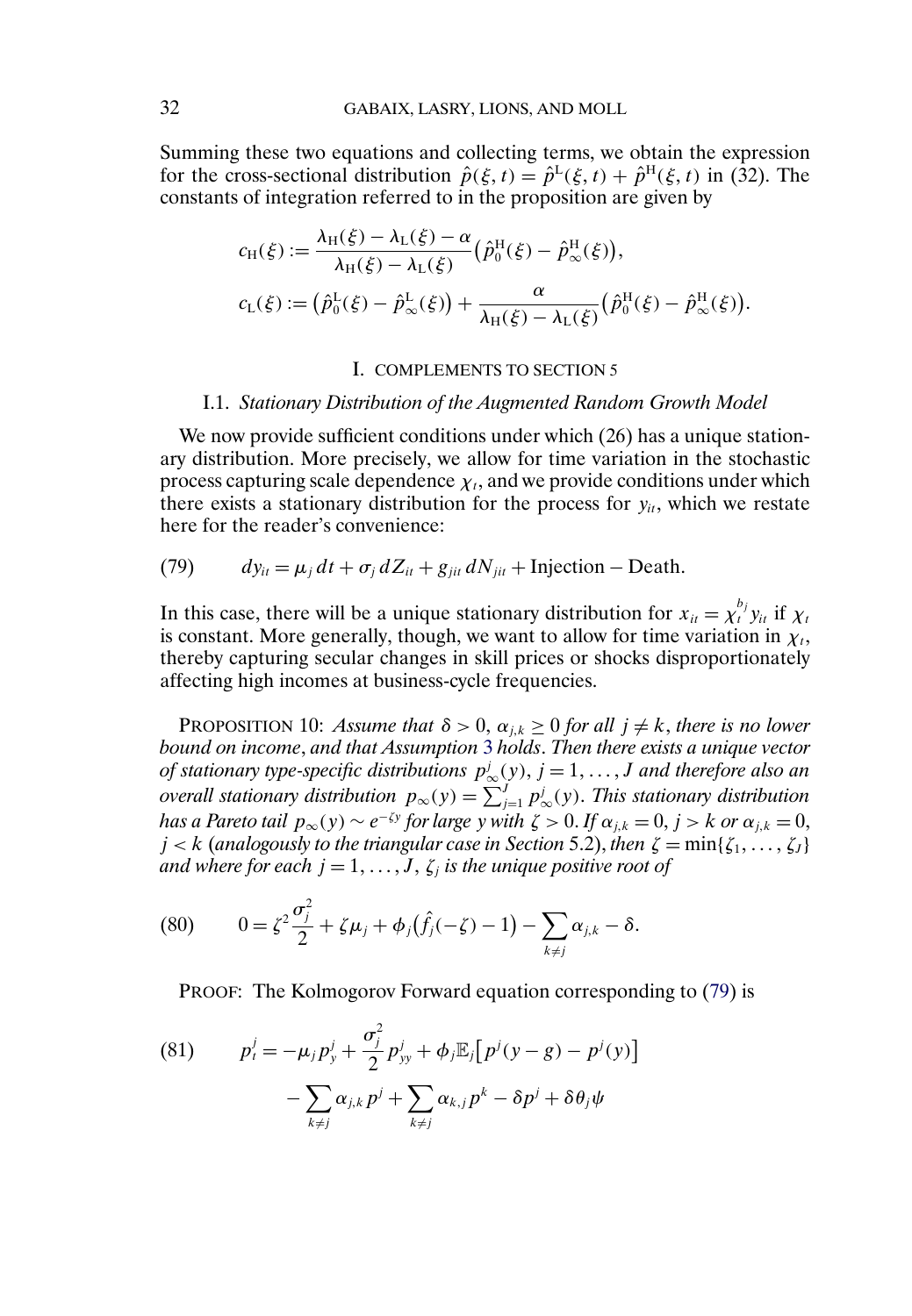Summing these two equations and collecting terms, we obtain the expression for the cross-sectional distribution $\hat{p}(\xi, t) = \hat{p}^{\mathrm{L}}(\xi, t) + \hat{p}^{\mathrm{H}}(\xi, t)$ in (32). The constants of integration referred to in the proposition are given by

$$c_{\mathrm{H}}(\xi) := \frac{\lambda_{\mathrm{H}}(\xi) - \lambda_{\mathrm{L}}(\xi) - \alpha}{\lambda_{\mathrm{H}}(\xi) - \lambda_{\mathrm{L}}(\xi)} \big(\hat{p}_0^{\mathrm{H}}(\xi) - \hat{p}_\infty^{\mathrm{H}}(\xi)\big),$$

$$c_{\mathrm{L}}(\xi) := \big(\hat{p}_0^{\mathrm{L}}(\xi) - \hat{p}_\infty^{\mathrm{L}}(\xi)\big) + \frac{\alpha}{\lambda_{\mathrm{H}}(\xi) - \lambda_{\mathrm{L}}(\xi)} \big(\hat{p}_0^{\mathrm{H}}(\xi) - \hat{p}_\infty^{\mathrm{H}}(\xi)\big).$$

## I. COMPLEMENTS TO SECTION 5

### I.1. *Stationary Distribution of the Augmented Random Growth Model*

We now provide sufficient conditions under which (26) has a unique stationary distribution. More precisely, we allow for time variation in the stochastic process capturing scale dependence $\chi_t$, and we provide conditions under which there exists a stationary distribution for the process for $y_{it}$, which we restate here for the reader's convenience:

$$dy_{it} = \mu_j \, dt + \sigma_j \, dZ_{it} + g_{jit} \, dN_{jit} + \text{Injection} - \text{Death}. \tag{79}$$

In this case, there will be a unique stationary distribution for $x_{it} = \chi_t^{b_j} y_{it}$ if $\chi_t$ is constant. More generally, though, we want to allow for time variation in $\chi_t$, thereby capturing secular changes in skill prices or shocks disproportionately affecting high incomes at business-cycle frequencies.

PROPOSITION 10: *Assume that $\delta > 0$, $\alpha_{j,k} \geq 0$ for all $j \neq k$, there is no lower bound on income, and that Assumption 3 holds. Then there exists a unique vector of stationary type-specific distributions $p_\infty^j(y)$, $j = 1, \dots, J$ and therefore also an overall stationary distribution $p_\infty(y) = \sum_{j=1}^J p_\infty^j(y)$. This stationary distribution has a Pareto tail $p_\infty(y) \sim e^{-\zeta y}$ for large $y$ with $\zeta > 0$. If $\alpha_{j,k} = 0$, $j > k$ or $\alpha_{j,k} = 0$, $j < k$ (analogously to the triangular case in Section 5.2), then $\zeta = \min\{\zeta_1, \dots, \zeta_J\}$ and where for each $j = 1, \dots, J$, $\zeta_j$ is the unique positive root of*

$$0 = \zeta^2 \frac{\sigma_j^2}{2} + \zeta \mu_j + \phi_j \big(\hat{f}_j(-\zeta) - 1\big) - \sum_{k \neq j} \alpha_{j,k} - \delta. \tag{80}$$

PROOF: The Kolmogorov Forward equation corresponding to (79) is

$$\begin{aligned} p_t^j = {} & -\mu_j p_y^j + \frac{\sigma_j^2}{2} p_{yy}^j + \phi_j \mathbb{E}_j\big[p^j(y - g) - p^j(y)\big] \\ & - \sum_{k \neq j} \alpha_{j,k} p^j + \sum_{k \neq j} \alpha_{k,j} p^k - \delta p^j + \delta \theta_j \psi \end{aligned} \tag{81}$$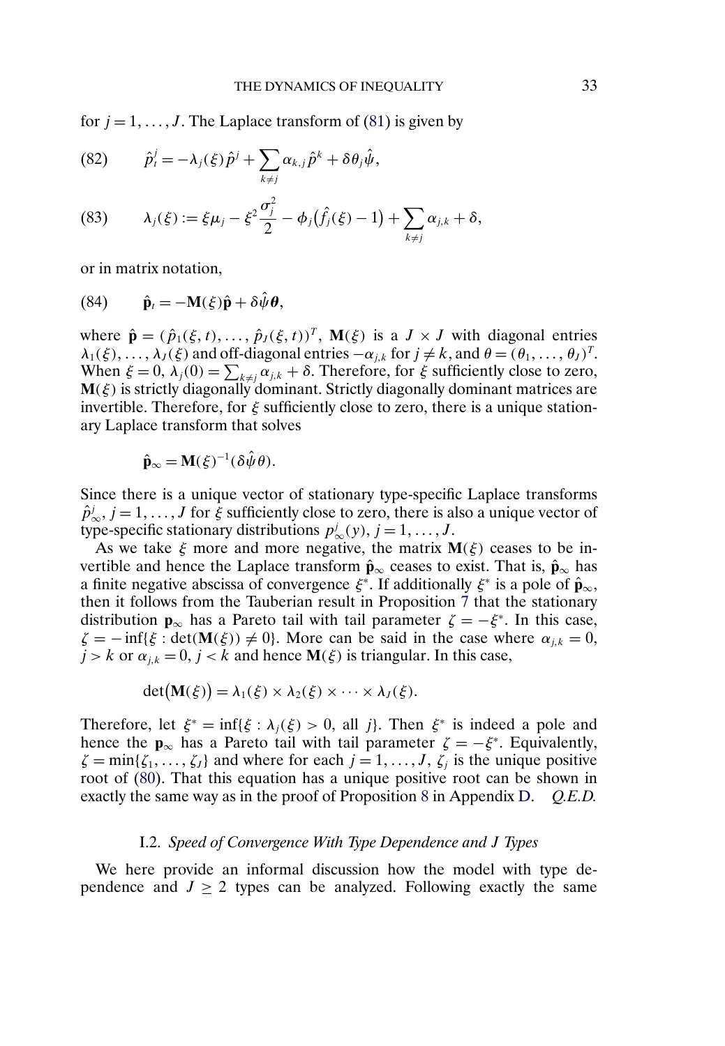for $j = 1, \dots, J$. The Laplace transform of (81) is given by

$$\hat{p}_t^j = -\lambda_j(\xi)\hat{p}^j + \sum_{k \neq j} \alpha_{k,j}\hat{p}^k + \delta\theta_j\hat{\psi}, \tag{82}$$

$$\lambda_j(\xi) := \xi\mu_j - \xi^2\frac{\sigma_j^2}{2} - \phi_j\big(\hat{f}_j(\xi) - 1\big) + \sum_{k \neq j} \alpha_{j,k} + \delta, \tag{83}$$

or in matrix notation,

$$\hat{\mathbf{p}}_t = -\mathbf{M}(\xi)\hat{\mathbf{p}} + \delta\hat{\psi}\boldsymbol{\theta}, \tag{84}$$

where $\hat{\mathbf{p}} = (\hat{p}_1(\xi, t), \dots, \hat{p}_J(\xi, t))^T$, $\mathbf{M}(\xi)$ is a $J \times J$ with diagonal entries $\lambda_1(\xi), \dots, \lambda_J(\xi)$ and off-diagonal entries $-\alpha_{j,k}$ for $j \neq k$, and $\theta = (\theta_1, \dots, \theta_J)^T$. When $\xi = 0$, $\lambda_j(0) = \sum_{k \neq j} \alpha_{j,k} + \delta$. Therefore, for $\xi$ sufficiently close to zero, $\mathbf{M}(\xi)$ is strictly diagonally dominant. Strictly diagonally dominant matrices are invertible. Therefore, for $\xi$ sufficiently close to zero, there is a unique stationary Laplace transform that solves

$$\hat{\mathbf{p}}_\infty = \mathbf{M}(\xi)^{-1}(\delta\hat{\psi}\theta).$$

Since there is a unique vector of stationary type-specific Laplace transforms $\hat{p}_\infty^j$, $j = 1, \dots, J$ for $\xi$ sufficiently close to zero, there is also a unique vector of type-specific stationary distributions $p_\infty^j(y)$, $j = 1, \dots, J$.

As we take $\xi$ more and more negative, the matrix $\mathbf{M}(\xi)$ ceases to be invertible and hence the Laplace transform $\hat{\mathbf{p}}_\infty$ ceases to exist. That is, $\hat{\mathbf{p}}_\infty$ has a finite negative abscissa of convergence $\xi^*$. If additionally $\xi^*$ is a pole of $\hat{\mathbf{p}}_\infty$, then it follows from the Tauberian result in Proposition 7 that the stationary distribution $\mathbf{p}_\infty$ has a Pareto tail with tail parameter $\zeta = -\xi^*$. In this case, $\zeta = -\inf\{\xi : \det(\mathbf{M}(\xi)) \neq 0\}$. More can be said in the case where $\alpha_{j,k} = 0$, $j > k$ or $\alpha_{j,k} = 0$, $j < k$ and hence $\mathbf{M}(\xi)$ is triangular. In this case,

$$\det\big(\mathbf{M}(\xi)\big) = \lambda_1(\xi) \times \lambda_2(\xi) \times \cdots \times \lambda_J(\xi).$$

Therefore, let $\xi^* = \inf\{\xi : \lambda_j(\xi) > 0, \text{ all } j\}$. Then $\xi^*$ is indeed a pole and hence the $\mathbf{p}_\infty$ has a Pareto tail with tail parameter $\zeta = -\xi^*$. Equivalently, $\zeta = \min\{\zeta_1, \dots, \zeta_J\}$ and where for each $j = 1, \dots, J$, $\zeta_j$ is the unique positive root of (80). That this equation has a unique positive root can be shown in exactly the same way as in the proof of Proposition 8 in Appendix D. *Q.E.D.*

### I.2. *Speed of Convergence With Type Dependence and J Types*

We here provide an informal discussion how the model with type dependence and $J \geq 2$ types can be analyzed. Following exactly the same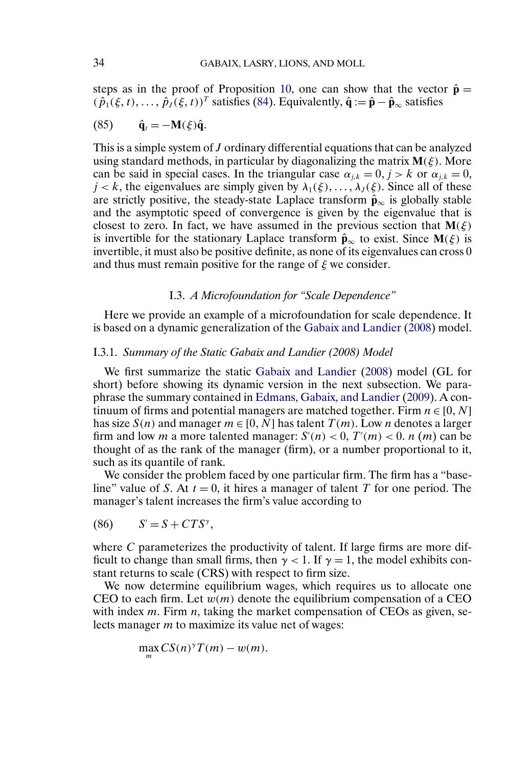steps as in the proof of Proposition 10, one can show that the vector $\hat{\mathbf{p}} = (\hat{p}_1(\xi, t), \dots, \hat{p}_J(\xi, t))^T$ satisfies (84). Equivalently, $\hat{\mathbf{q}} := \hat{\mathbf{p}} - \hat{\mathbf{p}}_\infty$ satisfies

$$\hat{\mathbf{q}}_t = -\mathbf{M}(\xi)\hat{\mathbf{q}}. \tag{85}$$

This is a simple system of $J$ ordinary differential equations that can be analyzed using standard methods, in particular by diagonalizing the matrix $\mathbf{M}(\xi)$. More can be said in special cases. In the triangular case $\alpha_{j,k} = 0$, $j > k$ or $\alpha_{j,k} = 0$, $j < k$, the eigenvalues are simply given by $\lambda_1(\xi), \dots, \lambda_J(\xi)$. Since all of these are strictly positive, the steady-state Laplace transform $\hat{\mathbf{p}}_\infty$ is globally stable and the asymptotic speed of convergence is given by the eigenvalue that is closest to zero. In fact, we have assumed in the previous section that $\mathbf{M}(\xi)$ is invertible for the stationary Laplace transform $\hat{\mathbf{p}}_\infty$ to exist. Since $\mathbf{M}(\xi)$ is invertible, it must also be positive definite, as none of its eigenvalues can cross 0 and thus must remain positive for the range of $\xi$ we consider.

### I.3. *A Microfoundation for "Scale Dependence"*

Here we provide an example of a microfoundation for scale dependence. It is based on a dynamic generalization of the Gabaix and Landier (2008) model.

#### I.3.1. *Summary of the Static Gabaix and Landier (2008) Model*

We first summarize the static Gabaix and Landier (2008) model (GL for short) before showing its dynamic version in the next subsection. We paraphrase the summary contained in Edmans, Gabaix, and Landier (2009). A continuum of firms and potential managers are matched together. Firm $n \in [0, N]$ has size $S(n)$ and manager $m \in [0, N]$ has talent $T(m)$. Low $n$ denotes a larger firm and low $m$ a more talented manager: $S'(n) < 0$, $T'(m) < 0$. $n$ ($m$) can be thought of as the rank of the manager (firm), or a number proportional to it, such as its quantile of rank.

We consider the problem faced by one particular firm. The firm has a "baseline" value of $S$. At $t = 0$, it hires a manager of talent $T$ for one period. The manager's talent increases the firm's value according to

$$S' = S + CTS^\gamma, \tag{86}$$

where $C$ parameterizes the productivity of talent. If large firms are more difficult to change than small firms, then $\gamma < 1$. If $\gamma = 1$, the model exhibits constant returns to scale (CRS) with respect to firm size.

We now determine equilibrium wages, which requires us to allocate one CEO to each firm. Let $w(m)$ denote the equilibrium compensation of a CEO with index $m$. Firm $n$, taking the market compensation of CEOs as given, selects manager $m$ to maximize its value net of wages:

$$\max_m CS(n)^\gamma T(m) - w(m).$$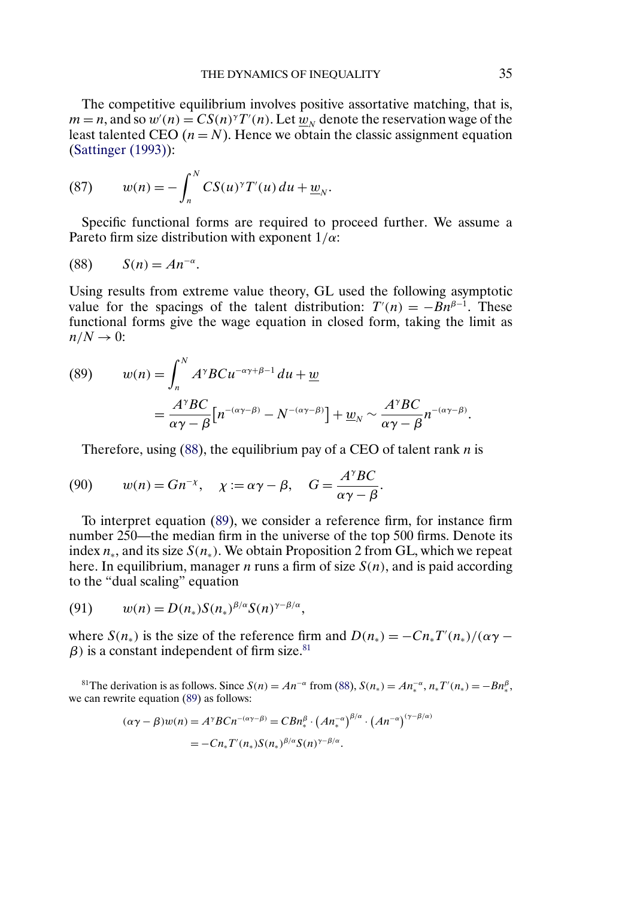The competitive equilibrium involves positive assortative matching, that is, $m = n$, and so $w'(n) = CS(n)^{\gamma} T'(n)$. Let $\underline{w}_N$ denote the reservation wage of the least talented CEO ($n = N$). Hence we obtain the classic assignment equation (Sattinger (1993)):

$$
(87) \qquad w(n) = -\int_n^N CS(u)^{\gamma} T'(u)\, du + \underline{w}_N.
$$

Specific functional forms are required to proceed further. We assume a Pareto firm size distribution with exponent $1/\alpha$:

$$
(88) \qquad S(n) = An^{-\alpha}.
$$

Using results from extreme value theory, GL used the following asymptotic value for the spacings of the talent distribution: $T'(n) = -Bn^{\beta-1}$. These functional forms give the wage equation in closed form, taking the limit as $n/N \to 0$:

$$
\begin{aligned}
(89) \qquad w(n) &= \int_n^N A^{\gamma} BC u^{-\alpha\gamma+\beta-1}\, du + \underline{w} \\
&= \frac{A^{\gamma} BC}{\alpha\gamma - \beta}\left[n^{-(\alpha\gamma-\beta)} - N^{-(\alpha\gamma-\beta)}\right] + \underline{w}_N \sim \frac{A^{\gamma} BC}{\alpha\gamma - \beta} n^{-(\alpha\gamma-\beta)}.
\end{aligned}
$$

Therefore, using (88), the equilibrium pay of a CEO of talent rank $n$ is

$$
(90) \qquad w(n) = Gn^{-\chi}, \quad \chi := \alpha\gamma - \beta, \quad G = \frac{A^{\gamma} BC}{\alpha\gamma - \beta}.
$$

To interpret equation (89), we consider a reference firm, for instance firm number 250—the median firm in the universe of the top 500 firms. Denote its index $n_*$, and its size $S(n_*)$. We obtain Proposition 2 from GL, which we repeat here. In equilibrium, manager $n$ runs a firm of size $S(n)$, and is paid according to the "dual scaling" equation

$$
(91) \qquad w(n) = D(n_*) S(n_*)^{\beta/\alpha} S(n)^{\gamma - \beta/\alpha},
$$

where $S(n_*)$ is the size of the reference firm and $D(n_*) = -Cn_* T'(n_*)/(\alpha\gamma - \beta)$ is a constant independent of firm size.[81]

[81]The derivation is as follows. Since $S(n) = An^{-\alpha}$ from (88), $S(n_*) = An_*^{-\alpha}$, $n_* T'(n_*) = -Bn_*^{\beta}$, we can rewrite equation (89) as follows:

$$
\begin{aligned}
(\alpha\gamma - \beta) w(n) &= A^{\gamma} BCn^{-(\alpha\gamma-\beta)} = CBn_*^{\beta} \cdot \left(An_*^{-\alpha}\right)^{\beta/\alpha} \cdot \left(An^{-\alpha}\right)^{(\gamma - \beta/\alpha)} \\
&= -Cn_* T'(n_*) S(n_*)^{\beta/\alpha} S(n)^{\gamma - \beta/\alpha}.
\end{aligned}
$$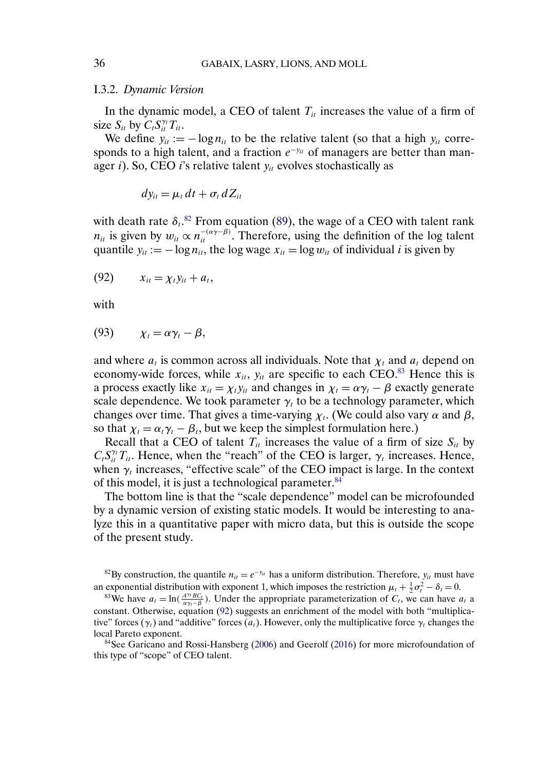#### I.3.2. *Dynamic Version*

In the dynamic model, a CEO of talent $T_{it}$ increases the value of a firm of size $S_{it}$ by $C_t S_{it}^{\gamma_t} T_{it}$.

We define $y_{it} := -\log n_{it}$ to be the relative talent (so that a high $y_{it}$ corresponds to a high talent, and a fraction $e^{-y_{it}}$ of managers are better than manager $i$). So, CEO $i$'s relative talent $y_{it}$ evolves stochastically as

$$dy_{it} = \mu_t \, dt + \sigma_t \, dZ_{it}$$

with death rate $\delta_t$.[82] From equation (89), the wage of a CEO with talent rank $n_{it}$ is given by $w_{it} \propto n_{it}^{-(\alpha\gamma - \beta)}$. Therefore, using the definition of the log talent quantile $y_{it} := -\log n_{it}$, the log wage $x_{it} = \log w_{it}$ of individual $i$ is given by

$$x_{it} = \chi_t y_{it} + a_t, \tag{92}$$

with

$$\chi_t = \alpha\gamma_t - \beta, \tag{93}$$

and where $a_t$ is common across all individuals. Note that $\chi_t$ and $a_t$ depend on economy-wide forces, while $x_{it}$, $y_{it}$ are specific to each CEO.[83] Hence this is a process exactly like $x_{it} = \chi_t y_{it}$ and changes in $\chi_t = \alpha\gamma_t - \beta$ exactly generate scale dependence. We took parameter $\gamma_t$ to be a technology parameter, which changes over time. That gives a time-varying $\chi_t$. (We could also vary $\alpha$ and $\beta$, so that $\chi_t = \alpha_t\gamma_t - \beta_t$, but we keep the simplest formulation here.)

Recall that a CEO of talent $T_{it}$ increases the value of a firm of size $S_{it}$ by $C_t S_{it}^{\gamma_t} T_{it}$. Hence, when the "reach" of the CEO is larger, $\gamma_t$ increases. Hence, when $\gamma_t$ increases, "effective scale" of the CEO impact is large. In the context of this model, it is just a technological parameter.[84]

The bottom line is that the "scale dependence" model can be microfounded by a dynamic version of existing static models. It would be interesting to analyze this in a quantitative paper with micro data, but this is outside the scope of the present study.

---

[82] By construction, the quantile $n_{it} = e^{-y_{it}}$ has a uniform distribution. Therefore, $y_{it}$ must have an exponential distribution with exponent 1, which imposes the restriction $\mu_t + \frac{1}{2}\sigma_t^2 - \delta_t = 0$.

[83] We have $a_t = \ln(\frac{A^{\gamma_t} B C_t}{\alpha\gamma_t - \beta})$. Under the appropriate parameterization of $C_t$, we can have $a_t$ a constant. Otherwise, equation (92) suggests an enrichment of the model with both "multiplicative" forces ($\gamma_t$) and "additive" forces ($a_t$). However, only the multiplicative force $\gamma_t$ changes the local Pareto exponent.

[84] See Garicano and Rossi-Hansberg (2006) and Geerolf (2016) for more microfoundation of this type of "scope" of CEO talent.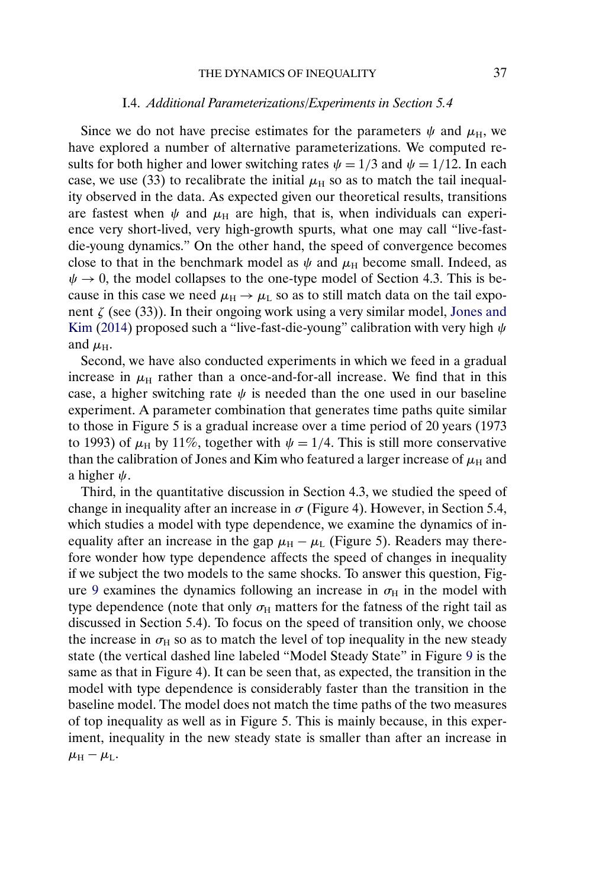### I.4. *Additional Parameterizations/Experiments in Section 5.4*

Since we do not have precise estimates for the parameters $\psi$ and $\mu_{\rm H}$, we have explored a number of alternative parameterizations. We computed results for both higher and lower switching rates $\psi = 1/3$ and $\psi = 1/12$. In each case, we use (33) to recalibrate the initial $\mu_{\rm H}$ so as to match the tail inequality observed in the data. As expected given our theoretical results, transitions are fastest when $\psi$ and $\mu_{\rm H}$ are high, that is, when individuals can experience very short-lived, very high-growth spurts, what one may call "live-fast-die-young dynamics." On the other hand, the speed of convergence becomes close to that in the benchmark model as $\psi$ and $\mu_{\rm H}$ become small. Indeed, as $\psi \to 0$, the model collapses to the one-type model of Section 4.3. This is because in this case we need $\mu_{\rm H} \to \mu_{\rm L}$ so as to still match data on the tail exponent $\zeta$ (see (33)). In their ongoing work using a very similar model, Jones and Kim (2014) proposed such a "live-fast-die-young" calibration with very high $\psi$ and $\mu_{\rm H}$.

Second, we have also conducted experiments in which we feed in a gradual increase in $\mu_{\rm H}$ rather than a once-and-for-all increase. We find that in this case, a higher switching rate $\psi$ is needed than the one used in our baseline experiment. A parameter combination that generates time paths quite similar to those in Figure 5 is a gradual increase over a time period of 20 years (1973 to 1993) of $\mu_{\rm H}$ by 11%, together with $\psi = 1/4$. This is still more conservative than the calibration of Jones and Kim who featured a larger increase of $\mu_{\rm H}$ and a higher $\psi$.

Third, in the quantitative discussion in Section 4.3, we studied the speed of change in inequality after an increase in $\sigma$ (Figure 4). However, in Section 5.4, which studies a model with type dependence, we examine the dynamics of inequality after an increase in the gap $\mu_{\rm H} - \mu_{\rm L}$ (Figure 5). Readers may therefore wonder how type dependence affects the speed of changes in inequality if we subject the two models to the same shocks. To answer this question, Figure 9 examines the dynamics following an increase in $\sigma_{\rm H}$ in the model with type dependence (note that only $\sigma_{\rm H}$ matters for the fatness of the right tail as discussed in Section 5.4). To focus on the speed of transition only, we choose the increase in $\sigma_{\rm H}$ so as to match the level of top inequality in the new steady state (the vertical dashed line labeled "Model Steady State" in Figure 9 is the same as that in Figure 4). It can be seen that, as expected, the transition in the model with type dependence is considerably faster than the transition in the baseline model. The model does not match the time paths of the two measures of top inequality as well as in Figure 5. This is mainly because, in this experiment, inequality in the new steady state is smaller than after an increase in $\mu_{\rm H} - \mu_{\rm L}$.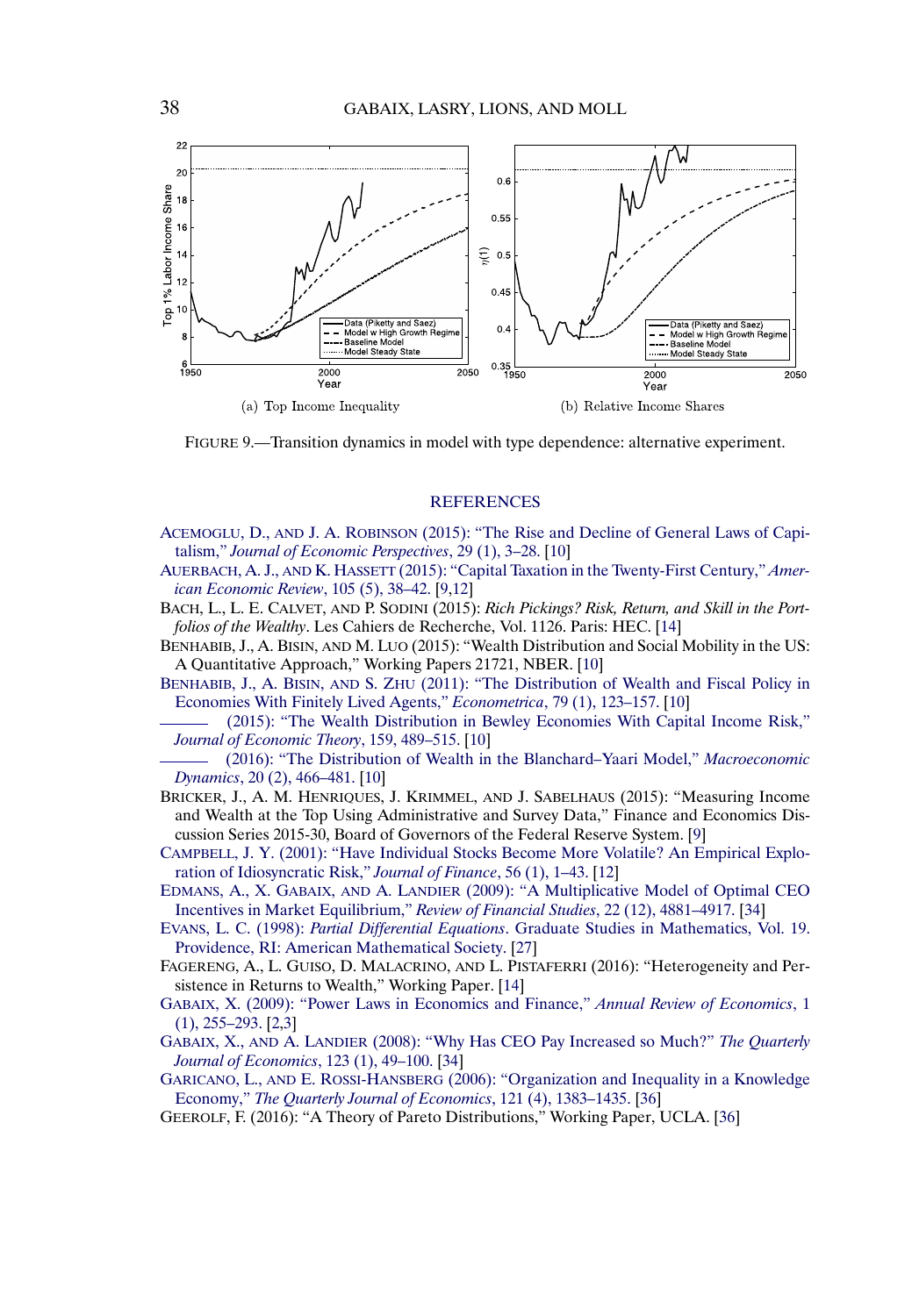(a) Top Income Inequality

(b) Relative Income Shares

FIGURE 9.—Transition dynamics in model with type dependence: alternative experiment.

## REFERENCES

ACEMOGLU, D., AND J. A. ROBINSON (2015): "The Rise and Decline of General Laws of Capitalism," *Journal of Economic Perspectives*, 29 (1), 3–28. [10]

AUERBACH, A. J., AND K. HASSETT (2015): "Capital Taxation in the Twenty-First Century," *American Economic Review*, 105 (5), 38–42. [9,12]

BACH, L., L. E. CALVET, AND P. SODINI (2015): *Rich Pickings? Risk, Return, and Skill in the Portfolios of the Wealthy*. Les Cahiers de Recherche, Vol. 1126. Paris: HEC. [14]

BENHABIB, J., A. BISIN, AND M. LUO (2015): "Wealth Distribution and Social Mobility in the US: A Quantitative Approach," Working Papers 21721, NBER. [10]

BENHABIB, J., A. BISIN, AND S. ZHU (2011): "The Distribution of Wealth and Fiscal Policy in Economies With Finitely Lived Agents," *Econometrica*, 79 (1), 123–157. [10]

——— (2015): "The Wealth Distribution in Bewley Economies With Capital Income Risk," *Journal of Economic Theory*, 159, 489–515. [10]

——— (2016): "The Distribution of Wealth in the Blanchard–Yaari Model," *Macroeconomic Dynamics*, 20 (2), 466–481. [10]

BRICKER, J., A. M. HENRIQUES, J. KRIMMEL, AND J. SABELHAUS (2015): "Measuring Income and Wealth at the Top Using Administrative and Survey Data," Finance and Economics Discussion Series 2015-30, Board of Governors of the Federal Reserve System. [9]

CAMPBELL, J. Y. (2001): "Have Individual Stocks Become More Volatile? An Empirical Exploration of Idiosyncratic Risk," *Journal of Finance*, 56 (1), 1–43. [12]

EDMANS, A., X. GABAIX, AND A. LANDIER (2009): "A Multiplicative Model of Optimal CEO Incentives in Market Equilibrium," *Review of Financial Studies*, 22 (12), 4881–4917. [34]

EVANS, L. C. (1998): *Partial Differential Equations*. Graduate Studies in Mathematics, Vol. 19. Providence, RI: American Mathematical Society. [27]

FAGERENG, A., L. GUISO, D. MALACRINO, AND L. PISTAFERRI (2016): "Heterogeneity and Persistence in Returns to Wealth," Working Paper. [14]

GABAIX, X. (2009): "Power Laws in Economics and Finance," *Annual Review of Economics*, 1 (1), 255–293. [2,3]

GABAIX, X., AND A. LANDIER (2008): "Why Has CEO Pay Increased so Much?" *The Quarterly Journal of Economics*, 123 (1), 49–100. [34]

GARICANO, L., AND E. ROSSI-HANSBERG (2006): "Organization and Inequality in a Knowledge Economy," *The Quarterly Journal of Economics*, 121 (4), 1383–1435. [36]

GEEROLF, F. (2016): "A Theory of Pareto Distributions," Working Paper, UCLA. [36]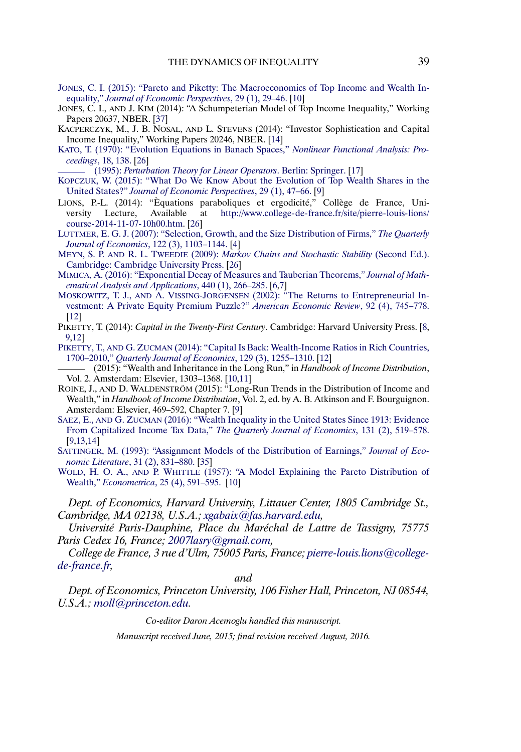JONES, C. I. (2015): "Pareto and Piketty: The Macroeconomics of Top Income and Wealth Inequality," *Journal of Economic Perspectives*, 29 (1), 29–46. [10]

JONES, C. I., AND J. KIM (2014): "A Schumpeterian Model of Top Income Inequality," Working Papers 20637, NBER. [37]

KACPERCZYK, M., J. B. NOSAL, AND L. STEVENS (2014): "Investor Sophistication and Capital Income Inequality," Working Papers 20246, NBER. [14]

KATO, T. (1970): "Evolution Equations in Banach Spaces," *Nonlinear Functional Analysis: Proceedings*, 18, 138. [26]

——— (1995): *Perturbation Theory for Linear Operators*. Berlin: Springer. [17]

KOPCZUK, W. (2015): "What Do We Know About the Evolution of Top Wealth Shares in the United States?" *Journal of Economic Perspectives*, 29 (1), 47–66. [9]

LIONS, P.-L. (2014): "Èquations paraboliques et ergodicité," Collège de France, University Lecture, Available at http://www.college-de-france.fr/site/pierre-louis-lions/course-2014-11-07-10h00.htm. [26]

LUTTMER, E. G. J. (2007): "Selection, Growth, and the Size Distribution of Firms," *The Quarterly Journal of Economics*, 122 (3), 1103–1144. [4]

MEYN, S. P. AND R. L. TWEEDIE (2009): *Markov Chains and Stochastic Stability* (Second Ed.). Cambridge: Cambridge University Press. [26]

MIMICA, A. (2016): "Exponential Decay of Measures and Tauberian Theorems," *Journal of Mathematical Analysis and Applications*, 440 (1), 266–285. [6,7]

MOSKOWITZ, T. J., AND A. VISSING-JORGENSEN (2002): "The Returns to Entrepreneurial Investment: A Private Equity Premium Puzzle?" *American Economic Review*, 92 (4), 745–778. [12]

PIKETTY, T. (2014): *Capital in the Twenty-First Century*. Cambridge: Harvard University Press. [8, 9,12]

PIKETTY, T., AND G. ZUCMAN (2014): "Capital Is Back: Wealth-Income Ratios in Rich Countries, 1700–2010," *Quarterly Journal of Economics*, 129 (3), 1255–1310. [12]

——— (2015): "Wealth and Inheritance in the Long Run," in *Handbook of Income Distribution*, Vol. 2. Amsterdam: Elsevier, 1303–1368. [10,11]

ROINE, J., AND D. WALDENSTRÖM (2015): "Long-Run Trends in the Distribution of Income and Wealth," in *Handbook of Income Distribution*, Vol. 2, ed. by A. B. Atkinson and F. Bourguignon. Amsterdam: Elsevier, 469–592, Chapter 7. [9]

SAEZ, E., AND G. ZUCMAN (2016): "Wealth Inequality in the United States Since 1913: Evidence From Capitalized Income Tax Data," *The Quarterly Journal of Economics*, 131 (2), 519–578. [9,13,14]

SATTINGER, M. (1993): "Assignment Models of the Distribution of Earnings," *Journal of Economic Literature*, 31 (2), 831–880. [35]

WOLD, H. O. A., AND P. WHITTLE (1957): "A Model Explaining the Pareto Distribution of Wealth," *Econometrica*, 25 (4), 591–595. [10]

*Dept. of Economics, Harvard University, Littauer Center, 1805 Cambridge St., Cambridge, MA 02138, U.S.A.; xgabaix@fas.harvard.edu,*

*Université Paris-Dauphine, Place du Maréchal de Lattre de Tassigny, 75775 Paris Cedex 16, France; 2007lasry@gmail.com,*

*College de France, 3 rue d'Ulm, 75005 Paris, France; pierre-louis.lions@college-de-france.fr,*

*and*

*Dept. of Economics, Princeton University, 106 Fisher Hall, Princeton, NJ 08544, U.S.A.; moll@princeton.edu.*

*Co-editor Daron Acemoglu handled this manuscript.*

*Manuscript received June, 2015; final revision received August, 2016.*